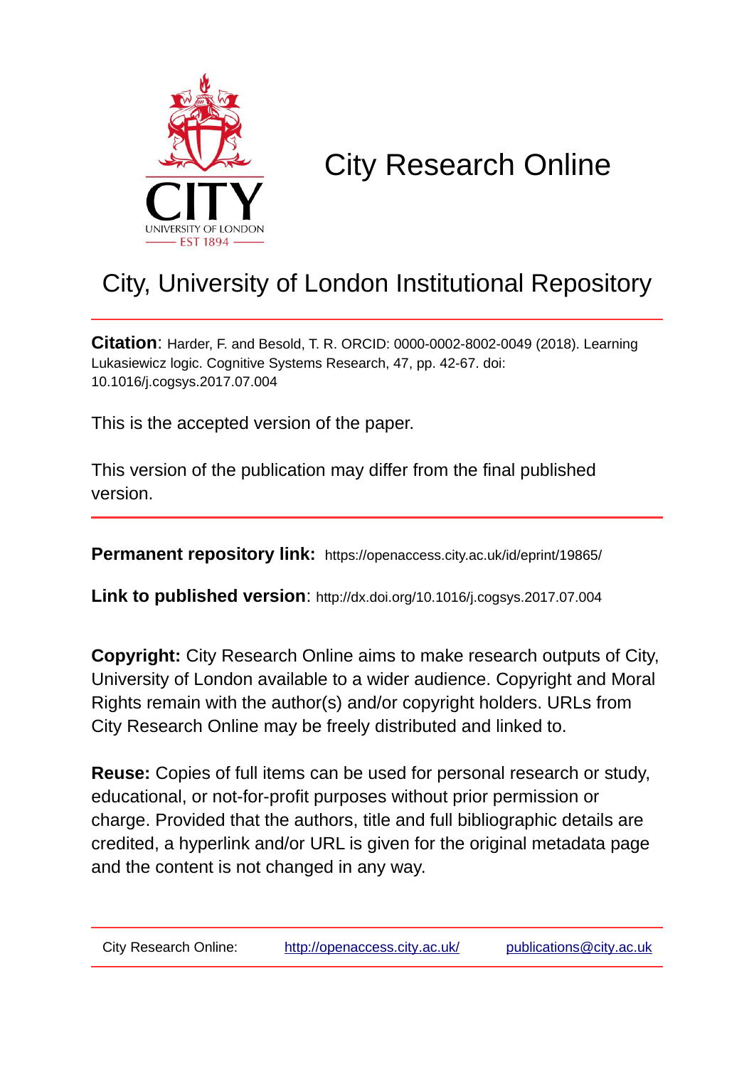# City Research Online

## City, University of London Institutional Repository

**Citation**: Harder, F. and Besold, T. R. ORCID: 0000-0002-8002-0049 (2018). Learning Lukasiewicz logic. Cognitive Systems Research, 47, pp. 42-67. doi: 10.1016/j.cogsys.2017.07.004

This is the accepted version of the paper.

This version of the publication may differ from the final published version.

**Permanent repository link:** https://openaccess.city.ac.uk/id/eprint/19865/

**Link to published version**: http://dx.doi.org/10.1016/j.cogsys.2017.07.004

**Copyright:** City Research Online aims to make research outputs of City, University of London available to a wider audience. Copyright and Moral Rights remain with the author(s) and/or copyright holders. URLs from City Research Online may be freely distributed and linked to.

**Reuse:** Copies of full items can be used for personal research or study, educational, or not-for-profit purposes without prior permission or charge. Provided that the authors, title and full bibliographic details are credited, a hyperlink and/or URL is given for the original metadata page and the content is not changed in any way.

City Research Online: http://openaccess.city.ac.uk/ publications@city.ac.uk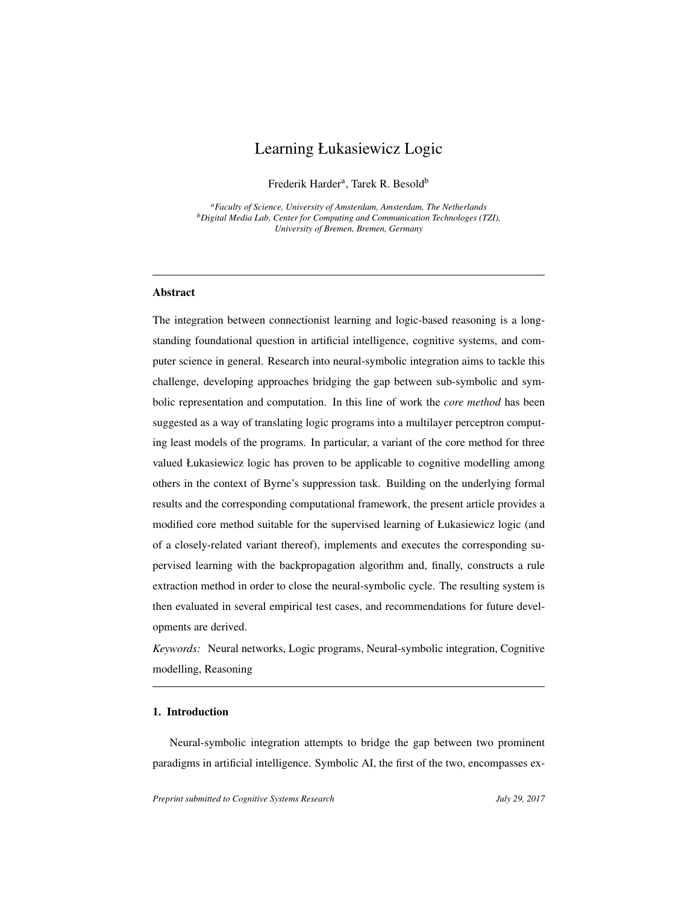# Learning Łukasiewicz Logic

Frederik Harder[a], Tarek R. Besold[b]

[a]*Faculty of Science, University of Amsterdam, Amsterdam, The Netherlands*
[b]*Digital Media Lab, Center for Computing and Communication Technologes (TZI), University of Bremen, Bremen, Germany*

---

### Abstract

The integration between connectionist learning and logic-based reasoning is a long-standing foundational question in artificial intelligence, cognitive systems, and computer science in general. Research into neural-symbolic integration aims to tackle this challenge, developing approaches bridging the gap between sub-symbolic and symbolic representation and computation. In this line of work the *core method* has been suggested as a way of translating logic programs into a multilayer perceptron computing least models of the programs. In particular, a variant of the core method for three valued Łukasiewicz logic has proven to be applicable to cognitive modelling among others in the context of Byrne's suppression task. Building on the underlying formal results and the corresponding computational framework, the present article provides a modified core method suitable for the supervised learning of Łukasiewicz logic (and of a closely-related variant thereof), implements and executes the corresponding supervised learning with the backpropagation algorithm and, finally, constructs a rule extraction method in order to close the neural-symbolic cycle. The resulting system is then evaluated in several empirical test cases, and recommendations for future developments are derived.

*Keywords:* Neural networks, Logic programs, Neural-symbolic integration, Cognitive modelling, Reasoning

---

### 1. Introduction

Neural-symbolic integration attempts to bridge the gap between two prominent paradigms in artificial intelligence. Symbolic AI, the first of the two, encompasses ex-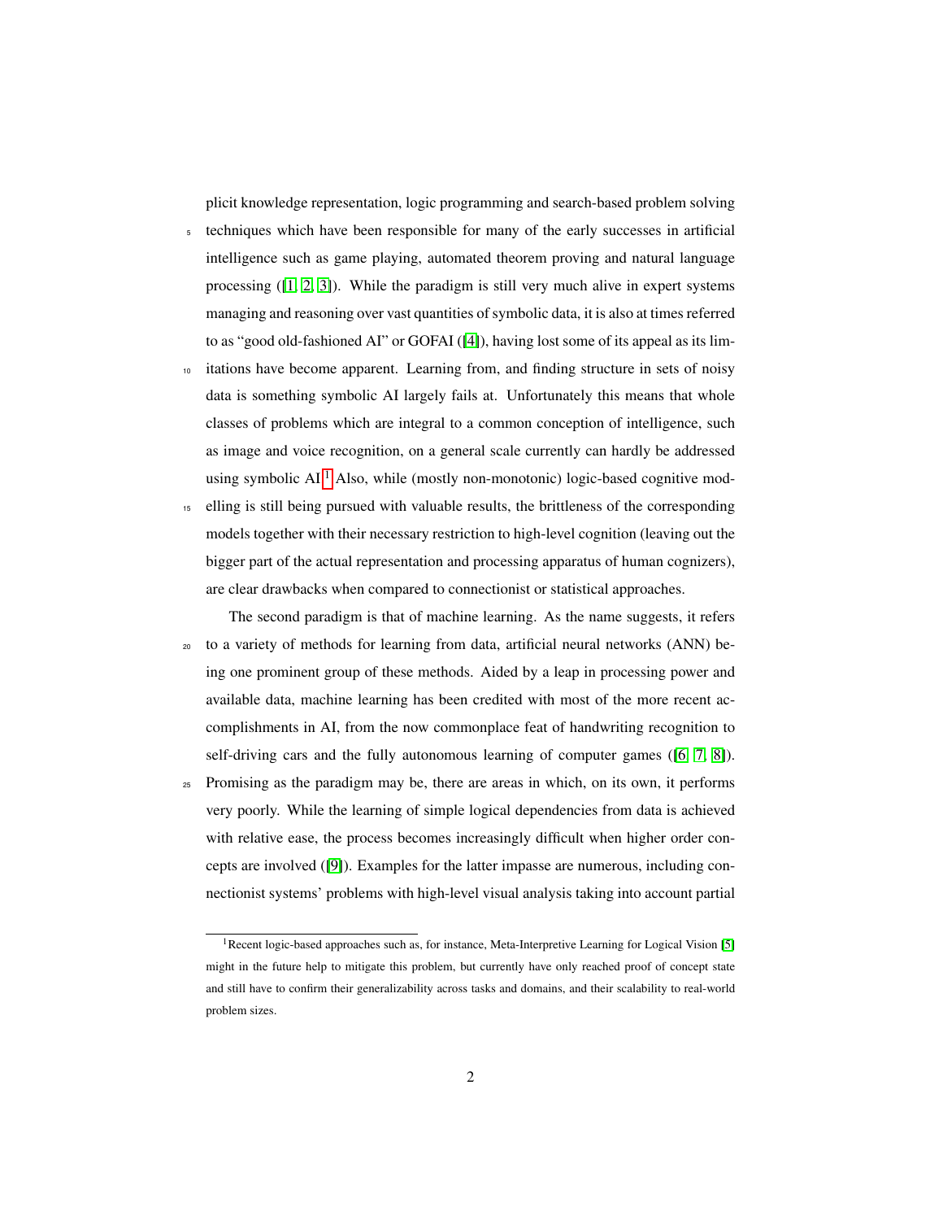plicit knowledge representation, logic programming and search-based problem solving techniques which have been responsible for many of the early successes in artificial intelligence such as game playing, automated theorem proving and natural language processing ([1, 2, 3]). While the paradigm is still very much alive in expert systems managing and reasoning over vast quantities of symbolic data, it is also at times referred to as "good old-fashioned AI" or GOFAI ([4]), having lost some of its appeal as its limitations have become apparent. Learning from, and finding structure in sets of noisy data is something symbolic AI largely fails at. Unfortunately this means that whole classes of problems which are integral to a common conception of intelligence, such as image and voice recognition, on a general scale currently can hardly be addressed using symbolic AI.[1] Also, while (mostly non-monotonic) logic-based cognitive modelling is still being pursued with valuable results, the brittleness of the corresponding models together with their necessary restriction to high-level cognition (leaving out the bigger part of the actual representation and processing apparatus of human cognizers), are clear drawbacks when compared to connectionist or statistical approaches.

The second paradigm is that of machine learning. As the name suggests, it refers to a variety of methods for learning from data, artificial neural networks (ANN) being one prominent group of these methods. Aided by a leap in processing power and available data, machine learning has been credited with most of the more recent accomplishments in AI, from the now commonplace feat of handwriting recognition to self-driving cars and the fully autonomous learning of computer games ([6, 7, 8]). Promising as the paradigm may be, there are areas in which, on its own, it performs very poorly. While the learning of simple logical dependencies from data is achieved with relative ease, the process becomes increasingly difficult when higher order concepts are involved ([9]). Examples for the latter impasse are numerous, including connectionist systems' problems with high-level visual analysis taking into account partial

[1] Recent logic-based approaches such as, for instance, Meta-Interpretive Learning for Logical Vision [5] might in the future help to mitigate this problem, but currently have only reached proof of concept state and still have to confirm their generalizability across tasks and domains, and their scalability to real-world problem sizes.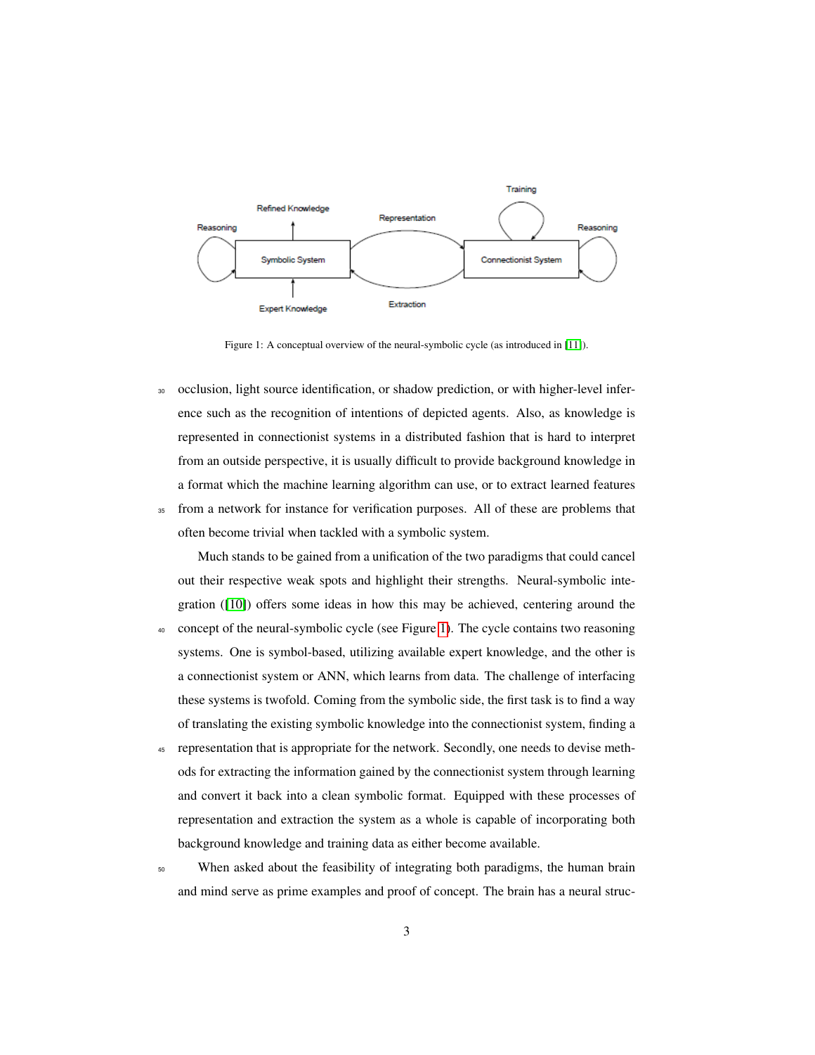Figure 1: A conceptual overview of the neural-symbolic cycle (as introduced in [11]).

occlusion, light source identification, or shadow prediction, or with higher-level inference such as the recognition of intentions of depicted agents. Also, as knowledge is represented in connectionist systems in a distributed fashion that is hard to interpret from an outside perspective, it is usually difficult to provide background knowledge in a format which the machine learning algorithm can use, or to extract learned features from a network for instance for verification purposes. All of these are problems that often become trivial when tackled with a symbolic system.

Much stands to be gained from a unification of the two paradigms that could cancel out their respective weak spots and highlight their strengths. Neural-symbolic integration ([10]) offers some ideas in how this may be achieved, centering around the concept of the neural-symbolic cycle (see Figure 1). The cycle contains two reasoning systems. One is symbol-based, utilizing available expert knowledge, and the other is a connectionist system or ANN, which learns from data. The challenge of interfacing these systems is twofold. Coming from the symbolic side, the first task is to find a way of translating the existing symbolic knowledge into the connectionist system, finding a representation that is appropriate for the network. Secondly, one needs to devise methods for extracting the information gained by the connectionist system through learning and convert it back into a clean symbolic format. Equipped with these processes of representation and extraction the system as a whole is capable of incorporating both background knowledge and training data as either become available.

When asked about the feasibility of integrating both paradigms, the human brain and mind serve as prime examples and proof of concept. The brain has a neural struc-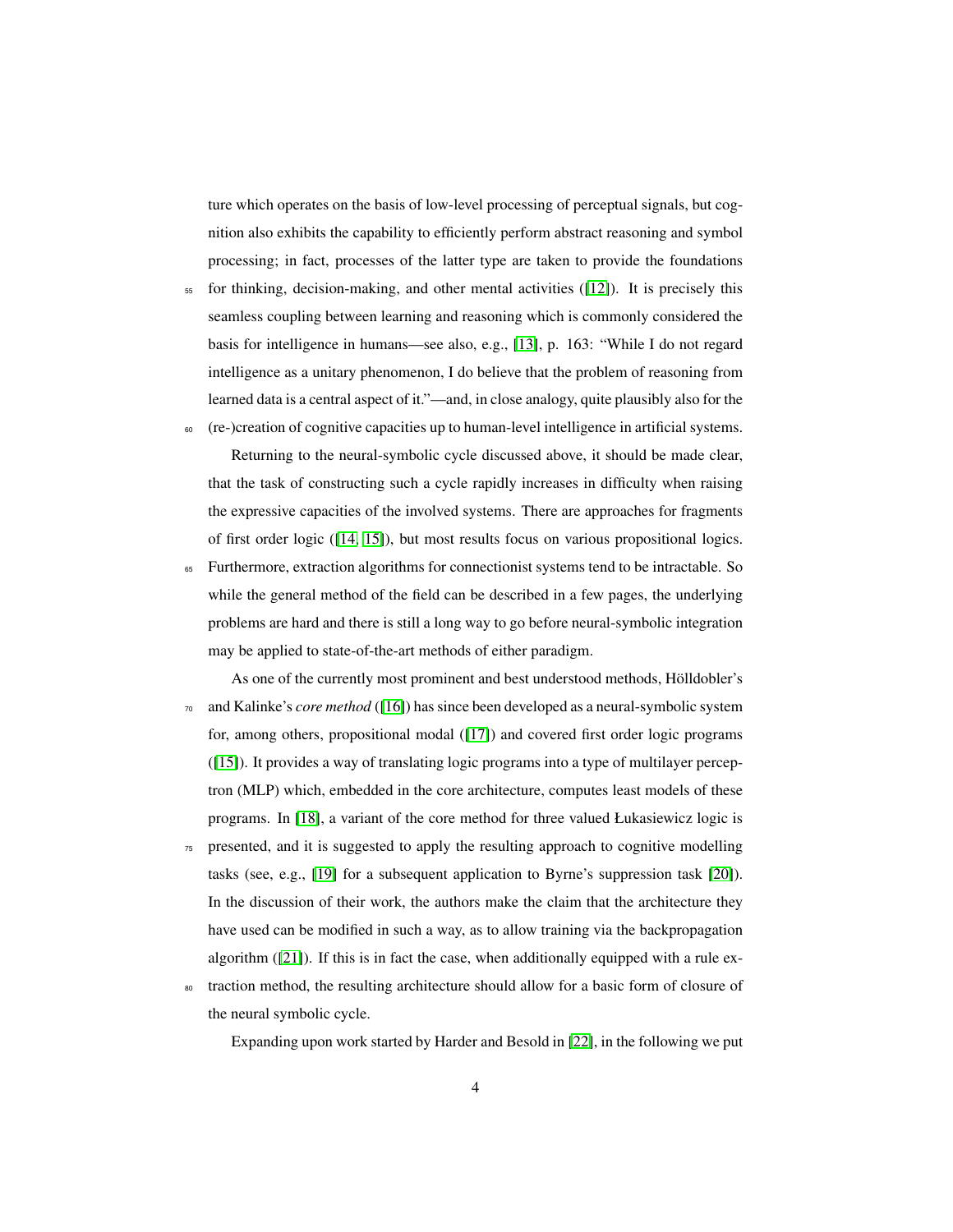ture which operates on the basis of low-level processing of perceptual signals, but cognition also exhibits the capability to efficiently perform abstract reasoning and symbol processing; in fact, processes of the latter type are taken to provide the foundations for thinking, decision-making, and other mental activities ([12]). It is precisely this seamless coupling between learning and reasoning which is commonly considered the basis for intelligence in humans—see also, e.g., [13], p. 163: "While I do not regard intelligence as a unitary phenomenon, I do believe that the problem of reasoning from learned data is a central aspect of it."—and, in close analogy, quite plausibly also for the (re-)creation of cognitive capacities up to human-level intelligence in artificial systems.

Returning to the neural-symbolic cycle discussed above, it should be made clear, that the task of constructing such a cycle rapidly increases in difficulty when raising the expressive capacities of the involved systems. There are approaches for fragments of first order logic ([14, 15]), but most results focus on various propositional logics. Furthermore, extraction algorithms for connectionist systems tend to be intractable. So while the general method of the field can be described in a few pages, the underlying problems are hard and there is still a long way to go before neural-symbolic integration may be applied to state-of-the-art methods of either paradigm.

As one of the currently most prominent and best understood methods, Hölldobler's and Kalinke's *core method* ([16]) has since been developed as a neural-symbolic system for, among others, propositional modal ([17]) and covered first order logic programs ([15]). It provides a way of translating logic programs into a type of multilayer perceptron (MLP) which, embedded in the core architecture, computes least models of these programs. In [18], a variant of the core method for three valued Łukasiewicz logic is presented, and it is suggested to apply the resulting approach to cognitive modelling tasks (see, e.g., [19] for a subsequent application to Byrne's suppression task [20]). In the discussion of their work, the authors make the claim that the architecture they have used can be modified in such a way, as to allow training via the backpropagation algorithm ([21]). If this is in fact the case, when additionally equipped with a rule extraction method, the resulting architecture should allow for a basic form of closure of the neural symbolic cycle.

Expanding upon work started by Harder and Besold in [22], in the following we put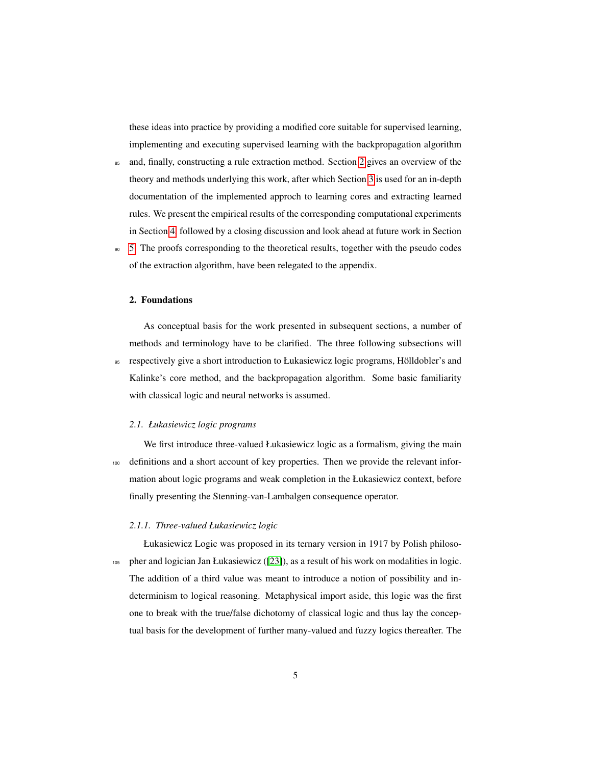these ideas into practice by providing a modified core suitable for supervised learning, implementing and executing supervised learning with the backpropagation algorithm and, finally, constructing a rule extraction method. Section 2 gives an overview of the theory and methods underlying this work, after which Section 3 is used for an in-depth documentation of the implemented approch to learning cores and extracting learned rules. We present the empirical results of the corresponding computational experiments in Section 4, followed by a closing discussion and look ahead at future work in Section 5. The proofs corresponding to the theoretical results, together with the pseudo codes of the extraction algorithm, have been relegated to the appendix.

## 2. Foundations

As conceptual basis for the work presented in subsequent sections, a number of methods and terminology have to be clarified. The three following subsections will respectively give a short introduction to Łukasiewicz logic programs, Hölldobler's and Kalinke's core method, and the backpropagation algorithm. Some basic familiarity with classical logic and neural networks is assumed.

### 2.1. Łukasiewicz logic programs

We first introduce three-valued Łukasiewicz logic as a formalism, giving the main definitions and a short account of key properties. Then we provide the relevant information about logic programs and weak completion in the Łukasiewicz context, before finally presenting the Stenning-van-Lambalgen consequence operator.

#### 2.1.1. Three-valued Łukasiewicz logic

Łukasiewicz Logic was proposed in its ternary version in 1917 by Polish philosopher and logician Jan Łukasiewicz ([23]), as a result of his work on modalities in logic. The addition of a third value was meant to introduce a notion of possibility and indeterminism to logical reasoning. Metaphysical import aside, this logic was the first one to break with the true/false dichotomy of classical logic and thus lay the conceptual basis for the development of further many-valued and fuzzy logics thereafter. The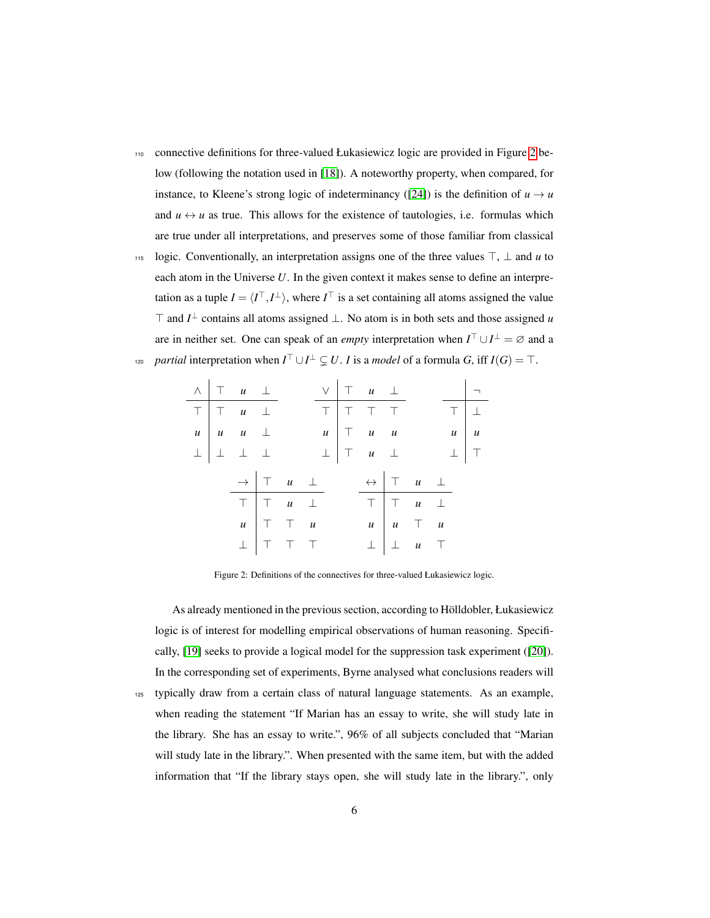connective definitions for three-valued Łukasiewicz logic are provided in Figure 2 below (following the notation used in [18]). A noteworthy property, when compared, for instance, to Kleene's strong logic of indeterminancy ([24]) is the definition of $u \to u$ and $u \leftrightarrow u$ as true. This allows for the existence of tautologies, i.e. formulas which are true under all interpretations, and preserves some of those familiar from classical logic. Conventionally, an interpretation assigns one of the three values $\top$, $\bot$ and $u$ to each atom in the Universe $U$. In the given context it makes sense to define an interpretation as a tuple $I = \langle I^\top, I^\bot \rangle$, where $I^\top$ is a set containing all atoms assigned the value $\top$ and $I^\bot$ contains all atoms assigned $\bot$. No atom is in both sets and those assigned $u$ are in neither set. One can speak of an *empty* interpretation when $I^\top \cup I^\bot = \varnothing$ and a *partial* interpretation when $I^\top \cup I^\bot \subsetneq U$. $I$ is a *model* of a formula $G$, iff $I(G) = \top$.

| $\wedge$ | $\top$ | $u$ | $\bot$ |
|---|---|---|---|
| $\top$ | $\top$ | $u$ | $\bot$ |
| $u$ | $u$ | $u$ | $\bot$ |
| $\bot$ | $\bot$ | $\bot$ | $\bot$ |

| $\vee$ | $\top$ | $u$ | $\bot$ |
|---|---|---|---|
| $\top$ | $\top$ | $\top$ | $\top$ |
| $u$ | $\top$ | $u$ | $u$ |
| $\bot$ | $\top$ | $u$ | $\bot$ |

| | $\neg$ |
|---|---|
| $\top$ | $\bot$ |
| $u$ | $u$ |
| $\bot$ | $\top$ |

| $\to$ | $\top$ | $u$ | $\bot$ |
|---|---|---|---|
| $\top$ | $\top$ | $u$ | $\bot$ |
| $u$ | $\top$ | $\top$ | $u$ |
| $\bot$ | $\top$ | $\top$ | $\top$ |

| $\leftrightarrow$ | $\top$ | $u$ | $\bot$ |
|---|---|---|---|
| $\top$ | $\top$ | $u$ | $\bot$ |
| $u$ | $u$ | $\top$ | $u$ |
| $\bot$ | $\bot$ | $u$ | $\top$ |

Figure 2: Definitions of the connectives for three-valued Łukasiewicz logic.

As already mentioned in the previous section, according to Hölldobler, Łukasiewicz logic is of interest for modelling empirical observations of human reasoning. Specifically, [19] seeks to provide a logical model for the suppression task experiment ([20]). In the corresponding set of experiments, Byrne analysed what conclusions readers will typically draw from a certain class of natural language statements. As an example, when reading the statement "If Marian has an essay to write, she will study late in the library. She has an essay to write.", 96% of all subjects concluded that "Marian will study late in the library.". When presented with the same item, but with the added information that "If the library stays open, she will study late in the library.", only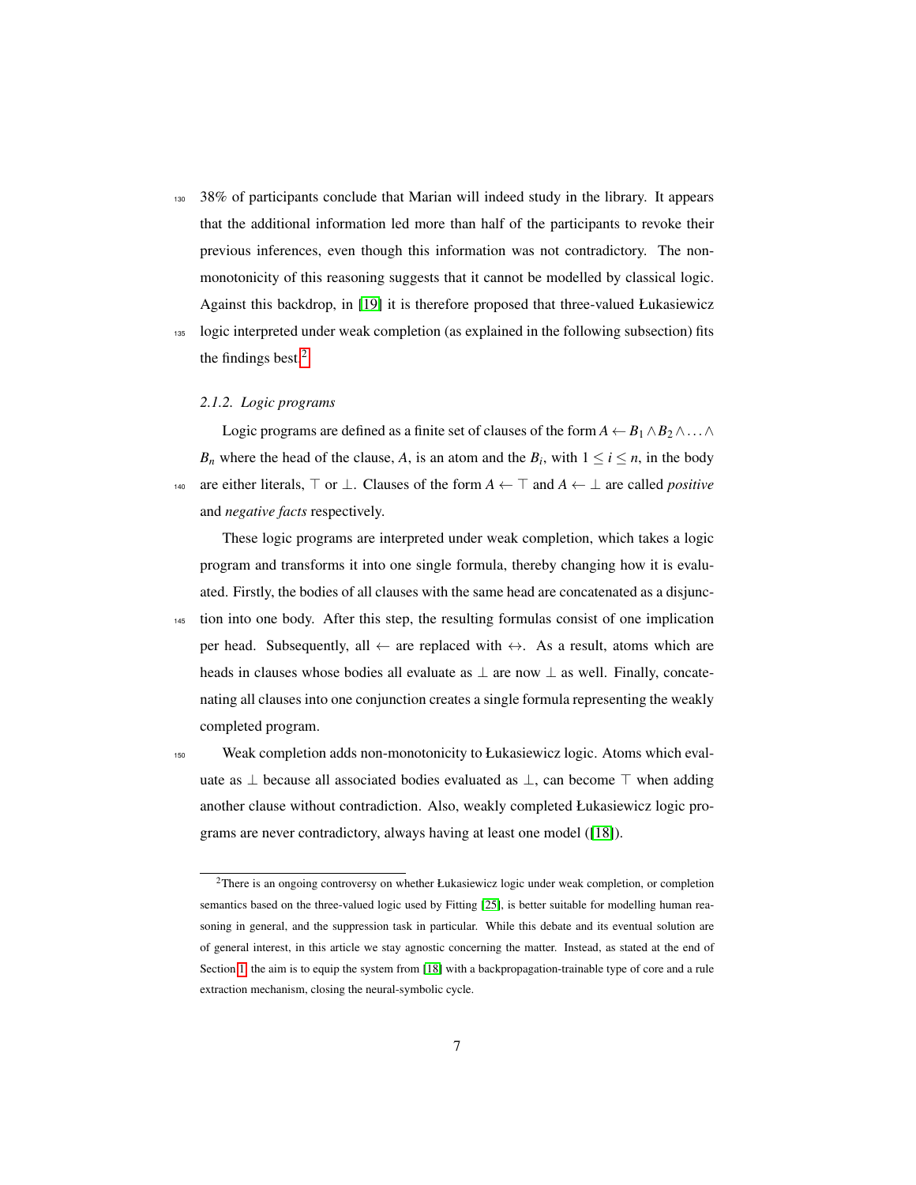38% of participants conclude that Marian will indeed study in the library. It appears that the additional information led more than half of the participants to revoke their previous inferences, even though this information was not contradictory. The non-monotonicity of this reasoning suggests that it cannot be modelled by classical logic. Against this backdrop, in [19] it is therefore proposed that three-valued Łukasiewicz logic interpreted under weak completion (as explained in the following subsection) fits the findings best.[2]

### 2.1.2. Logic programs

Logic programs are defined as a finite set of clauses of the form $A \leftarrow B_1 \wedge B_2 \wedge \ldots \wedge B_n$ where the head of the clause, $A$, is an atom and the $B_i$, with $1 \leq i \leq n$, in the body are either literals, $\top$ or $\bot$. Clauses of the form $A \leftarrow \top$ and $A \leftarrow \bot$ are called *positive* and *negative facts* respectively.

These logic programs are interpreted under weak completion, which takes a logic program and transforms it into one single formula, thereby changing how it is evaluated. Firstly, the bodies of all clauses with the same head are concatenated as a disjunction into one body. After this step, the resulting formulas consist of one implication per head. Subsequently, all $\leftarrow$ are replaced with $\leftrightarrow$. As a result, atoms which are heads in clauses whose bodies all evaluate as $\bot$ are now $\bot$ as well. Finally, concatenating all clauses into one conjunction creates a single formula representing the weakly completed program.

Weak completion adds non-monotonicity to Łukasiewicz logic. Atoms which evaluate as $\bot$ because all associated bodies evaluated as $\bot$, can become $\top$ when adding another clause without contradiction. Also, weakly completed Łukasiewicz logic programs are never contradictory, always having at least one model ([18]).

[2] There is an ongoing controversy on whether Łukasiewicz logic under weak completion, or completion semantics based on the three-valued logic used by Fitting [25], is better suitable for modelling human reasoning in general, and the suppression task in particular. While this debate and its eventual solution are of general interest, in this article we stay agnostic concerning the matter. Instead, as stated at the end of Section 1, the aim is to equip the system from [18] with a backpropagation-trainable type of core and a rule extraction mechanism, closing the neural-symbolic cycle.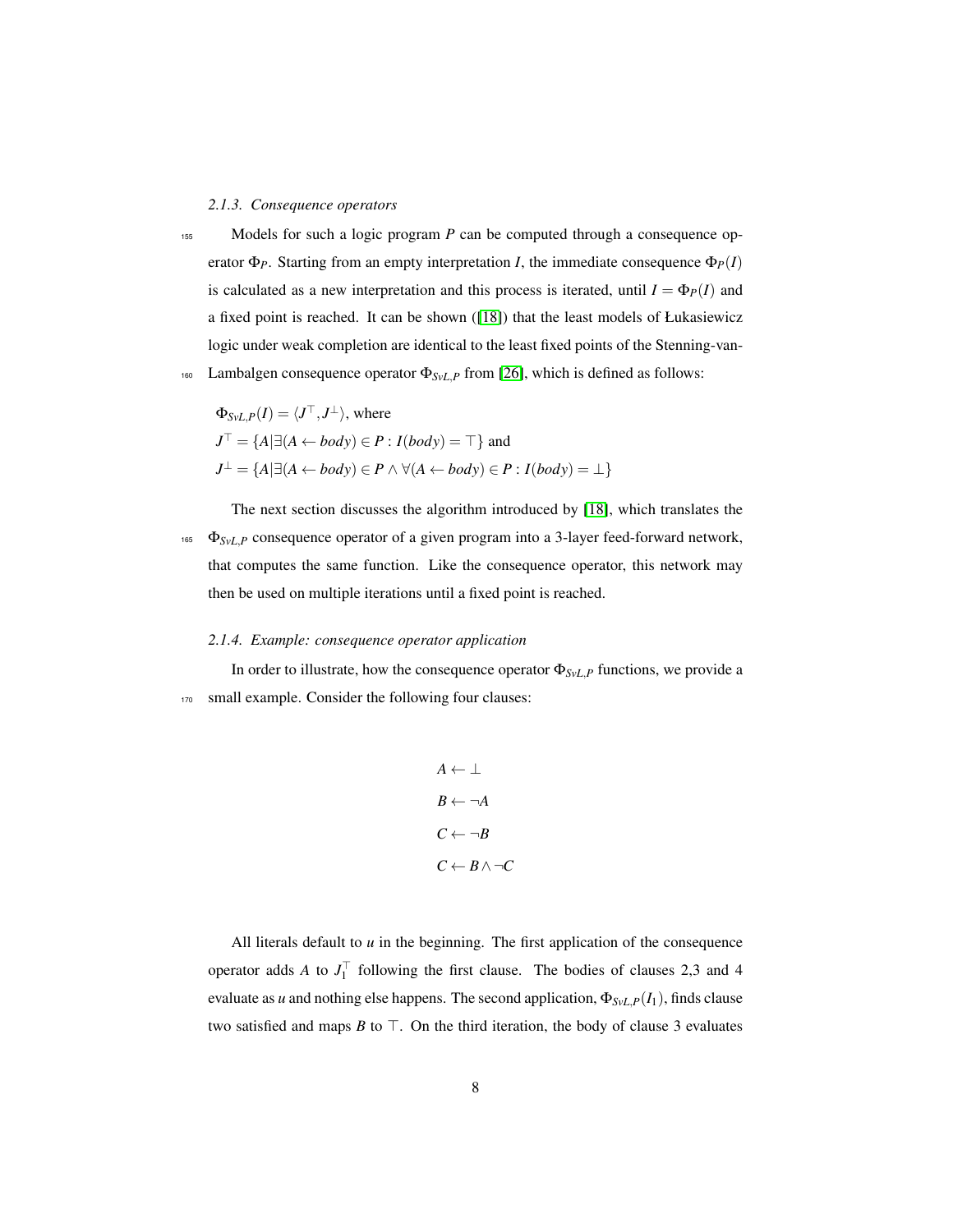#### 2.1.3. Consequence operators

Models for such a logic program $P$ can be computed through a consequence operator $\Phi_P$. Starting from an empty interpretation $I$, the immediate consequence $\Phi_P(I)$ is calculated as a new interpretation and this process is iterated, until $I = \Phi_P(I)$ and a fixed point is reached. It can be shown ([18]) that the least models of Łukasiewicz logic under weak completion are identical to the least fixed points of the Stenning-van-Lambalgen consequence operator $\Phi_{SvL,P}$ from [26], which is defined as follows:

$\Phi_{SvL,P}(I) = \langle J^\top, J^\bot \rangle$, where
$J^\top = \{A | \exists (A \leftarrow body) \in P : I(body) = \top\}$ and
$J^\bot = \{A | \exists (A \leftarrow body) \in P \land \forall (A \leftarrow body) \in P : I(body) = \bot\}$

The next section discusses the algorithm introduced by [18], which translates the $\Phi_{SvL,P}$ consequence operator of a given program into a 3-layer feed-forward network, that computes the same function. Like the consequence operator, this network may then be used on multiple iterations until a fixed point is reached.

#### 2.1.4. Example: consequence operator application

In order to illustrate, how the consequence operator $\Phi_{SvL,P}$ functions, we provide a small example. Consider the following four clauses:

$$A \leftarrow \bot$$

$$B \leftarrow \neg A$$

$$C \leftarrow \neg B$$

$$C \leftarrow B \land \neg C$$

All literals default to $u$ in the beginning. The first application of the consequence operator adds $A$ to $J_1^\top$ following the first clause. The bodies of clauses 2,3 and 4 evaluate as $u$ and nothing else happens. The second application, $\Phi_{SvL,P}(I_1)$, finds clause two satisfied and maps $B$ to $\top$. On the third iteration, the body of clause 3 evaluates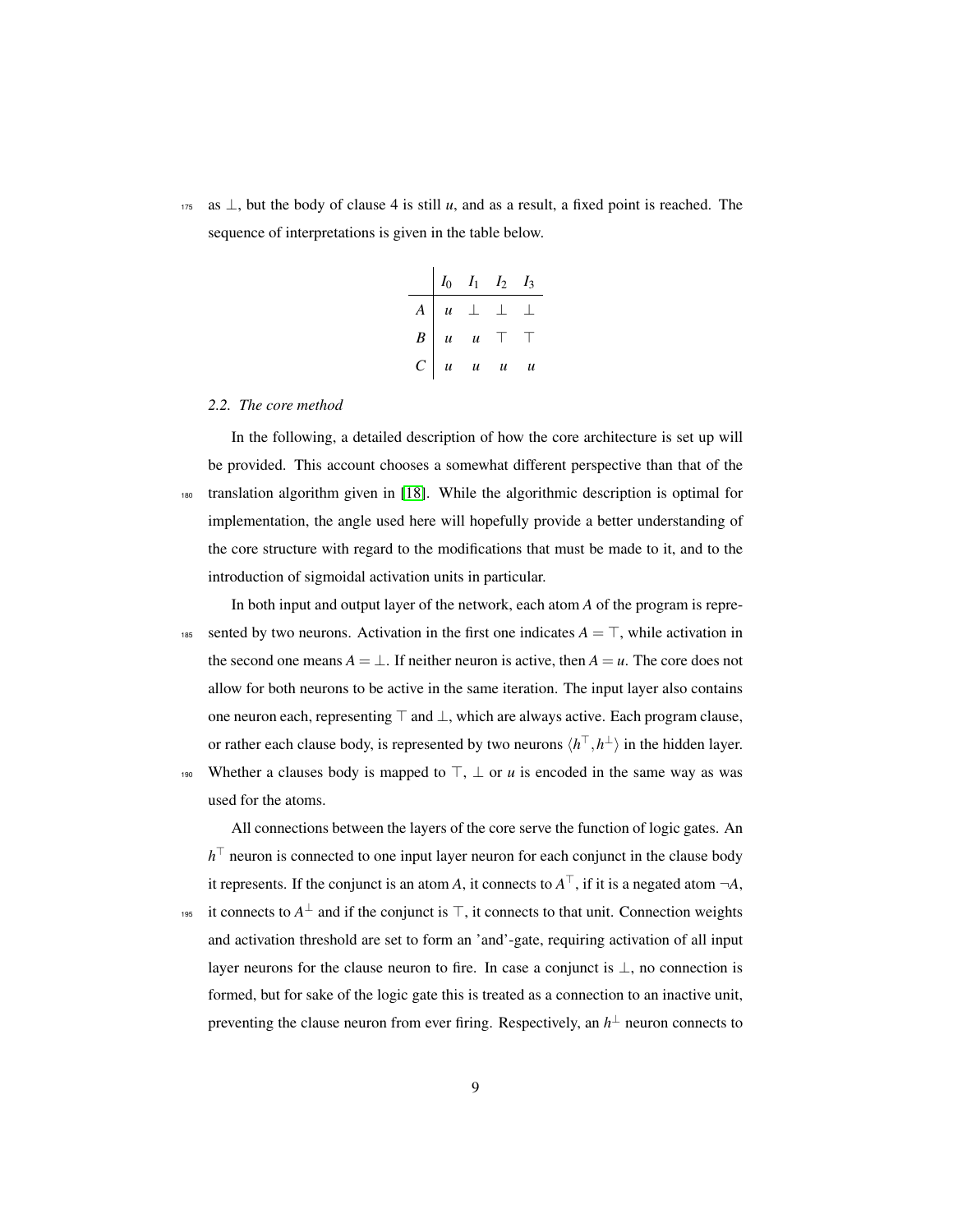as $\bot$, but the body of clause 4 is still $u$, and as a result, a fixed point is reached. The sequence of interpretations is given in the table below.

| | $I_0$ | $I_1$ | $I_2$ | $I_3$ |
|---|---|---|---|---|
| $A$ | $u$ | $\bot$ | $\bot$ | $\bot$ |
| $B$ | $u$ | $u$ | $\top$ | $\top$ |
| $C$ | $u$ | $u$ | $u$ | $u$ |

### *2.2. The core method*

In the following, a detailed description of how the core architecture is set up will be provided. This account chooses a somewhat different perspective than that of the translation algorithm given in [18]. While the algorithmic description is optimal for implementation, the angle used here will hopefully provide a better understanding of the core structure with regard to the modifications that must be made to it, and to the introduction of sigmoidal activation units in particular.

In both input and output layer of the network, each atom $A$ of the program is represented by two neurons. Activation in the first one indicates $A = \top$, while activation in the second one means $A = \bot$. If neither neuron is active, then $A = u$. The core does not allow for both neurons to be active in the same iteration. The input layer also contains one neuron each, representing $\top$ and $\bot$, which are always active. Each program clause, or rather each clause body, is represented by two neurons $\langle h^\top, h^\bot \rangle$ in the hidden layer. Whether a clauses body is mapped to $\top$, $\bot$ or $u$ is encoded in the same way as was used for the atoms.

All connections between the layers of the core serve the function of logic gates. An $h^\top$ neuron is connected to one input layer neuron for each conjunct in the clause body it represents. If the conjunct is an atom $A$, it connects to $A^\top$, if it is a negated atom $\neg A$, it connects to $A^\bot$ and if the conjunct is $\top$, it connects to that unit. Connection weights and activation threshold are set to form an 'and'-gate, requiring activation of all input layer neurons for the clause neuron to fire. In case a conjunct is $\bot$, no connection is formed, but for sake of the logic gate this is treated as a connection to an inactive unit, preventing the clause neuron from ever firing. Respectively, an $h^\bot$ neuron connects to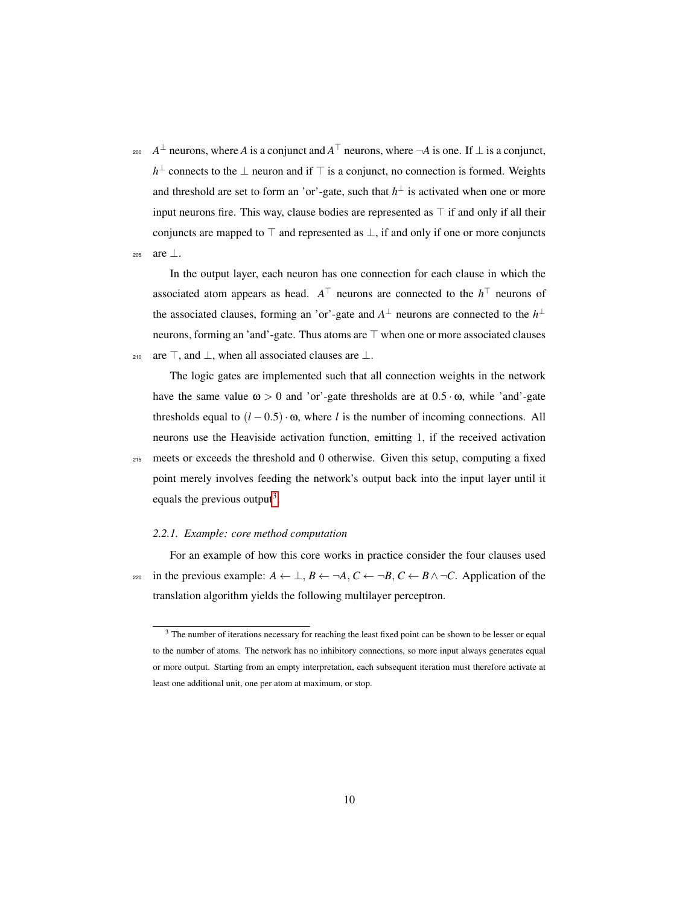$A^{\perp}$ neurons, where $A$ is a conjunct and $A^{\top}$ neurons, where $\neg A$ is one. If $\perp$ is a conjunct, $h^{\perp}$ connects to the $\perp$ neuron and if $\top$ is a conjunct, no connection is formed. Weights and threshold are set to form an 'or'-gate, such that $h^{\perp}$ is activated when one or more input neurons fire. This way, clause bodies are represented as $\top$ if and only if all their conjuncts are mapped to $\top$ and represented as $\perp$, if and only if one or more conjuncts are $\perp$.

In the output layer, each neuron has one connection for each clause in which the associated atom appears as head. $A^{\top}$ neurons are connected to the $h^{\top}$ neurons of the associated clauses, forming an 'or'-gate and $A^{\perp}$ neurons are connected to the $h^{\perp}$ neurons, forming an 'and'-gate. Thus atoms are $\top$ when one or more associated clauses are $\top$, and $\perp$, when all associated clauses are $\perp$.

The logic gates are implemented such that all connection weights in the network have the same value $\omega > 0$ and 'or'-gate thresholds are at $0.5 \cdot \omega$, while 'and'-gate thresholds equal to $(l - 0.5) \cdot \omega$, where $l$ is the number of incoming connections. All neurons use the Heaviside activation function, emitting 1, if the received activation meets or exceeds the threshold and 0 otherwise. Given this setup, computing a fixed point merely involves feeding the network's output back into the input layer until it equals the previous output[3].

#### 2.2.1. Example: core method computation

For an example of how this core works in practice consider the four clauses used in the previous example: $A \leftarrow \perp$, $B \leftarrow \neg A$, $C \leftarrow \neg B$, $C \leftarrow B \wedge \neg C$. Application of the translation algorithm yields the following multilayer perceptron.

[3] The number of iterations necessary for reaching the least fixed point can be shown to be lesser or equal to the number of atoms. The network has no inhibitory connections, so more input always generates equal or more output. Starting from an empty interpretation, each subsequent iteration must therefore activate at least one additional unit, one per atom at maximum, or stop.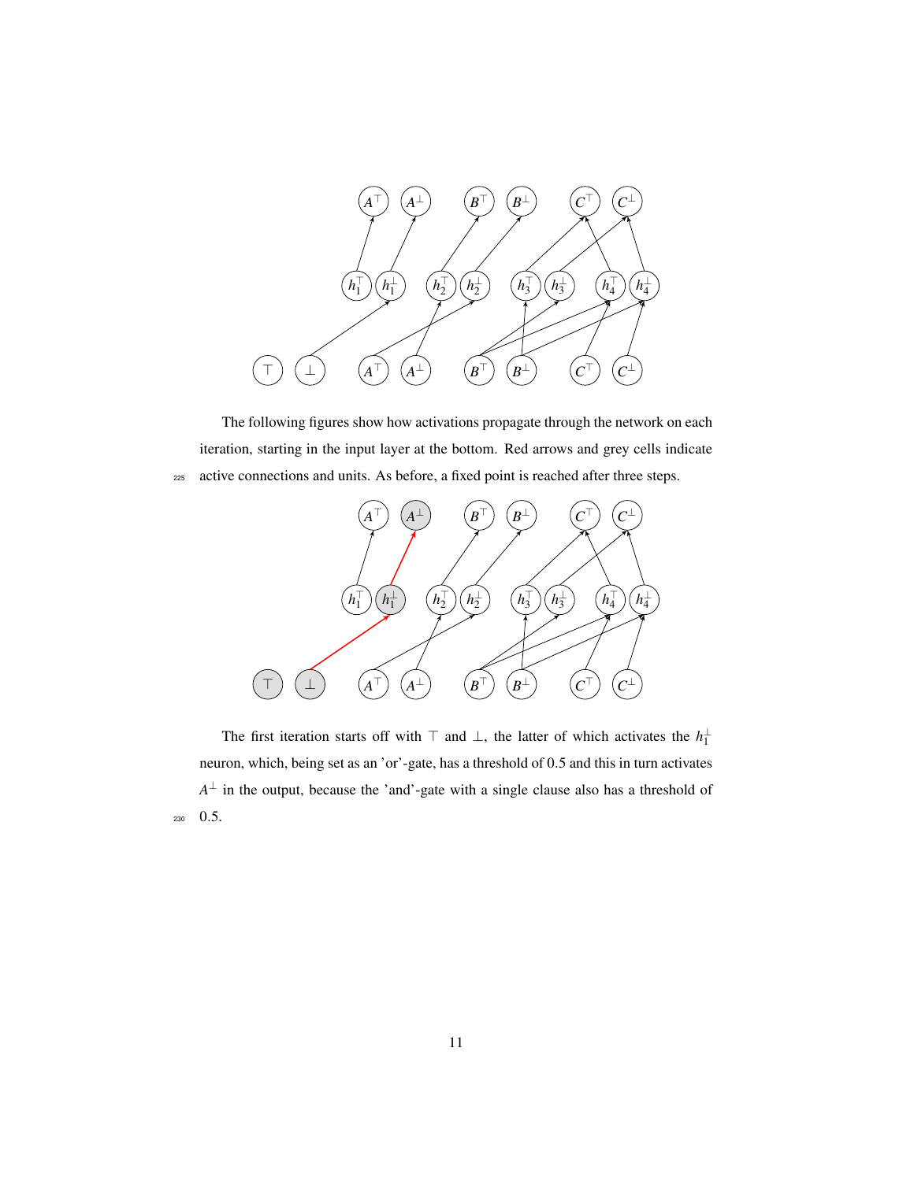The following figures show how activations propagate through the network on each iteration, starting in the input layer at the bottom. Red arrows and grey cells indicate active connections and units. As before, a fixed point is reached after three steps.

The first iteration starts off with $\top$ and $\bot$, the latter of which activates the $h_1^{\bot}$ neuron, which, being set as an 'or'-gate, has a threshold of 0.5 and this in turn activates $A^{\bot}$ in the output, because the 'and'-gate with a single clause also has a threshold of 0.5.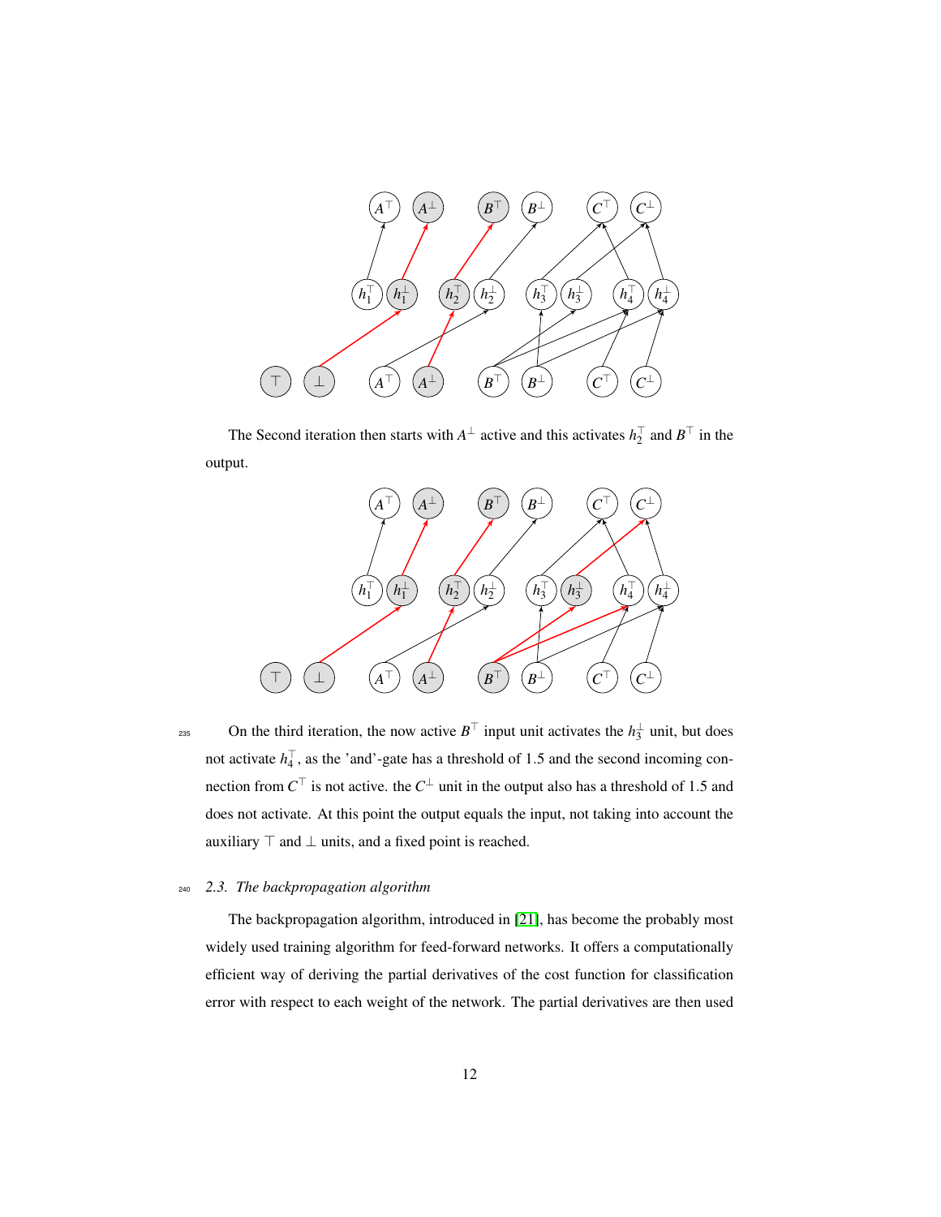The Second iteration then starts with $A^{\perp}$ active and this activates $h_2^{\top}$ and $B^{\top}$ in the output.

On the third iteration, the now active $B^{\top}$ input unit activates the $h_3^{\perp}$ unit, but does not activate $h_4^{\top}$, as the 'and'-gate has a threshold of 1.5 and the second incoming connection from $C^{\top}$ is not active. the $C^{\perp}$ unit in the output also has a threshold of 1.5 and does not activate. At this point the output equals the input, not taking into account the auxiliary $\top$ and $\perp$ units, and a fixed point is reached.

### 2.3. The backpropagation algorithm

The backpropagation algorithm, introduced in [21], has become the probably most widely used training algorithm for feed-forward networks. It offers a computationally efficient way of deriving the partial derivatives of the cost function for classification error with respect to each weight of the network. The partial derivatives are then used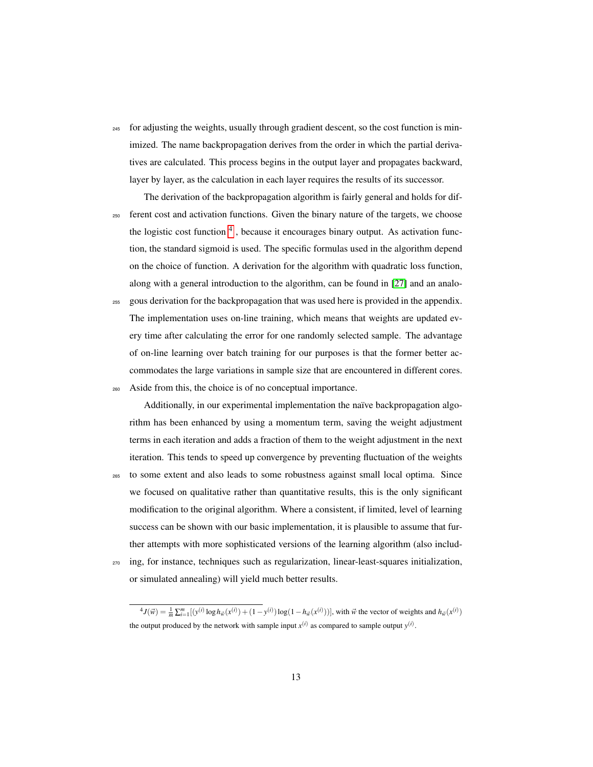for adjusting the weights, usually through gradient descent, so the cost function is minimized. The name backpropagation derives from the order in which the partial derivatives are calculated. This process begins in the output layer and propagates backward, layer by layer, as the calculation in each layer requires the results of its successor.

The derivation of the backpropagation algorithm is fairly general and holds for different cost and activation functions. Given the binary nature of the targets, we choose the logistic cost function [4], because it encourages binary output. As activation function, the standard sigmoid is used. The specific formulas used in the algorithm depend on the choice of function. A derivation for the algorithm with quadratic loss function, along with a general introduction to the algorithm, can be found in [27] and an analogous derivation for the backpropagation that was used here is provided in the appendix. The implementation uses on-line training, which means that weights are updated every time after calculating the error for one randomly selected sample. The advantage of on-line learning over batch training for our purposes is that the former better accommodates the large variations in sample size that are encountered in different cores. Aside from this, the choice is of no conceptual importance.

Additionally, in our experimental implementation the naïve backpropagation algorithm has been enhanced by using a momentum term, saving the weight adjustment terms in each iteration and adds a fraction of them to the weight adjustment in the next iteration. This tends to speed up convergence by preventing fluctuation of the weights to some extent and also leads to some robustness against small local optima. Since we focused on qualitative rather than quantitative results, this is the only significant modification to the original algorithm. Where a consistent, if limited, level of learning success can be shown with our basic implementation, it is plausible to assume that further attempts with more sophisticated versions of the learning algorithm (also including, for instance, techniques such as regularization, linear-least-squares initialization, or simulated annealing) will yield much better results.

---

[4] $J(\vec{w}) = \frac{1}{m}\sum_{i=1}^{m}[(y^{(i)}\log h_{\vec{w}}(x^{(i)}) + (1-y^{(i)})\log(1-h_{\vec{w}}(x^{(i)}))]$, with $\vec{w}$ the vector of weights and $h_{\vec{w}}(x^{(i)})$ the output produced by the network with sample input $x^{(i)}$ as compared to sample output $y^{(i)}$.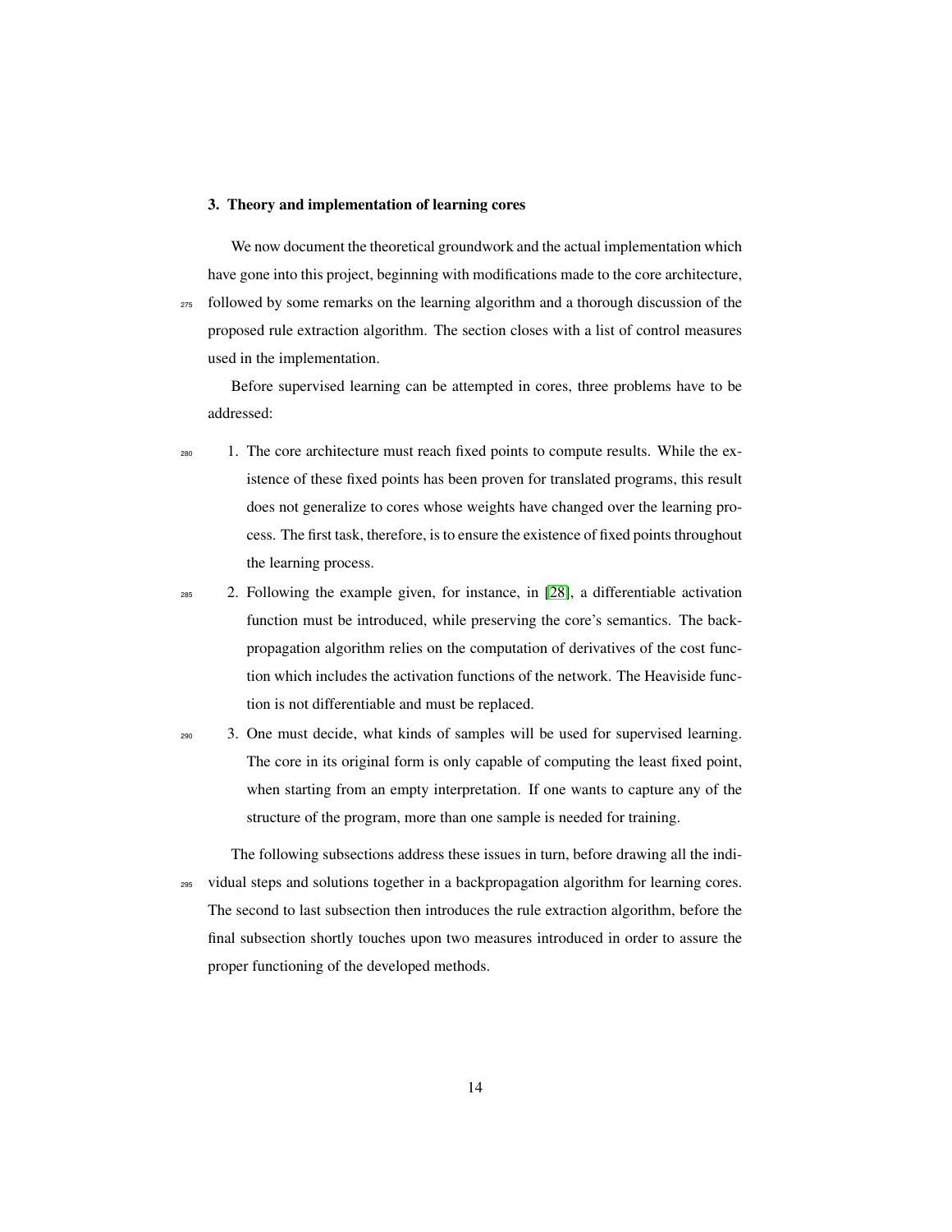## 3. Theory and implementation of learning cores

We now document the theoretical groundwork and the actual implementation which have gone into this project, beginning with modifications made to the core architecture, followed by some remarks on the learning algorithm and a thorough discussion of the proposed rule extraction algorithm. The section closes with a list of control measures used in the implementation.

Before supervised learning can be attempted in cores, three problems have to be addressed:

1. The core architecture must reach fixed points to compute results. While the existence of these fixed points has been proven for translated programs, this result does not generalize to cores whose weights have changed over the learning process. The first task, therefore, is to ensure the existence of fixed points throughout the learning process.
2. Following the example given, for instance, in [28], a differentiable activation function must be introduced, while preserving the core's semantics. The backpropagation algorithm relies on the computation of derivatives of the cost function which includes the activation functions of the network. The Heaviside function is not differentiable and must be replaced.
3. One must decide, what kinds of samples will be used for supervised learning. The core in its original form is only capable of computing the least fixed point, when starting from an empty interpretation. If one wants to capture any of the structure of the program, more than one sample is needed for training.

The following subsections address these issues in turn, before drawing all the individual steps and solutions together in a backpropagation algorithm for learning cores. The second to last subsection then introduces the rule extraction algorithm, before the final subsection shortly touches upon two measures introduced in order to assure the proper functioning of the developed methods.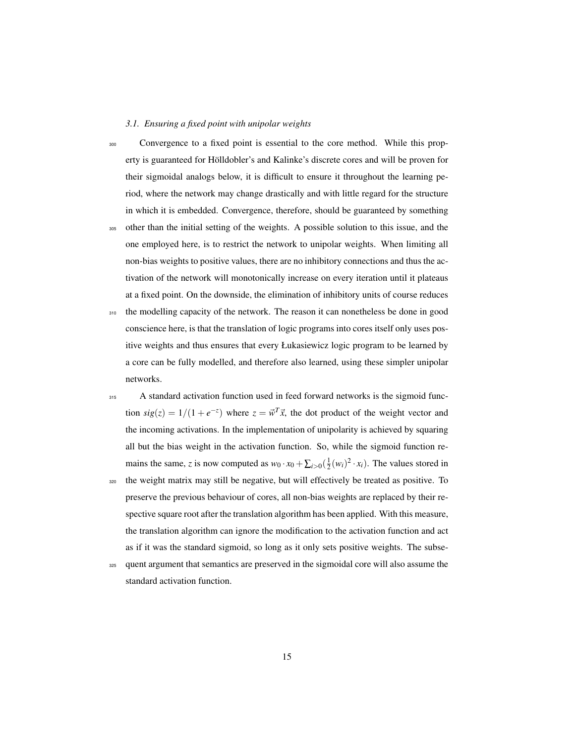### 3.1. Ensuring a fixed point with unipolar weights

Convergence to a fixed point is essential to the core method. While this property is guaranteed for Hölldobler's and Kalinke's discrete cores and will be proven for their sigmoidal analogs below, it is difficult to ensure it throughout the learning period, where the network may change drastically and with little regard for the structure in which it is embedded. Convergence, therefore, should be guaranteed by something other than the initial setting of the weights. A possible solution to this issue, and the one employed here, is to restrict the network to unipolar weights. When limiting all non-bias weights to positive values, there are no inhibitory connections and thus the activation of the network will monotonically increase on every iteration until it plateaus at a fixed point. On the downside, the elimination of inhibitory units of course reduces the modelling capacity of the network. The reason it can nonetheless be done in good conscience here, is that the translation of logic programs into cores itself only uses positive weights and thus ensures that every Łukasiewicz logic program to be learned by a core can be fully modelled, and therefore also learned, using these simpler unipolar networks.

A standard activation function used in feed forward networks is the sigmoid function $sig(z) = 1/(1+e^{-z})$ where $z = \vec{w}^T\vec{x}$, the dot product of the weight vector and the incoming activations. In the implementation of unipolarity is achieved by squaring all but the bias weight in the activation function. So, while the sigmoid function remains the same, $z$ is now computed as $w_0 \cdot x_0 + \sum_{i>0}(\frac{1}{2}(w_i)^2 \cdot x_i)$. The values stored in the weight matrix may still be negative, but will effectively be treated as positive. To preserve the previous behaviour of cores, all non-bias weights are replaced by their respective square root after the translation algorithm has been applied. With this measure, the translation algorithm can ignore the modification to the activation function and act as if it was the standard sigmoid, so long as it only sets positive weights. The subsequent argument that semantics are preserved in the sigmoidal core will also assume the standard activation function.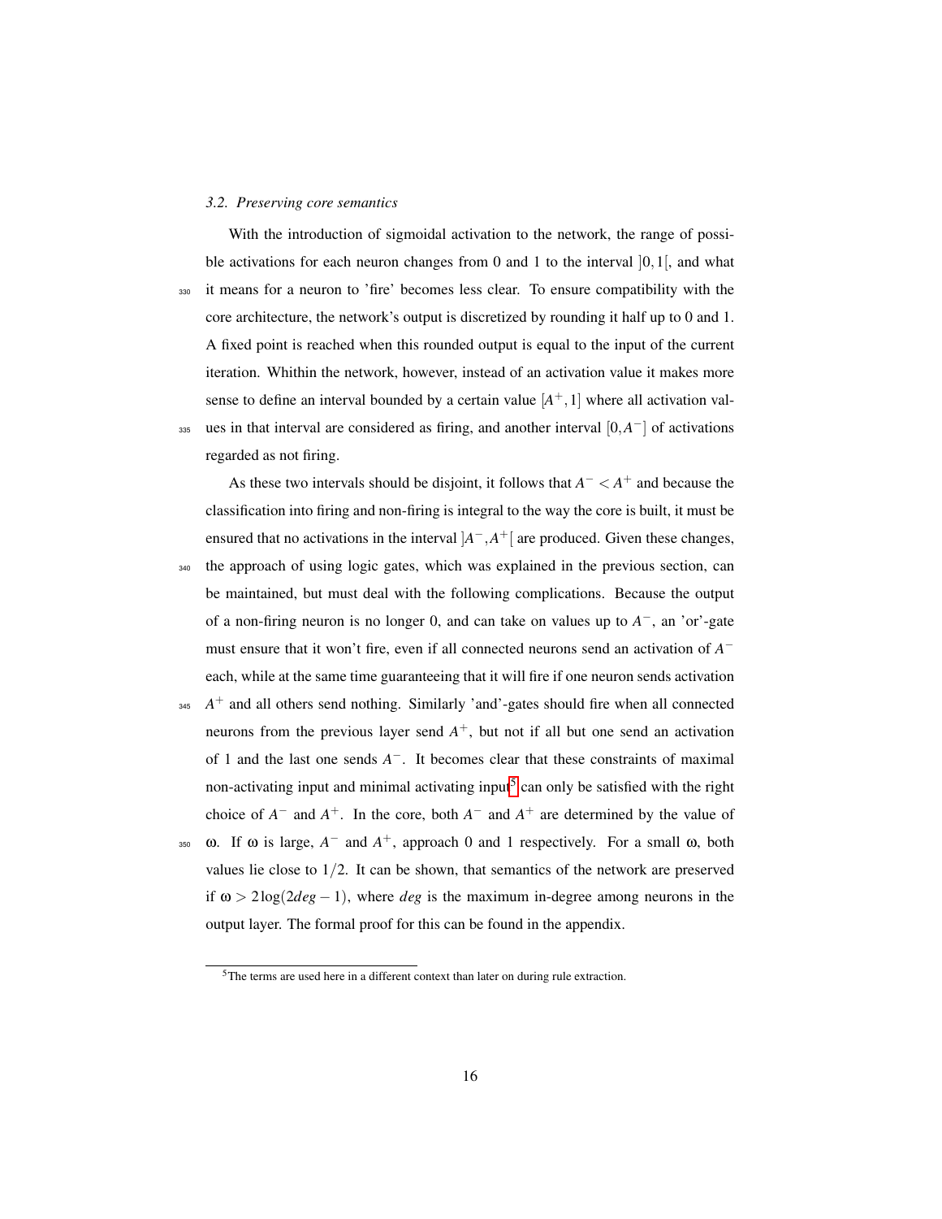### 3.2. Preserving core semantics

With the introduction of sigmoidal activation to the network, the range of possible activations for each neuron changes from 0 and 1 to the interval $]0,1[$, and what it means for a neuron to 'fire' becomes less clear. To ensure compatibility with the core architecture, the network's output is discretized by rounding it half up to 0 and 1. A fixed point is reached when this rounded output is equal to the input of the current iteration. Whithin the network, however, instead of an activation value it makes more sense to define an interval bounded by a certain value $[A^+, 1]$ where all activation values in that interval are considered as firing, and another interval $[0, A^-]$ of activations regarded as not firing.

As these two intervals should be disjoint, it follows that $A^- < A^+$ and because the classification into firing and non-firing is integral to the way the core is built, it must be ensured that no activations in the interval $]A^-, A^+[$ are produced. Given these changes, the approach of using logic gates, which was explained in the previous section, can be maintained, but must deal with the following complications. Because the output of a non-firing neuron is no longer 0, and can take on values up to $A^-$, an 'or'-gate must ensure that it won't fire, even if all connected neurons send an activation of $A^-$ each, while at the same time guaranteeing that it will fire if one neuron sends activation $A^+$ and all others send nothing. Similarly 'and'-gates should fire when all connected neurons from the previous layer send $A^+$, but not if all but one send an activation of 1 and the last one sends $A^-$. It becomes clear that these constraints of maximal non-activating input and minimal activating input[5] can only be satisfied with the right choice of $A^-$ and $A^+$. In the core, both $A^-$ and $A^+$ are determined by the value of $\omega$. If $\omega$ is large, $A^-$ and $A^+$, approach 0 and 1 respectively. For a small $\omega$, both values lie close to $1/2$. It can be shown, that semantics of the network are preserved if $\omega > 2\log(2deg - 1)$, where *deg* is the maximum in-degree among neurons in the output layer. The formal proof for this can be found in the appendix.

[5] The terms are used here in a different context than later on during rule extraction.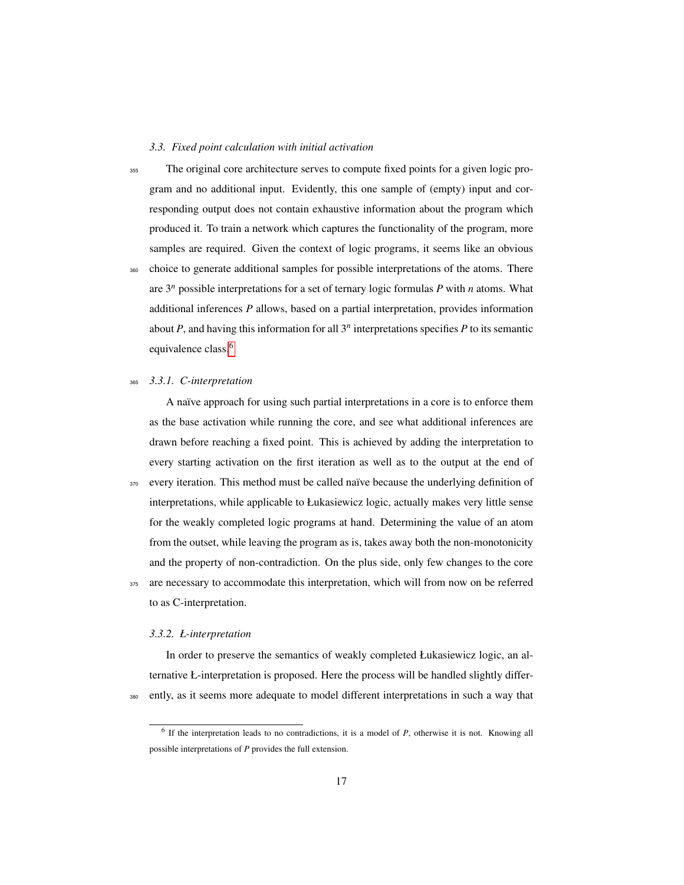### 3.3. Fixed point calculation with initial activation

The original core architecture serves to compute fixed points for a given logic program and no additional input. Evidently, this one sample of (empty) input and corresponding output does not contain exhaustive information about the program which produced it. To train a network which captures the functionality of the program, more samples are required. Given the context of logic programs, it seems like an obvious choice to generate additional samples for possible interpretations of the atoms. There are $3^n$ possible interpretations for a set of ternary logic formulas $P$ with $n$ atoms. What additional inferences $P$ allows, based on a partial interpretation, provides information about $P$, and having this information for all $3^n$ interpretations specifies $P$ to its semantic equivalence class.[6]

#### 3.3.1. C-interpretation

A naïve approach for using such partial interpretations in a core is to enforce them as the base activation while running the core, and see what additional inferences are drawn before reaching a fixed point. This is achieved by adding the interpretation to every starting activation on the first iteration as well as to the output at the end of every iteration. This method must be called naïve because the underlying definition of interpretations, while applicable to Łukasiewicz logic, actually makes very little sense for the weakly completed logic programs at hand. Determining the value of an atom from the outset, while leaving the program as is, takes away both the non-monotonicity and the property of non-contradiction. On the plus side, only few changes to the core are necessary to accommodate this interpretation, which will from now on be referred to as C-interpretation.

#### 3.3.2. Ł-interpretation

In order to preserve the semantics of weakly completed Łukasiewicz logic, an alternative Ł-interpretation is proposed. Here the process will be handled slightly differently, as it seems more adequate to model different interpretations in such a way that

[6] If the interpretation leads to no contradictions, it is a model of $P$, otherwise it is not. Knowing all possible interpretations of $P$ provides the full extension.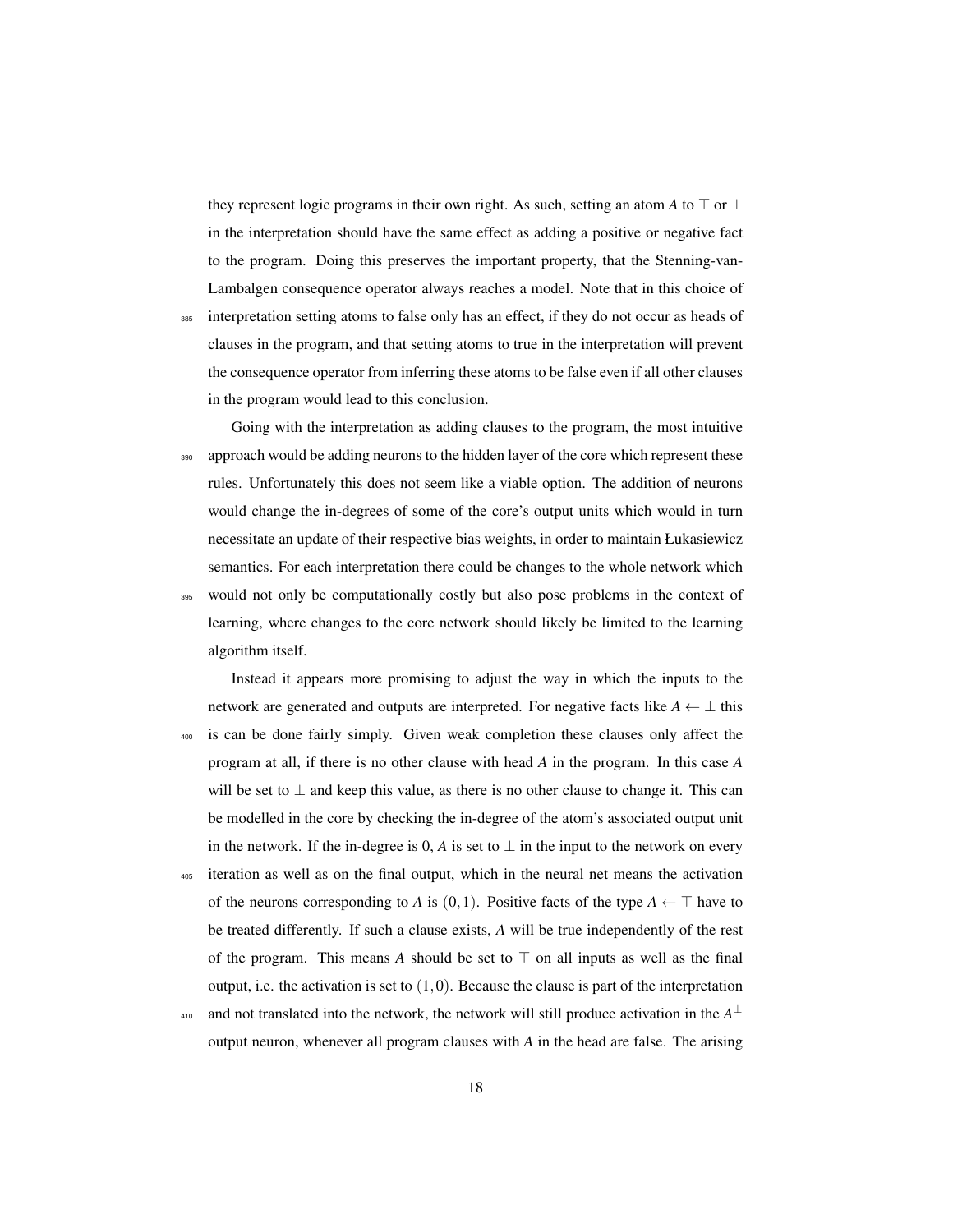they represent logic programs in their own right. As such, setting an atom $A$ to $\top$ or $\bot$ in the interpretation should have the same effect as adding a positive or negative fact to the program. Doing this preserves the important property, that the Stenning-van-Lambalgen consequence operator always reaches a model. Note that in this choice of interpretation setting atoms to false only has an effect, if they do not occur as heads of clauses in the program, and that setting atoms to true in the interpretation will prevent the consequence operator from inferring these atoms to be false even if all other clauses in the program would lead to this conclusion.

Going with the interpretation as adding clauses to the program, the most intuitive approach would be adding neurons to the hidden layer of the core which represent these rules. Unfortunately this does not seem like a viable option. The addition of neurons would change the in-degrees of some of the core's output units which would in turn necessitate an update of their respective bias weights, in order to maintain Łukasiewicz semantics. For each interpretation there could be changes to the whole network which would not only be computationally costly but also pose problems in the context of learning, where changes to the core network should likely be limited to the learning algorithm itself.

Instead it appears more promising to adjust the way in which the inputs to the network are generated and outputs are interpreted. For negative facts like $A \leftarrow \bot$ this is can be done fairly simply. Given weak completion these clauses only affect the program at all, if there is no other clause with head $A$ in the program. In this case $A$ will be set to $\bot$ and keep this value, as there is no other clause to change it. This can be modelled in the core by checking the in-degree of the atom's associated output unit in the network. If the in-degree is 0, $A$ is set to $\bot$ in the input to the network on every iteration as well as on the final output, which in the neural net means the activation of the neurons corresponding to $A$ is $(0,1)$. Positive facts of the type $A \leftarrow \top$ have to be treated differently. If such a clause exists, $A$ will be true independently of the rest of the program. This means $A$ should be set to $\top$ on all inputs as well as the final output, i.e. the activation is set to $(1,0)$. Because the clause is part of the interpretation and not translated into the network, the network will still produce activation in the $A^{\perp}$ output neuron, whenever all program clauses with $A$ in the head are false. The arising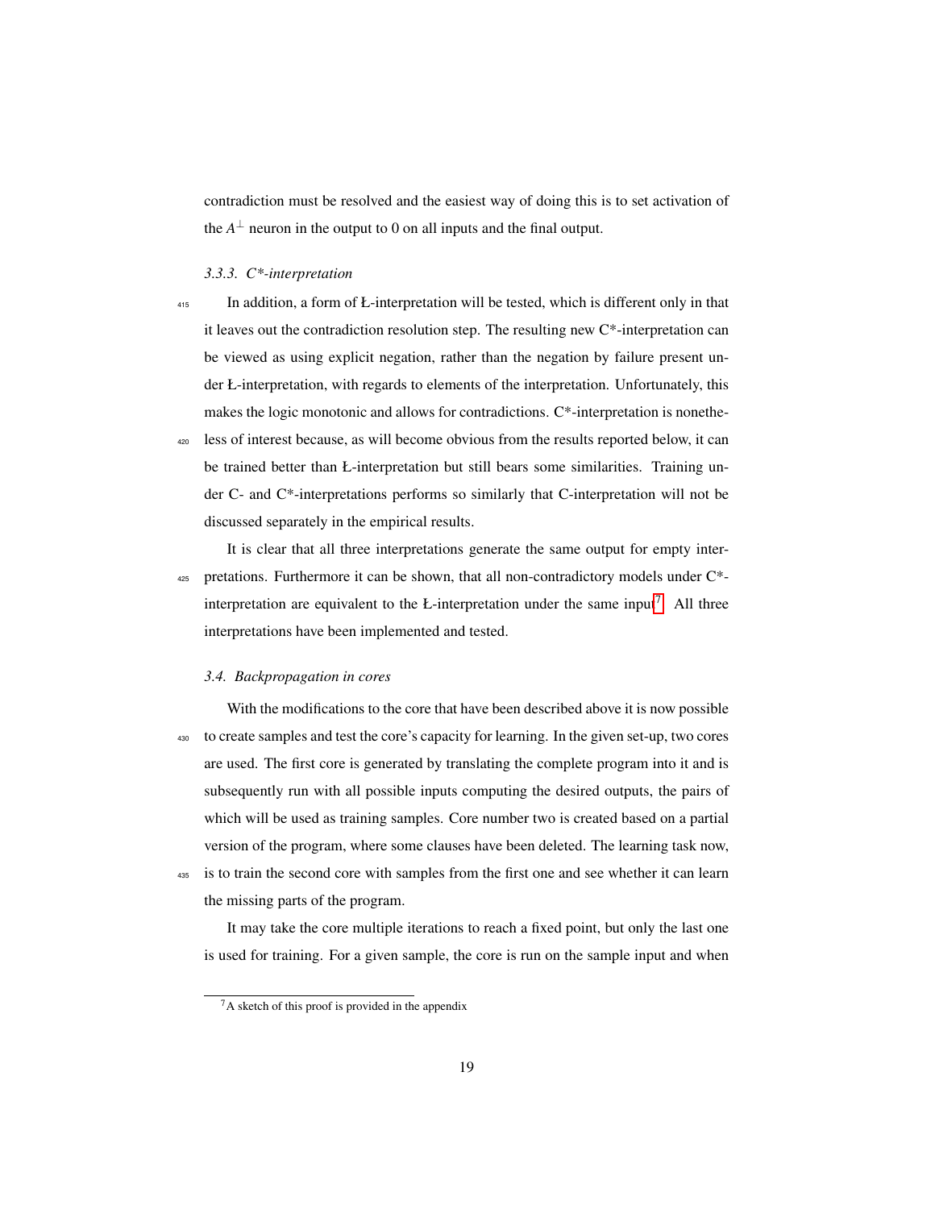contradiction must be resolved and the easiest way of doing this is to set activation of the $A^{\perp}$ neuron in the output to 0 on all inputs and the final output.

### 3.3.3. C*-interpretation

In addition, a form of Ł-interpretation will be tested, which is different only in that it leaves out the contradiction resolution step. The resulting new C*-interpretation can be viewed as using explicit negation, rather than the negation by failure present under Ł-interpretation, with regards to elements of the interpretation. Unfortunately, this makes the logic monotonic and allows for contradictions. C*-interpretation is nonetheless of interest because, as will become obvious from the results reported below, it can be trained better than Ł-interpretation but still bears some similarities. Training under C- and C*-interpretations performs so similarly that C-interpretation will not be discussed separately in the empirical results.

It is clear that all three interpretations generate the same output for empty interpretations. Furthermore it can be shown, that all non-contradictory models under C*-interpretation are equivalent to the Ł-interpretation under the same input[7]. All three interpretations have been implemented and tested.

### 3.4. Backpropagation in cores

With the modifications to the core that have been described above it is now possible to create samples and test the core's capacity for learning. In the given set-up, two cores are used. The first core is generated by translating the complete program into it and is subsequently run with all possible inputs computing the desired outputs, the pairs of which will be used as training samples. Core number two is created based on a partial version of the program, where some clauses have been deleted. The learning task now, is to train the second core with samples from the first one and see whether it can learn the missing parts of the program.

It may take the core multiple iterations to reach a fixed point, but only the last one is used for training. For a given sample, the core is run on the sample input and when

[7] A sketch of this proof is provided in the appendix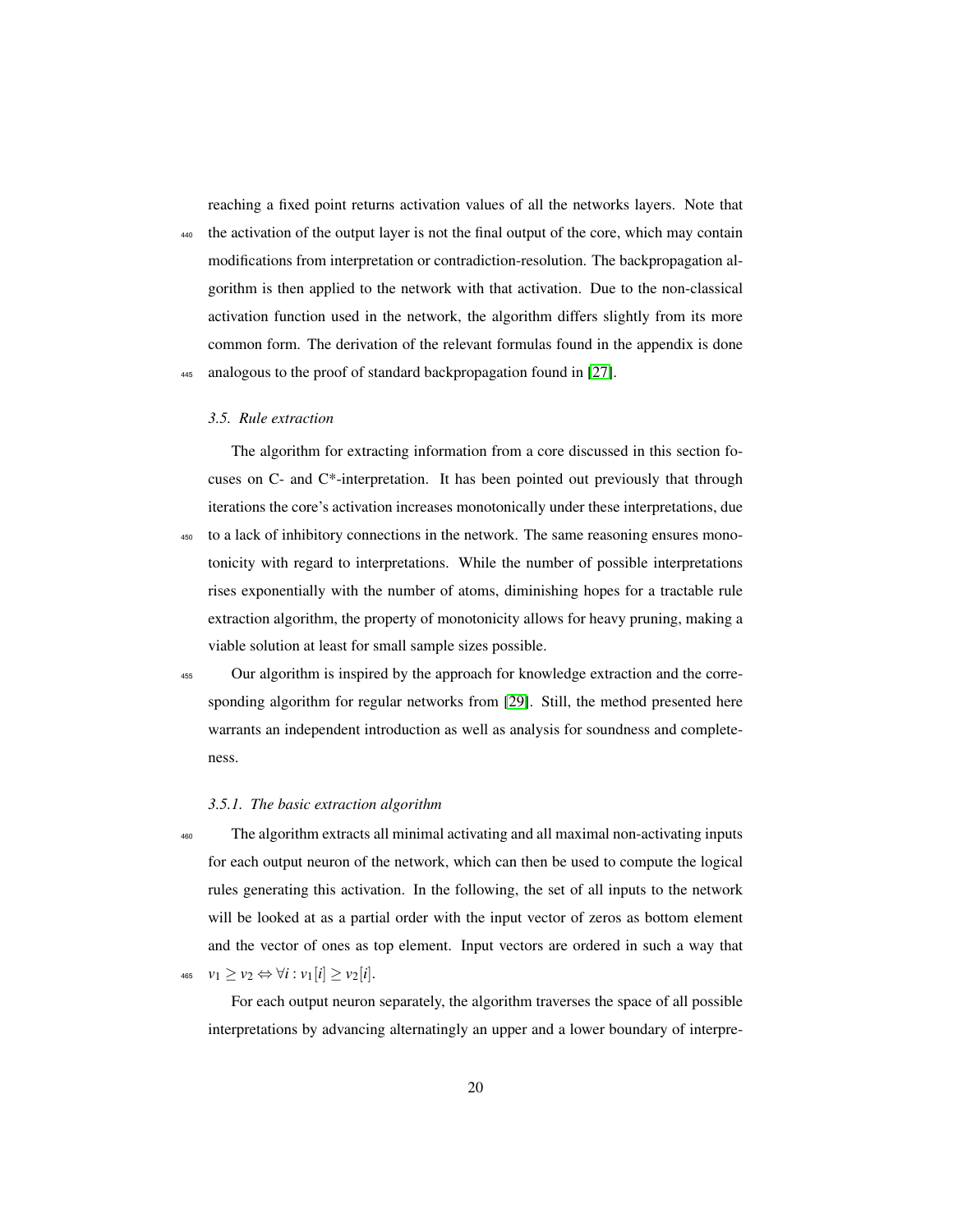reaching a fixed point returns activation values of all the networks layers. Note that the activation of the output layer is not the final output of the core, which may contain modifications from interpretation or contradiction-resolution. The backpropagation algorithm is then applied to the network with that activation. Due to the non-classical activation function used in the network, the algorithm differs slightly from its more common form. The derivation of the relevant formulas found in the appendix is done analogous to the proof of standard backpropagation found in [27].

### *3.5. Rule extraction*

The algorithm for extracting information from a core discussed in this section focuses on C- and C*-interpretation. It has been pointed out previously that through iterations the core's activation increases monotonically under these interpretations, due to a lack of inhibitory connections in the network. The same reasoning ensures monotonicity with regard to interpretations. While the number of possible interpretations rises exponentially with the number of atoms, diminishing hopes for a tractable rule extraction algorithm, the property of monotonicity allows for heavy pruning, making a viable solution at least for small sample sizes possible.

Our algorithm is inspired by the approach for knowledge extraction and the corresponding algorithm for regular networks from [29]. Still, the method presented here warrants an independent introduction as well as analysis for soundness and completeness.

#### *3.5.1. The basic extraction algorithm*

The algorithm extracts all minimal activating and all maximal non-activating inputs for each output neuron of the network, which can then be used to compute the logical rules generating this activation. In the following, the set of all inputs to the network will be looked at as a partial order with the input vector of zeros as bottom element and the vector of ones as top element. Input vectors are ordered in such a way that $v_1 \geq v_2 \Leftrightarrow \forall i : v_1[i] \geq v_2[i]$.

For each output neuron separately, the algorithm traverses the space of all possible interpretations by advancing alternatingly an upper and a lower boundary of interpre-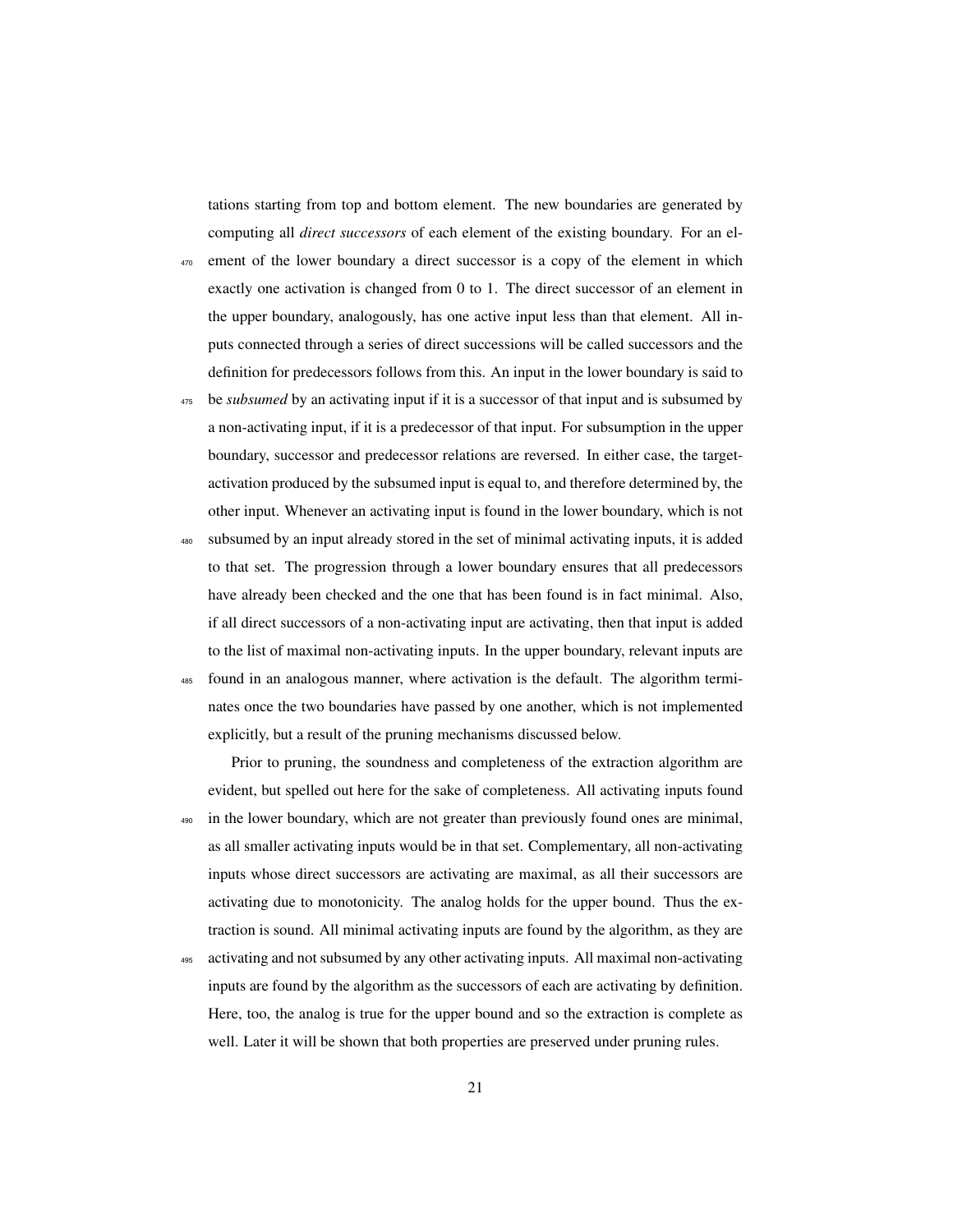tations starting from top and bottom element. The new boundaries are generated by computing all *direct successors* of each element of the existing boundary. For an element of the lower boundary a direct successor is a copy of the element in which exactly one activation is changed from 0 to 1. The direct successor of an element in the upper boundary, analogously, has one active input less than that element. All inputs connected through a series of direct successions will be called successors and the definition for predecessors follows from this. An input in the lower boundary is said to be *subsumed* by an activating input if it is a successor of that input and is subsumed by a non-activating input, if it is a predecessor of that input. For subsumption in the upper boundary, successor and predecessor relations are reversed. In either case, the target-activation produced by the subsumed input is equal to, and therefore determined by, the other input. Whenever an activating input is found in the lower boundary, which is not subsumed by an input already stored in the set of minimal activating inputs, it is added to that set. The progression through a lower boundary ensures that all predecessors have already been checked and the one that has been found is in fact minimal. Also, if all direct successors of a non-activating input are activating, then that input is added to the list of maximal non-activating inputs. In the upper boundary, relevant inputs are found in an analogous manner, where activation is the default. The algorithm terminates once the two boundaries have passed by one another, which is not implemented explicitly, but a result of the pruning mechanisms discussed below.

Prior to pruning, the soundness and completeness of the extraction algorithm are evident, but spelled out here for the sake of completeness. All activating inputs found in the lower boundary, which are not greater than previously found ones are minimal, as all smaller activating inputs would be in that set. Complementary, all non-activating inputs whose direct successors are activating are maximal, as all their successors are activating due to monotonicity. The analog holds for the upper bound. Thus the extraction is sound. All minimal activating inputs are found by the algorithm, as they are activating and not subsumed by any other activating inputs. All maximal non-activating inputs are found by the algorithm as the successors of each are activating by definition. Here, too, the analog is true for the upper bound and so the extraction is complete as well. Later it will be shown that both properties are preserved under pruning rules.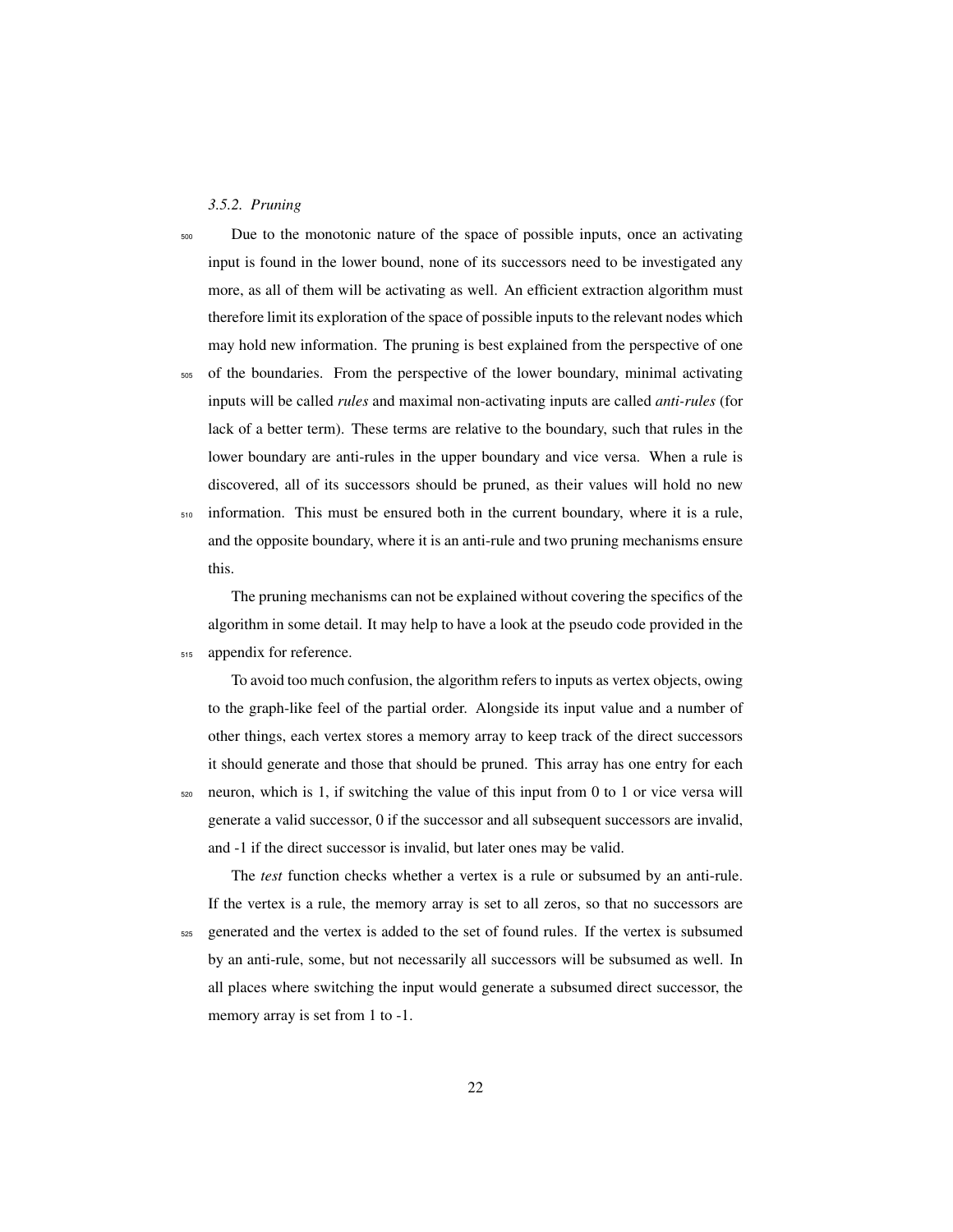#### *3.5.2. Pruning*

Due to the monotonic nature of the space of possible inputs, once an activating input is found in the lower bound, none of its successors need to be investigated any more, as all of them will be activating as well. An efficient extraction algorithm must therefore limit its exploration of the space of possible inputs to the relevant nodes which may hold new information. The pruning is best explained from the perspective of one of the boundaries. From the perspective of the lower boundary, minimal activating inputs will be called *rules* and maximal non-activating inputs are called *anti-rules* (for lack of a better term). These terms are relative to the boundary, such that rules in the lower boundary are anti-rules in the upper boundary and vice versa. When a rule is discovered, all of its successors should be pruned, as their values will hold no new information. This must be ensured both in the current boundary, where it is a rule, and the opposite boundary, where it is an anti-rule and two pruning mechanisms ensure this.

The pruning mechanisms can not be explained without covering the specifics of the algorithm in some detail. It may help to have a look at the pseudo code provided in the appendix for reference.

To avoid too much confusion, the algorithm refers to inputs as vertex objects, owing to the graph-like feel of the partial order. Alongside its input value and a number of other things, each vertex stores a memory array to keep track of the direct successors it should generate and those that should be pruned. This array has one entry for each neuron, which is 1, if switching the value of this input from 0 to 1 or vice versa will generate a valid successor, 0 if the successor and all subsequent successors are invalid, and -1 if the direct successor is invalid, but later ones may be valid.

The *test* function checks whether a vertex is a rule or subsumed by an anti-rule. If the vertex is a rule, the memory array is set to all zeros, so that no successors are generated and the vertex is added to the set of found rules. If the vertex is subsumed by an anti-rule, some, but not necessarily all successors will be subsumed as well. In all places where switching the input would generate a subsumed direct successor, the memory array is set from 1 to -1.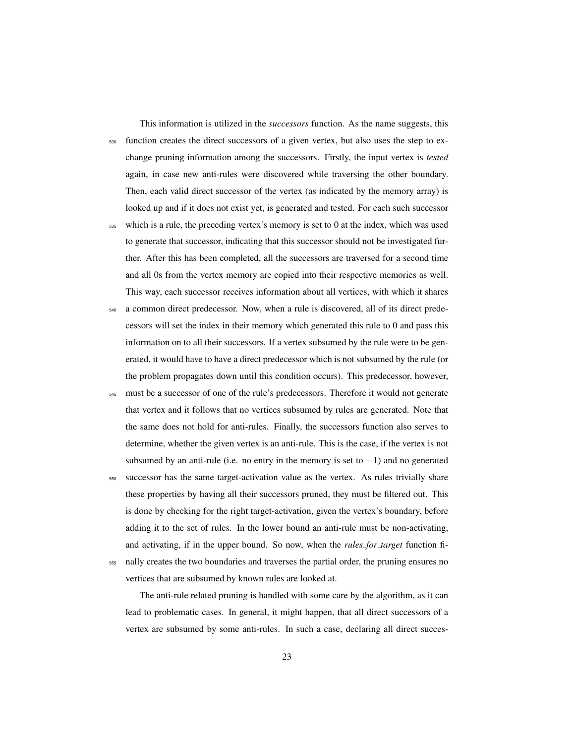This information is utilized in the *successors* function. As the name suggests, this function creates the direct successors of a given vertex, but also uses the step to exchange pruning information among the successors. Firstly, the input vertex is *tested* again, in case new anti-rules were discovered while traversing the other boundary. Then, each valid direct successor of the vertex (as indicated by the memory array) is looked up and if it does not exist yet, is generated and tested. For each such successor which is a rule, the preceding vertex's memory is set to 0 at the index, which was used to generate that successor, indicating that this successor should not be investigated further. After this has been completed, all the successors are traversed for a second time and all 0s from the vertex memory are copied into their respective memories as well. This way, each successor receives information about all vertices, with which it shares a common direct predecessor. Now, when a rule is discovered, all of its direct predecessors will set the index in their memory which generated this rule to 0 and pass this information on to all their successors. If a vertex subsumed by the rule were to be generated, it would have to have a direct predecessor which is not subsumed by the rule (or the problem propagates down until this condition occurs). This predecessor, however, must be a successor of one of the rule's predecessors. Therefore it would not generate that vertex and it follows that no vertices subsumed by rules are generated. Note that the same does not hold for anti-rules. Finally, the successors function also serves to determine, whether the given vertex is an anti-rule. This is the case, if the vertex is not subsumed by an anti-rule (i.e. no entry in the memory is set to $-1$) and no generated successor has the same target-activation value as the vertex. As rules trivially share these properties by having all their successors pruned, they must be filtered out. This is done by checking for the right target-activation, given the vertex's boundary, before adding it to the set of rules. In the lower bound an anti-rule must be non-activating, and activating, if in the upper bound. So now, when the *rules_for_target* function finally creates the two boundaries and traverses the partial order, the pruning ensures no vertices that are subsumed by known rules are looked at.

The anti-rule related pruning is handled with some care by the algorithm, as it can lead to problematic cases. In general, it might happen, that all direct successors of a vertex are subsumed by some anti-rules. In such a case, declaring all direct succes-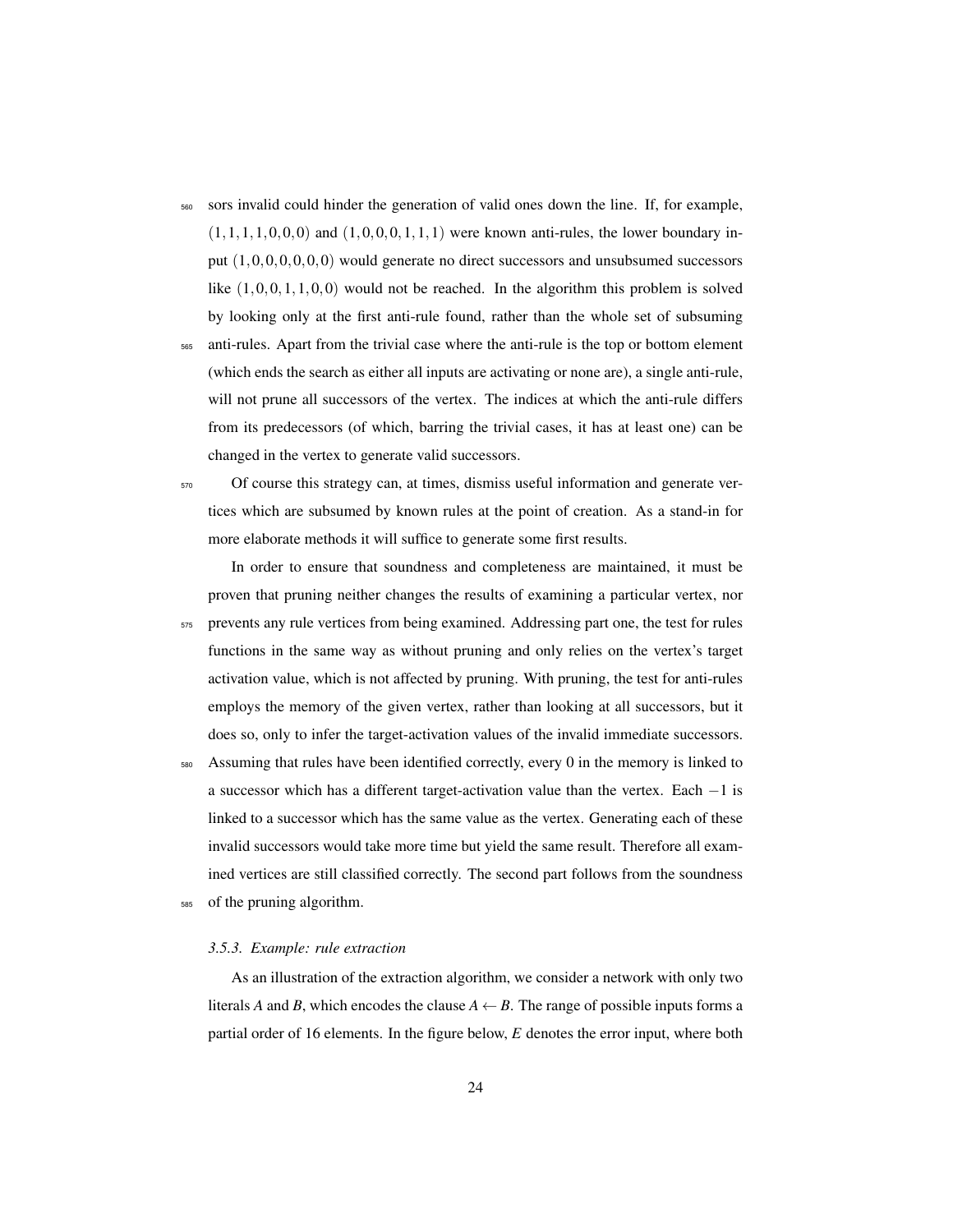sors invalid could hinder the generation of valid ones down the line. If, for example, $(1,1,1,1,0,0,0)$ and $(1,0,0,0,1,1,1)$ were known anti-rules, the lower boundary input $(1,0,0,0,0,0,0)$ would generate no direct successors and unsubsumed successors like $(1,0,0,1,1,0,0)$ would not be reached. In the algorithm this problem is solved by looking only at the first anti-rule found, rather than the whole set of subsuming anti-rules. Apart from the trivial case where the anti-rule is the top or bottom element (which ends the search as either all inputs are activating or none are), a single anti-rule, will not prune all successors of the vertex. The indices at which the anti-rule differs from its predecessors (of which, barring the trivial cases, it has at least one) can be changed in the vertex to generate valid successors.

Of course this strategy can, at times, dismiss useful information and generate vertices which are subsumed by known rules at the point of creation. As a stand-in for more elaborate methods it will suffice to generate some first results.

In order to ensure that soundness and completeness are maintained, it must be proven that pruning neither changes the results of examining a particular vertex, nor prevents any rule vertices from being examined. Addressing part one, the test for rules functions in the same way as without pruning and only relies on the vertex's target activation value, which is not affected by pruning. With pruning, the test for anti-rules employs the memory of the given vertex, rather than looking at all successors, but it does so, only to infer the target-activation values of the invalid immediate successors. Assuming that rules have been identified correctly, every 0 in the memory is linked to a successor which has a different target-activation value than the vertex. Each $-1$ is linked to a successor which has the same value as the vertex. Generating each of these invalid successors would take more time but yield the same result. Therefore all examined vertices are still classified correctly. The second part follows from the soundness of the pruning algorithm.

### *3.5.3. Example: rule extraction*

As an illustration of the extraction algorithm, we consider a network with only two literals *A* and *B*, which encodes the clause $A \leftarrow B$. The range of possible inputs forms a partial order of 16 elements. In the figure below, *E* denotes the error input, where both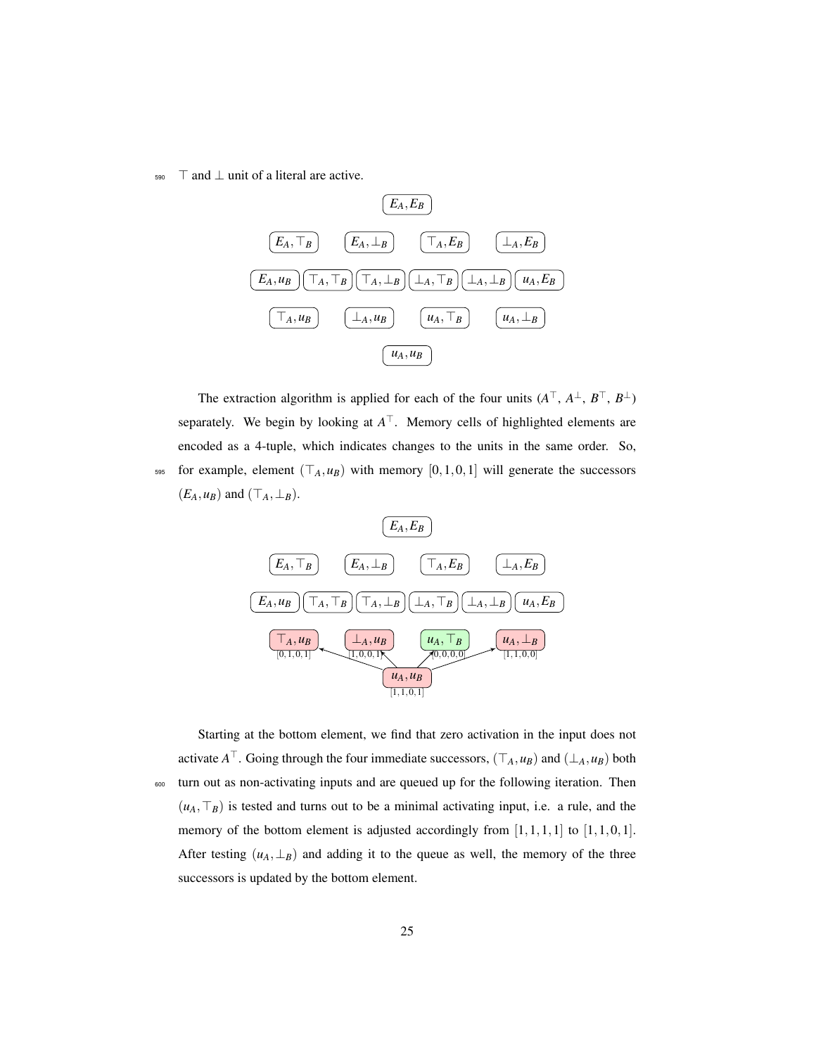$\top$ and $\bot$ unit of a literal are active.

The extraction algorithm is applied for each of the four units ($A^\top$, $A^\bot$, $B^\top$, $B^\bot$) separately. We begin by looking at $A^\top$. Memory cells of highlighted elements are encoded as a 4-tuple, which indicates changes to the units in the same order. So, for example, element $(\top_A, u_B)$ with memory $[0,1,0,1]$ will generate the successors $(E_A, u_B)$ and $(\top_A, \bot_B)$.

Starting at the bottom element, we find that zero activation in the input does not activate $A^\top$. Going through the four immediate successors, $(\top_A, u_B)$ and $(\bot_A, u_B)$ both turn out as non-activating inputs and are queued up for the following iteration. Then $(u_A, \top_B)$ is tested and turns out to be a minimal activating input, i.e. a rule, and the memory of the bottom element is adjusted accordingly from $[1,1,1,1]$ to $[1,1,0,1]$. After testing $(u_A, \bot_B)$ and adding it to the queue as well, the memory of the three successors is updated by the bottom element.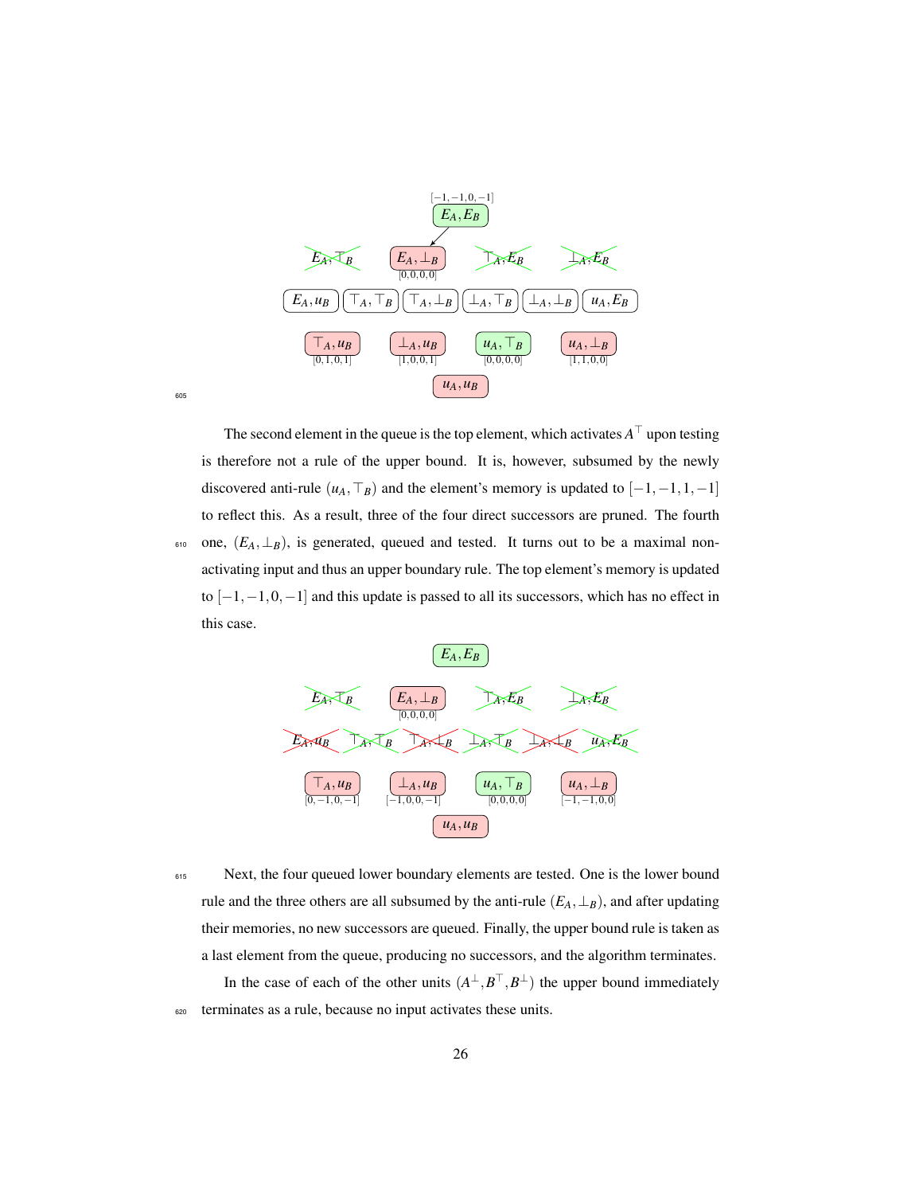The second element in the queue is the top element, which activates $A^{\top}$ upon testing is therefore not a rule of the upper bound. It is, however, subsumed by the newly discovered anti-rule $(u_A, \top_B)$ and the element's memory is updated to $[-1,-1,1,-1]$ to reflect this. As a result, three of the four direct successors are pruned. The fourth one, $(E_A, \bot_B)$, is generated, queued and tested. It turns out to be a maximal non-activating input and thus an upper boundary rule. The top element's memory is updated to $[-1,-1,0,-1]$ and this update is passed to all its successors, which has no effect in this case.

Next, the four queued lower boundary elements are tested. One is the lower bound rule and the three others are all subsumed by the anti-rule $(E_A, \bot_B)$, and after updating their memories, no new successors are queued. Finally, the upper bound rule is taken as a last element from the queue, producing no successors, and the algorithm terminates.

In the case of each of the other units $(A^{\bot}, B^{\top}, B^{\bot})$ the upper bound immediately terminates as a rule, because no input activates these units.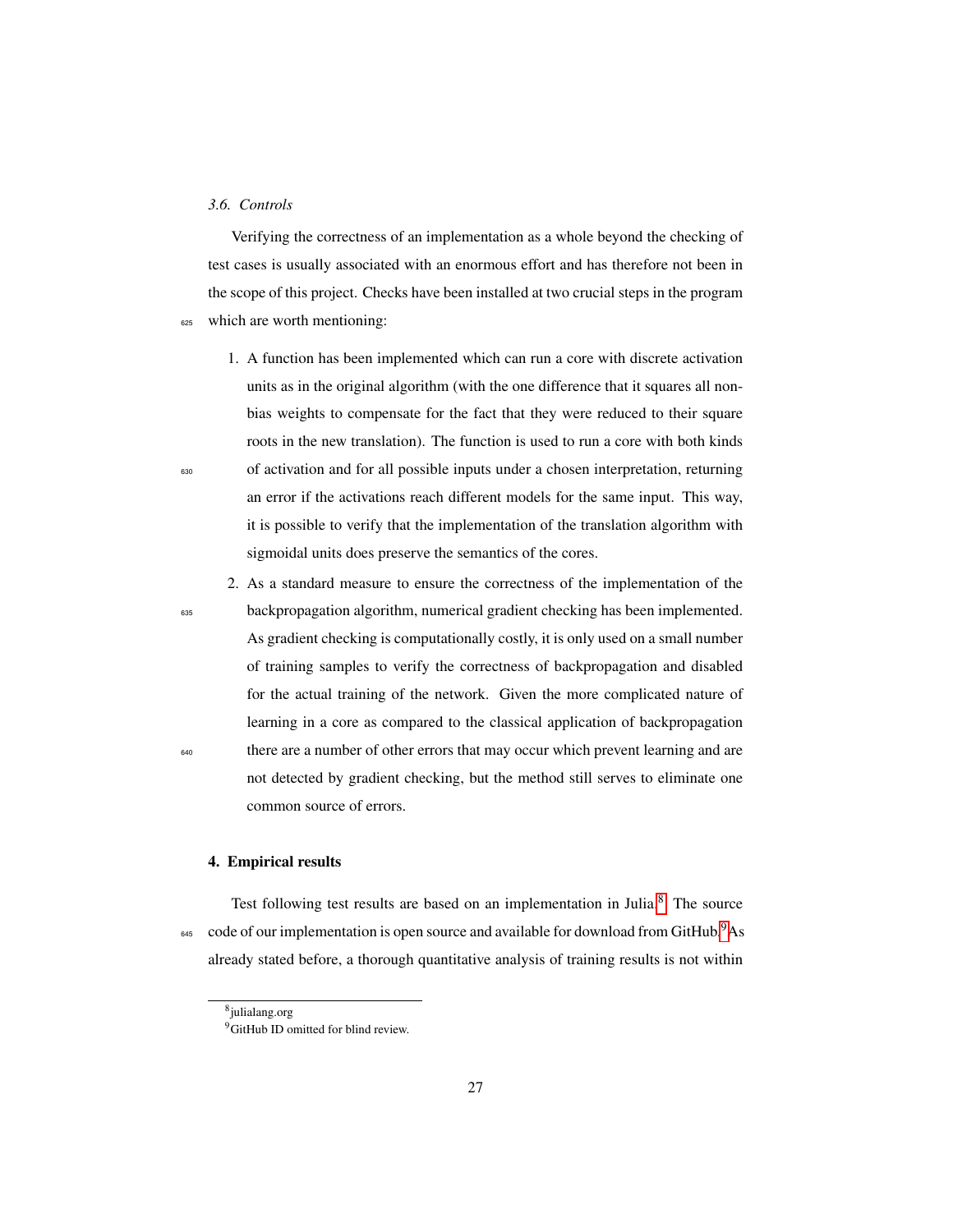### 3.6. Controls

Verifying the correctness of an implementation as a whole beyond the checking of test cases is usually associated with an enormous effort and has therefore not been in the scope of this project. Checks have been installed at two crucial steps in the program which are worth mentioning:

1. A function has been implemented which can run a core with discrete activation units as in the original algorithm (with the one difference that it squares all non-bias weights to compensate for the fact that they were reduced to their square roots in the new translation). The function is used to run a core with both kinds of activation and for all possible inputs under a chosen interpretation, returning an error if the activations reach different models for the same input. This way, it is possible to verify that the implementation of the translation algorithm with sigmoidal units does preserve the semantics of the cores.

2. As a standard measure to ensure the correctness of the implementation of the backpropagation algorithm, numerical gradient checking has been implemented. As gradient checking is computationally costly, it is only used on a small number of training samples to verify the correctness of backpropagation and disabled for the actual training of the network. Given the more complicated nature of learning in a core as compared to the classical application of backpropagation there are a number of other errors that may occur which prevent learning and are not detected by gradient checking, but the method still serves to eliminate one common source of errors.

## 4. Empirical results

Test following test results are based on an implementation in Julia.[8] The source code of our implementation is open source and available for download from GitHub.[9] As already stated before, a thorough quantitative analysis of training results is not within

[8] julialang.org

[9] GitHub ID omitted for blind review.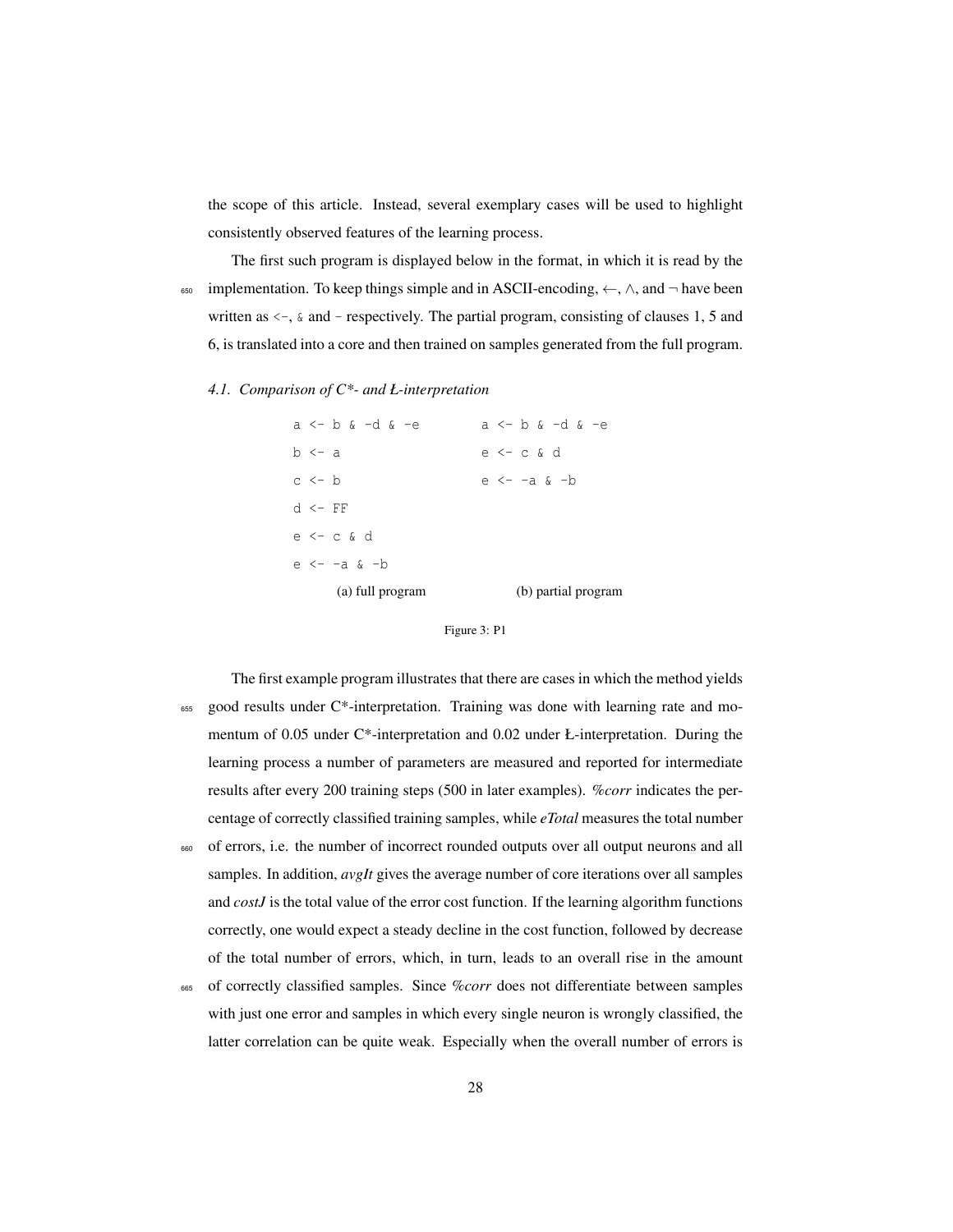the scope of this article. Instead, several exemplary cases will be used to highlight consistently observed features of the learning process.

The first such program is displayed below in the format, in which it is read by the implementation. To keep things simple and in ASCII-encoding, $\leftarrow$, $\wedge$, and $\neg$ have been written as `<-`, `&` and `-` respectively. The partial program, consisting of clauses 1, 5 and 6, is translated into a core and then trained on samples generated from the full program.

### 4.1. Comparison of C*- and Ł-interpretation

```
a <- b & -d & -e
b <- a
c <- b
d <- FF
e <- c & d
e <- -a & -b
```

(a) full program

```
a <- b & -d & -e
e <- c & d
e <- -a & -b
```

(b) partial program

Figure 3: P1

The first example program illustrates that there are cases in which the method yields good results under C*-interpretation. Training was done with learning rate and momentum of 0.05 under C*-interpretation and 0.02 under Ł-interpretation. During the learning process a number of parameters are measured and reported for intermediate results after every 200 training steps (500 in later examples). *%corr* indicates the percentage of correctly classified training samples, while *eTotal* measures the total number of errors, i.e. the number of incorrect rounded outputs over all output neurons and all samples. In addition, *avgIt* gives the average number of core iterations over all samples and *costJ* is the total value of the error cost function. If the learning algorithm functions correctly, one would expect a steady decline in the cost function, followed by decrease of the total number of errors, which, in turn, leads to an overall rise in the amount of correctly classified samples. Since *%corr* does not differentiate between samples with just one error and samples in which every single neuron is wrongly classified, the latter correlation can be quite weak. Especially when the overall number of errors is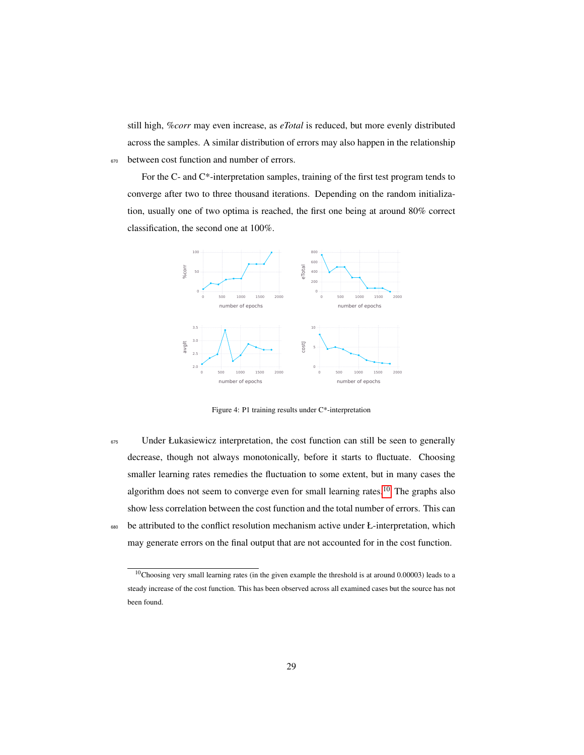still high, *%corr* may even increase, as *eTotal* is reduced, but more evenly distributed across the samples. A similar distribution of errors may also happen in the relationship between cost function and number of errors.

For the C- and C*-interpretation samples, training of the first test program tends to converge after two to three thousand iterations. Depending on the random initialization, usually one of two optima is reached, the first one being at around 80% correct classification, the second one at 100%.

Figure 4: P1 training results under C*-interpretation

Under Łukasiewicz interpretation, the cost function can still be seen to generally decrease, though not always monotonically, before it starts to fluctuate. Choosing smaller learning rates remedies the fluctuation to some extent, but in many cases the algorithm does not seem to converge even for small learning rates.[10] The graphs also show less correlation between the cost function and the total number of errors. This can be attributed to the conflict resolution mechanism active under Ł-interpretation, which may generate errors on the final output that are not accounted for in the cost function.

[10] Choosing very small learning rates (in the given example the threshold is at around 0.00003) leads to a steady increase of the cost function. This has been observed across all examined cases but the source has not been found.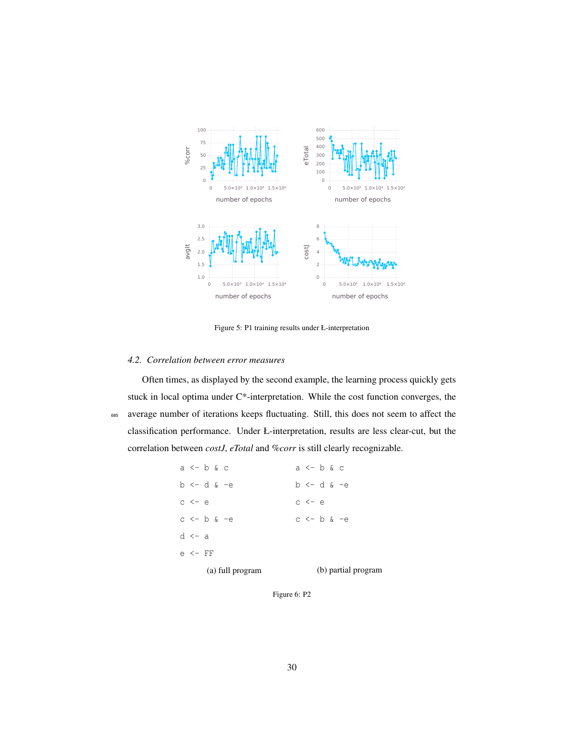Figure 5: P1 training results under Ł-interpretation

### 4.2. *Correlation between error measures*

Often times, as displayed by the second example, the learning process quickly gets stuck in local optima under C*-interpretation. While the cost function converges, the average number of iterations keeps fluctuating. Still, this does not seem to affect the classification performance. Under Ł-interpretation, results are less clear-cut, but the correlation between *costJ*, *eTotal* and *%corr* is still clearly recognizable.

```
a <- b & c
b <- d & -e
c <- e
c <- b & -e
d <- a
e <- FF
```

(a) full program

```
a <- b & c
b <- d & -e
c <- e
c <- b & -e
```

(b) partial program

Figure 6: P2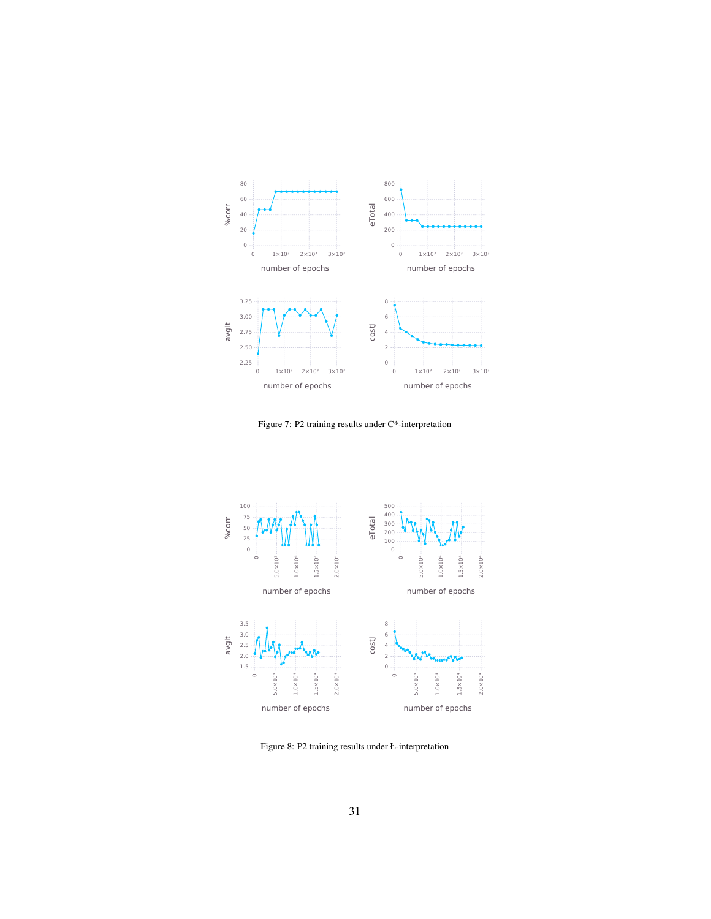Figure 7: P2 training results under C*-interpretation

Figure 8: P2 training results under Ł-interpretation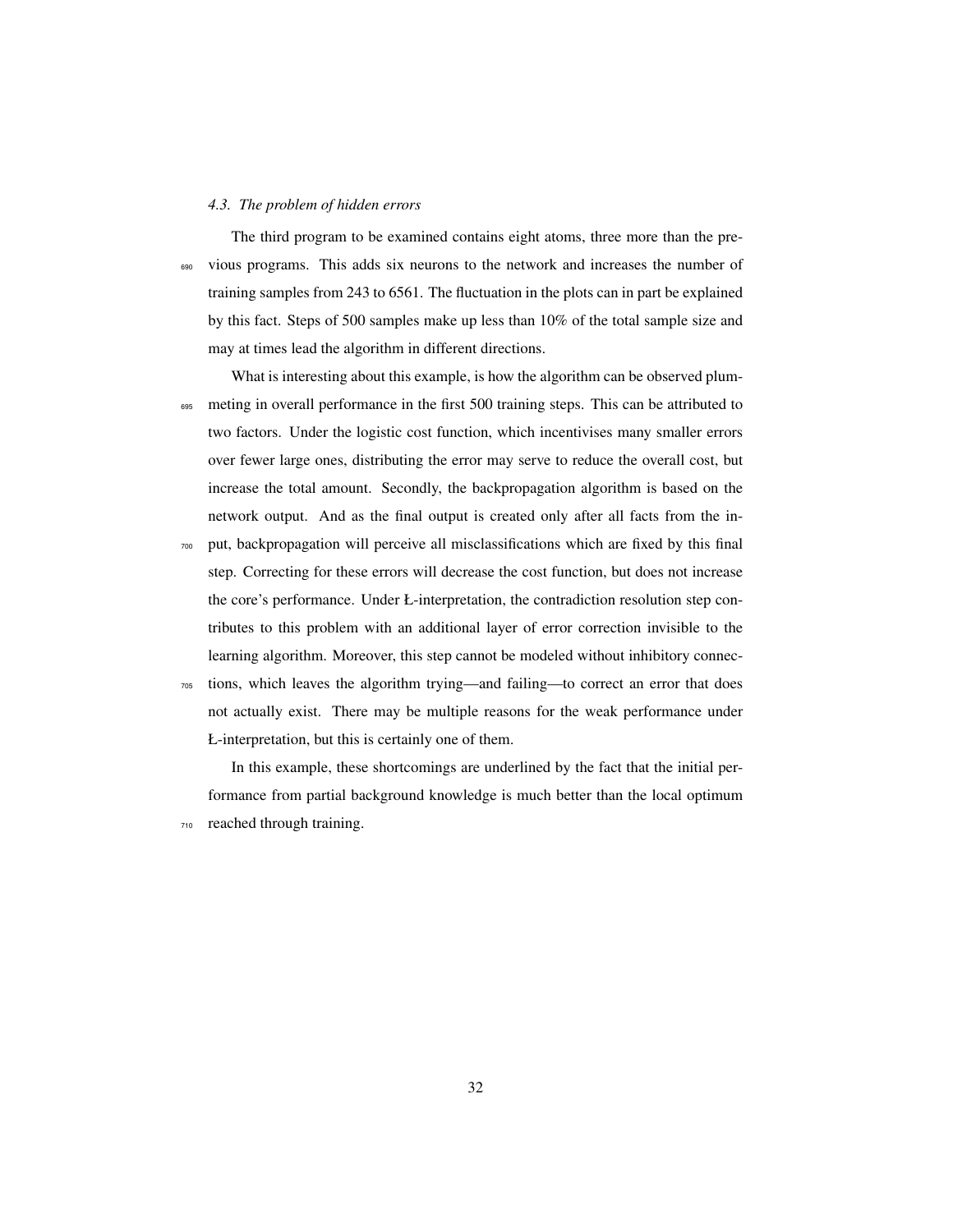### *4.3. The problem of hidden errors*

The third program to be examined contains eight atoms, three more than the previous programs. This adds six neurons to the network and increases the number of training samples from 243 to 6561. The fluctuation in the plots can in part be explained by this fact. Steps of 500 samples make up less than 10% of the total sample size and may at times lead the algorithm in different directions.

What is interesting about this example, is how the algorithm can be observed plummeting in overall performance in the first 500 training steps. This can be attributed to two factors. Under the logistic cost function, which incentivises many smaller errors over fewer large ones, distributing the error may serve to reduce the overall cost, but increase the total amount. Secondly, the backpropagation algorithm is based on the network output. And as the final output is created only after all facts from the input, backpropagation will perceive all misclassifications which are fixed by this final step. Correcting for these errors will decrease the cost function, but does not increase the core's performance. Under Ł-interpretation, the contradiction resolution step contributes to this problem with an additional layer of error correction invisible to the learning algorithm. Moreover, this step cannot be modeled without inhibitory connections, which leaves the algorithm trying—and failing—to correct an error that does not actually exist. There may be multiple reasons for the weak performance under Ł-interpretation, but this is certainly one of them.

In this example, these shortcomings are underlined by the fact that the initial performance from partial background knowledge is much better than the local optimum reached through training.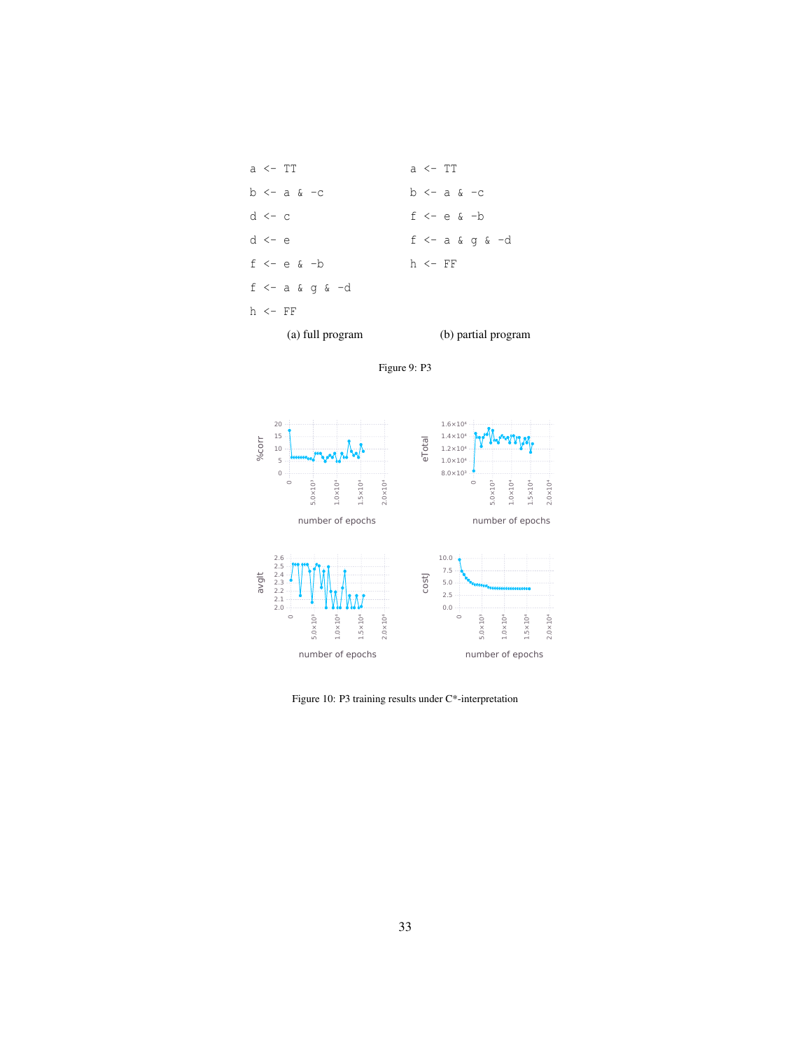```
a <- TT
b <- a & -c
d <- c
d <- e
f <- e & -b
f <- a & g & -d
h <- FF
```

(a) full program

```
a <- TT
b <- a & -c
f <- e & -b
f <- a & g & -d
h <- FF
```

(b) partial program

Figure 9: P3

Figure 10: P3 training results under C*-interpretation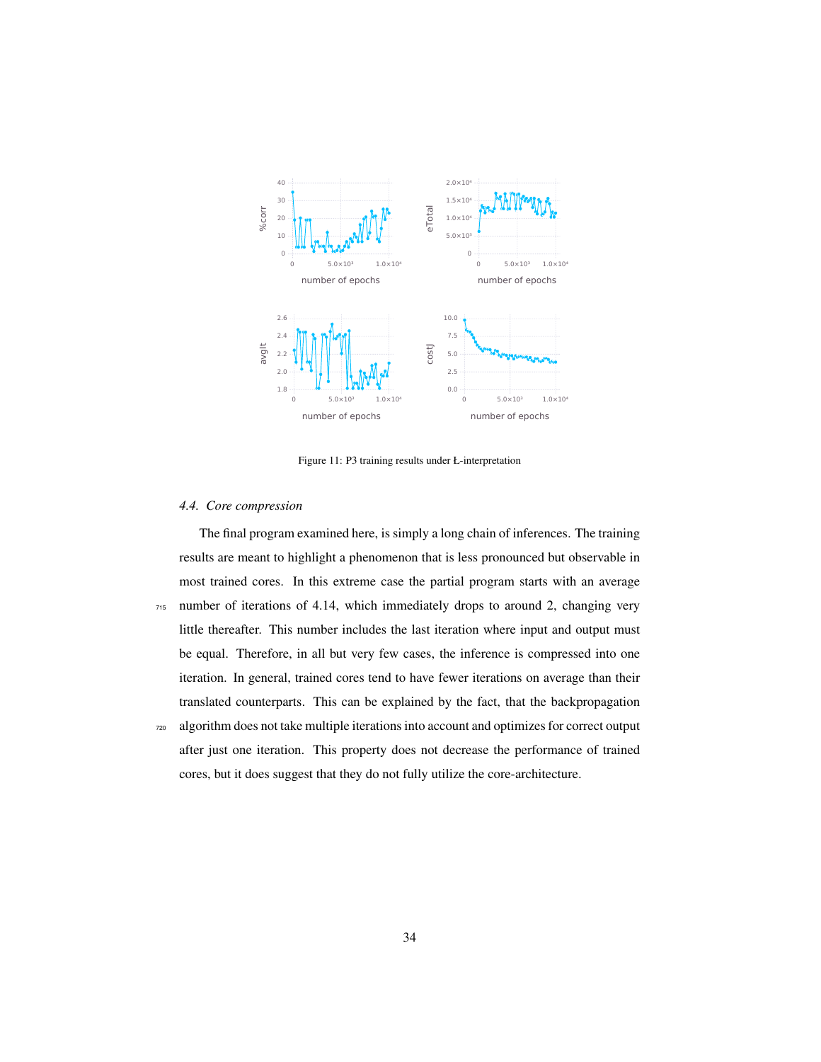Figure 11: P3 training results under Ł-interpretation

### 4.4. Core compression

The final program examined here, is simply a long chain of inferences. The training results are meant to highlight a phenomenon that is less pronounced but observable in most trained cores. In this extreme case the partial program starts with an average number of iterations of 4.14, which immediately drops to around 2, changing very little thereafter. This number includes the last iteration where input and output must be equal. Therefore, in all but very few cases, the inference is compressed into one iteration. In general, trained cores tend to have fewer iterations on average than their translated counterparts. This can be explained by the fact, that the backpropagation algorithm does not take multiple iterations into account and optimizes for correct output after just one iteration. This property does not decrease the performance of trained cores, but it does suggest that they do not fully utilize the core-architecture.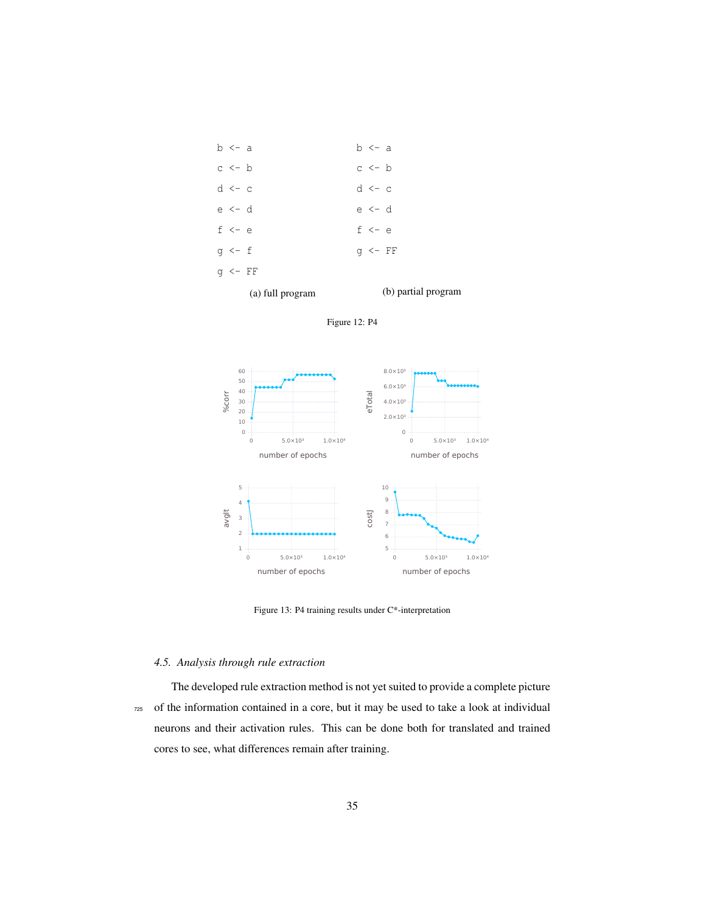```
b <- a
c <- b
d <- c
e <- d
f <- e
g <- f
g <- FF
```

(a) full program

```
b <- a
c <- b
d <- c
e <- d
f <- e
g <- FF
```

(b) partial program

Figure 12: P4

Figure 13: P4 training results under C*-interpretation

### 4.5. Analysis through rule extraction

The developed rule extraction method is not yet suited to provide a complete picture of the information contained in a core, but it may be used to take a look at individual neurons and their activation rules. This can be done both for translated and trained cores to see, what differences remain after training.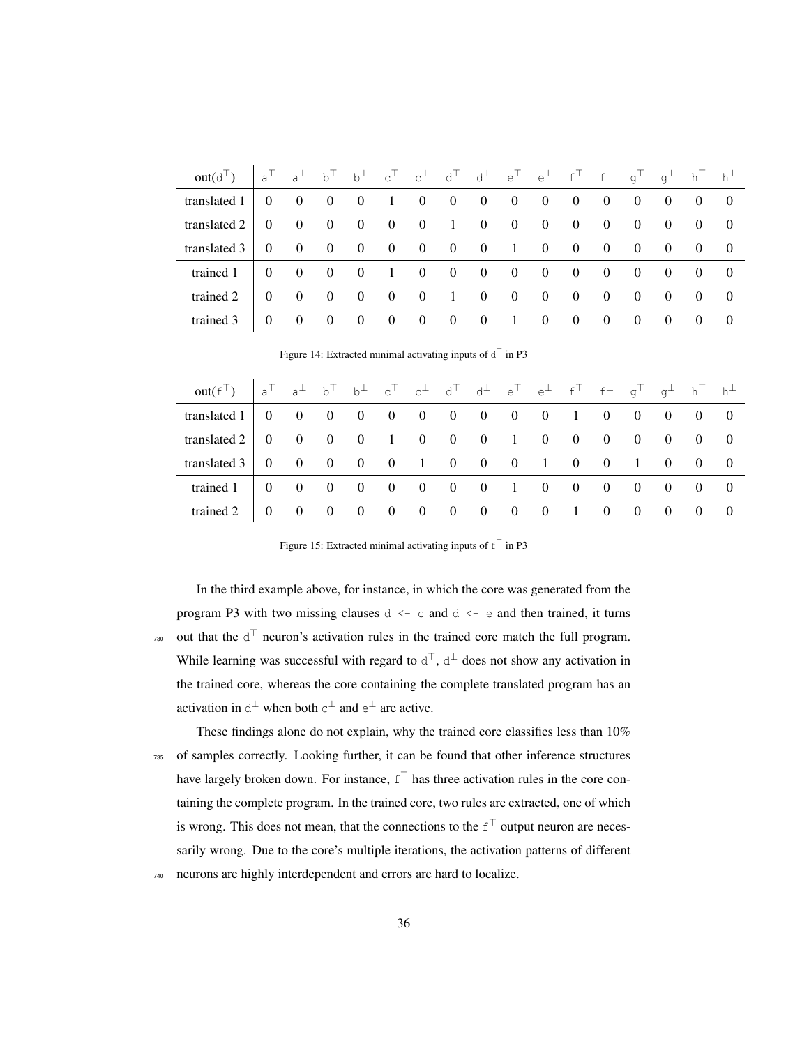| out($\mathtt{d}^\top$) | $\mathtt{a}^\top$ | $\mathtt{a}^\bot$ | $\mathtt{b}^\top$ | $\mathtt{b}^\bot$ | $\mathtt{c}^\top$ | $\mathtt{c}^\bot$ | $\mathtt{d}^\top$ | $\mathtt{d}^\bot$ | $\mathtt{e}^\top$ | $\mathtt{e}^\bot$ | $\mathtt{f}^\top$ | $\mathtt{f}^\bot$ | $\mathtt{g}^\top$ | $\mathtt{g}^\bot$ | $\mathtt{h}^\top$ | $\mathtt{h}^\bot$ |
|---|---|---|---|---|---|---|---|---|---|---|---|---|---|---|---|---|
| translated 1 | 0 | 0 | 0 | 0 | 1 | 0 | 0 | 0 | 0 | 0 | 0 | 0 | 0 | 0 | 0 | 0 |
| translated 2 | 0 | 0 | 0 | 0 | 0 | 0 | 1 | 0 | 0 | 0 | 0 | 0 | 0 | 0 | 0 | 0 |
| translated 3 | 0 | 0 | 0 | 0 | 0 | 0 | 0 | 0 | 1 | 0 | 0 | 0 | 0 | 0 | 0 | 0 |
| trained 1 | 0 | 0 | 0 | 0 | 1 | 0 | 0 | 0 | 0 | 0 | 0 | 0 | 0 | 0 | 0 | 0 |
| trained 2 | 0 | 0 | 0 | 0 | 0 | 0 | 1 | 0 | 0 | 0 | 0 | 0 | 0 | 0 | 0 | 0 |
| trained 3 | 0 | 0 | 0 | 0 | 0 | 0 | 0 | 0 | 1 | 0 | 0 | 0 | 0 | 0 | 0 | 0 |

Figure 14: Extracted minimal activating inputs of $\mathtt{d}^\top$ in P3

| out($\mathtt{f}^\top$) | $\mathtt{a}^\top$ | $\mathtt{a}^\bot$ | $\mathtt{b}^\top$ | $\mathtt{b}^\bot$ | $\mathtt{c}^\top$ | $\mathtt{c}^\bot$ | $\mathtt{d}^\top$ | $\mathtt{d}^\bot$ | $\mathtt{e}^\top$ | $\mathtt{e}^\bot$ | $\mathtt{f}^\top$ | $\mathtt{f}^\bot$ | $\mathtt{g}^\top$ | $\mathtt{g}^\bot$ | $\mathtt{h}^\top$ | $\mathtt{h}^\bot$ |
|---|---|---|---|---|---|---|---|---|---|---|---|---|---|---|---|---|
| translated 1 | 0 | 0 | 0 | 0 | 0 | 0 | 0 | 0 | 0 | 0 | 1 | 0 | 0 | 0 | 0 | 0 |
| translated 2 | 0 | 0 | 0 | 0 | 1 | 0 | 0 | 0 | 1 | 0 | 0 | 0 | 0 | 0 | 0 | 0 |
| translated 3 | 0 | 0 | 0 | 0 | 0 | 1 | 0 | 0 | 0 | 1 | 0 | 0 | 1 | 0 | 0 | 0 |
| trained 1 | 0 | 0 | 0 | 0 | 0 | 0 | 0 | 0 | 1 | 0 | 0 | 0 | 0 | 0 | 0 | 0 |
| trained 2 | 0 | 0 | 0 | 0 | 0 | 0 | 0 | 0 | 0 | 0 | 1 | 0 | 0 | 0 | 0 | 0 |

Figure 15: Extracted minimal activating inputs of $\mathtt{f}^\top$ in P3

In the third example above, for instance, in which the core was generated from the program P3 with two missing clauses `d <- c` and `d <- e` and then trained, it turns out that the $\mathtt{d}^\top$ neuron's activation rules in the trained core match the full program. While learning was successful with regard to $\mathtt{d}^\top$, $\mathtt{d}^\bot$ does not show any activation in the trained core, whereas the core containing the complete translated program has an activation in $\mathtt{d}^\bot$ when both $\mathtt{c}^\bot$ and $\mathtt{e}^\bot$ are active.

These findings alone do not explain, why the trained core classifies less than 10% of samples correctly. Looking further, it can be found that other inference structures have largely broken down. For instance, $\mathtt{f}^\top$ has three activation rules in the core containing the complete program. In the trained core, two rules are extracted, one of which is wrong. This does not mean, that the connections to the $\mathtt{f}^\top$ output neuron are necessarily wrong. Due to the core's multiple iterations, the activation patterns of different neurons are highly interdependent and errors are hard to localize.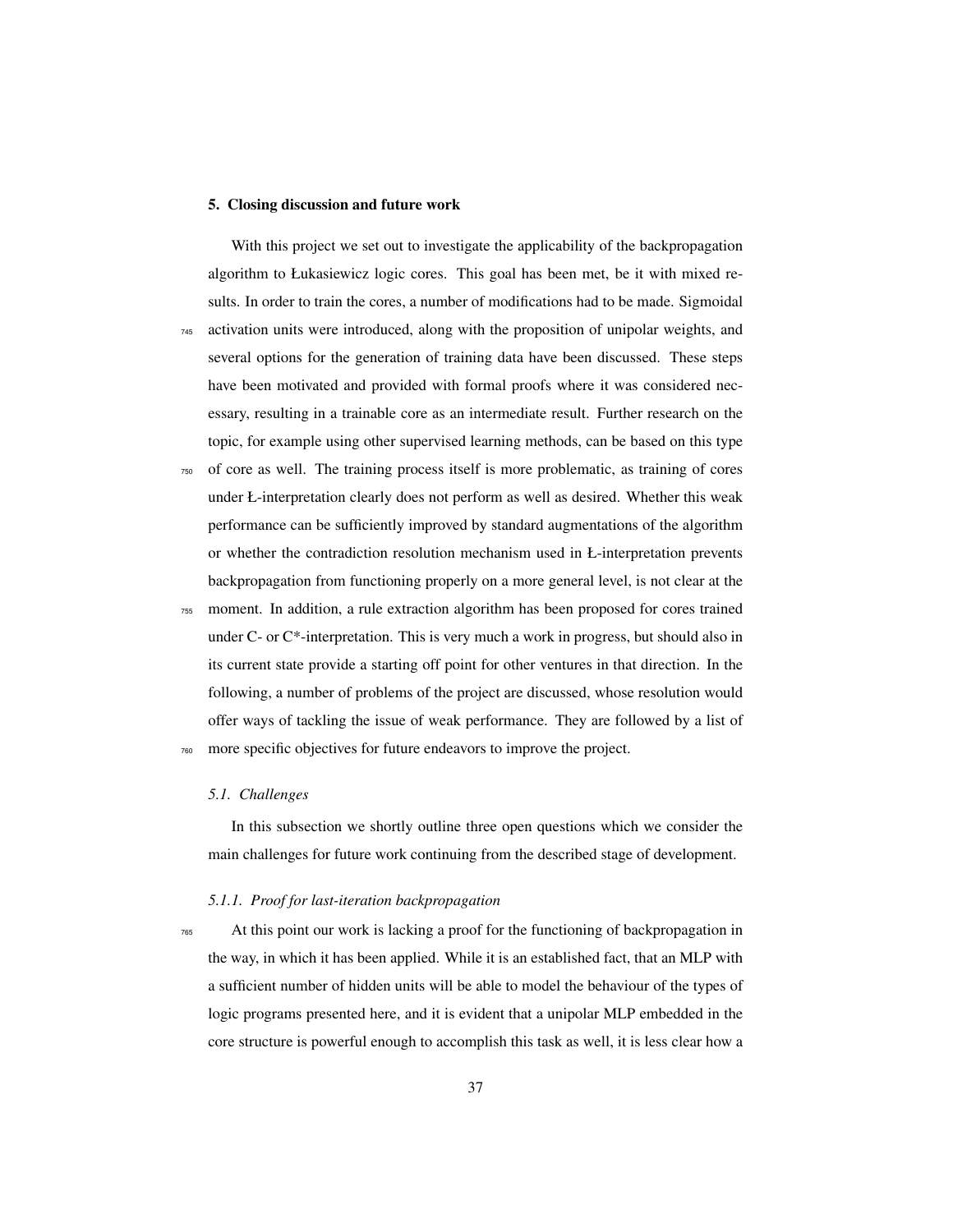## 5. Closing discussion and future work

With this project we set out to investigate the applicability of the backpropagation algorithm to Łukasiewicz logic cores. This goal has been met, be it with mixed results. In order to train the cores, a number of modifications had to be made. Sigmoidal activation units were introduced, along with the proposition of unipolar weights, and several options for the generation of training data have been discussed. These steps have been motivated and provided with formal proofs where it was considered necessary, resulting in a trainable core as an intermediate result. Further research on the topic, for example using other supervised learning methods, can be based on this type of core as well. The training process itself is more problematic, as training of cores under Ł-interpretation clearly does not perform as well as desired. Whether this weak performance can be sufficiently improved by standard augmentations of the algorithm or whether the contradiction resolution mechanism used in Ł-interpretation prevents backpropagation from functioning properly on a more general level, is not clear at the moment. In addition, a rule extraction algorithm has been proposed for cores trained under C- or C*-interpretation. This is very much a work in progress, but should also in its current state provide a starting off point for other ventures in that direction. In the following, a number of problems of the project are discussed, whose resolution would offer ways of tackling the issue of weak performance. They are followed by a list of more specific objectives for future endeavors to improve the project.

### *5.1. Challenges*

In this subsection we shortly outline three open questions which we consider the main challenges for future work continuing from the described stage of development.

#### *5.1.1. Proof for last-iteration backpropagation*

At this point our work is lacking a proof for the functioning of backpropagation in the way, in which it has been applied. While it is an established fact, that an MLP with a sufficient number of hidden units will be able to model the behaviour of the types of logic programs presented here, and it is evident that a unipolar MLP embedded in the core structure is powerful enough to accomplish this task as well, it is less clear how a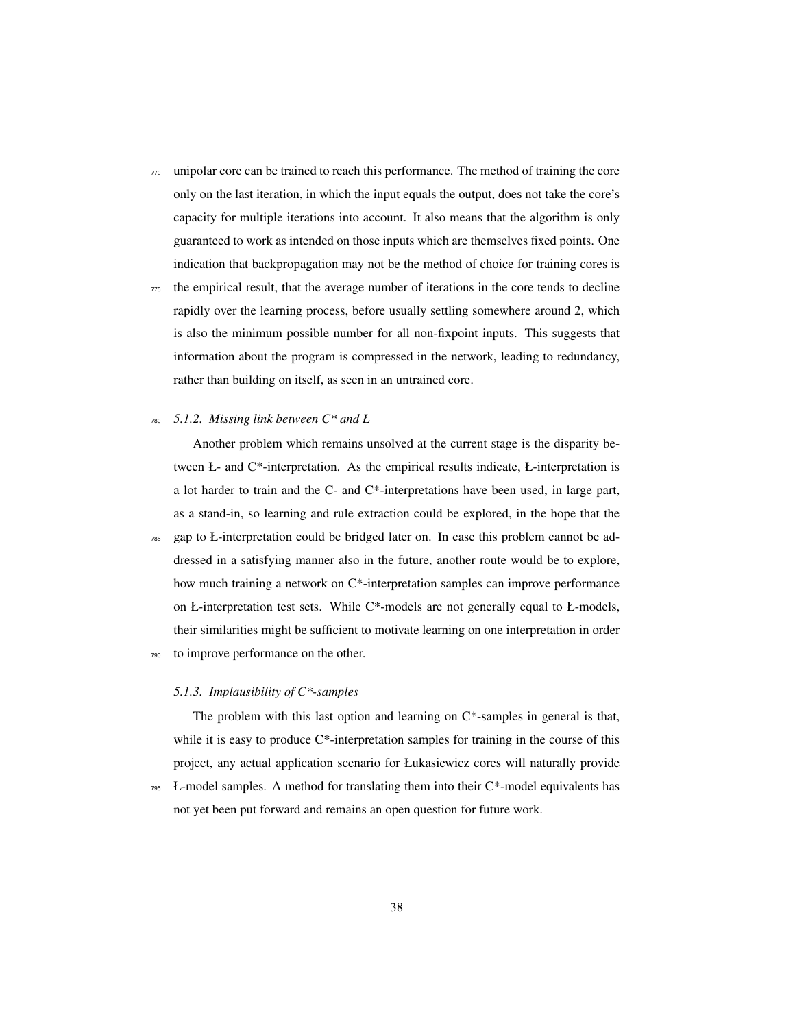unipolar core can be trained to reach this performance. The method of training the core only on the last iteration, in which the input equals the output, does not take the core's capacity for multiple iterations into account. It also means that the algorithm is only guaranteed to work as intended on those inputs which are themselves fixed points. One indication that backpropagation may not be the method of choice for training cores is the empirical result, that the average number of iterations in the core tends to decline rapidly over the learning process, before usually settling somewhere around 2, which is also the minimum possible number for all non-fixpoint inputs. This suggests that information about the program is compressed in the network, leading to redundancy, rather than building on itself, as seen in an untrained core.

#### *5.1.2. Missing link between C\* and Ł*

Another problem which remains unsolved at the current stage is the disparity between Ł- and C*-interpretation. As the empirical results indicate, Ł-interpretation is a lot harder to train and the C- and C*-interpretations have been used, in large part, as a stand-in, so learning and rule extraction could be explored, in the hope that the gap to Ł-interpretation could be bridged later on. In case this problem cannot be addressed in a satisfying manner also in the future, another route would be to explore, how much training a network on C*-interpretation samples can improve performance on Ł-interpretation test sets. While C*-models are not generally equal to Ł-models, their similarities might be sufficient to motivate learning on one interpretation in order to improve performance on the other.

#### *5.1.3. Implausibility of C\*-samples*

The problem with this last option and learning on C*-samples in general is that, while it is easy to produce C*-interpretation samples for training in the course of this project, any actual application scenario for Łukasiewicz cores will naturally provide Ł-model samples. A method for translating them into their C*-model equivalents has not yet been put forward and remains an open question for future work.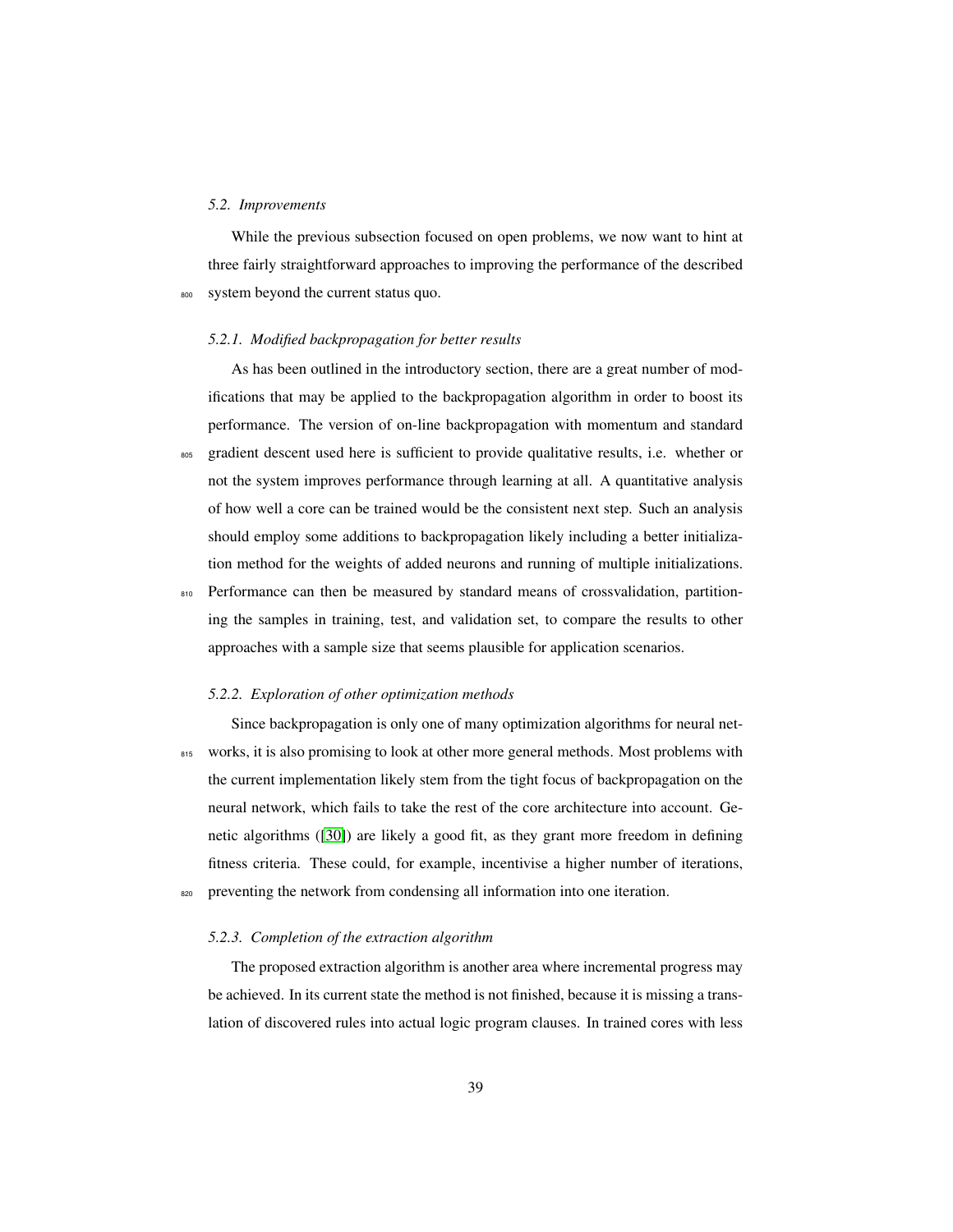### 5.2. Improvements

While the previous subsection focused on open problems, we now want to hint at three fairly straightforward approaches to improving the performance of the described system beyond the current status quo.

#### 5.2.1. Modified backpropagation for better results

As has been outlined in the introductory section, there are a great number of modifications that may be applied to the backpropagation algorithm in order to boost its performance. The version of on-line backpropagation with momentum and standard gradient descent used here is sufficient to provide qualitative results, i.e. whether or not the system improves performance through learning at all. A quantitative analysis of how well a core can be trained would be the consistent next step. Such an analysis should employ some additions to backpropagation likely including a better initialization method for the weights of added neurons and running of multiple initializations. Performance can then be measured by standard means of crossvalidation, partitioning the samples in training, test, and validation set, to compare the results to other approaches with a sample size that seems plausible for application scenarios.

#### 5.2.2. Exploration of other optimization methods

Since backpropagation is only one of many optimization algorithms for neural networks, it is also promising to look at other more general methods. Most problems with the current implementation likely stem from the tight focus of backpropagation on the neural network, which fails to take the rest of the core architecture into account. Genetic algorithms ([30]) are likely a good fit, as they grant more freedom in defining fitness criteria. These could, for example, incentivise a higher number of iterations, preventing the network from condensing all information into one iteration.

#### 5.2.3. Completion of the extraction algorithm

The proposed extraction algorithm is another area where incremental progress may be achieved. In its current state the method is not finished, because it is missing a translation of discovered rules into actual logic program clauses. In trained cores with less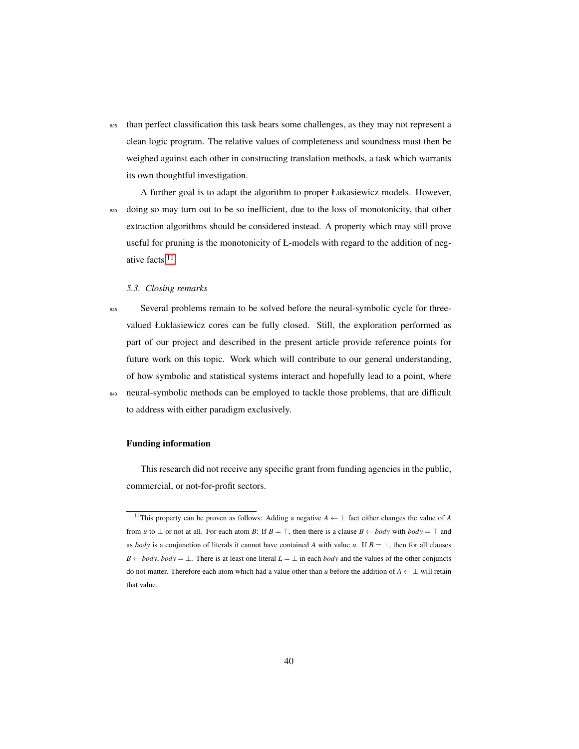than perfect classification this task bears some challenges, as they may not represent a clean logic program. The relative values of completeness and soundness must then be weighed against each other in constructing translation methods, a task which warrants its own thoughtful investigation.

A further goal is to adapt the algorithm to proper Łukasiewicz models. However, doing so may turn out to be so inefficient, due to the loss of monotonicity, that other extraction algorithms should be considered instead. A property which may still prove useful for pruning is the monotonicity of Ł-models with regard to the addition of negative facts.[11]

### 5.3. Closing remarks

Several problems remain to be solved before the neural-symbolic cycle for three-valued Łuklasiewicz cores can be fully closed. Still, the exploration performed as part of our project and described in the present article provide reference points for future work on this topic. Work which will contribute to our general understanding, of how symbolic and statistical systems interact and hopefully lead to a point, where neural-symbolic methods can be employed to tackle those problems, that are difficult to address with either paradigm exclusively.

## Funding information

This research did not receive any specific grant from funding agencies in the public, commercial, or not-for-profit sectors.

[11] This property can be proven as follows: Adding a negative $A \leftarrow \bot$ fact either changes the value of $A$ from $u$ to $\bot$ or not at all. For each atom $B$: If $B = \top$, then there is a clause $B \leftarrow body$ with $body = \top$ and as $body$ is a conjunction of literals it cannot have contained $A$ with value $u$. If $B = \bot$, then for all clauses $B \leftarrow body$, $body = \bot$. There is at least one literal $L = \bot$ in each $body$ and the values of the other conjuncts do not matter. Therefore each atom which had a value other than $u$ before the addition of $A \leftarrow \bot$ will retain that value.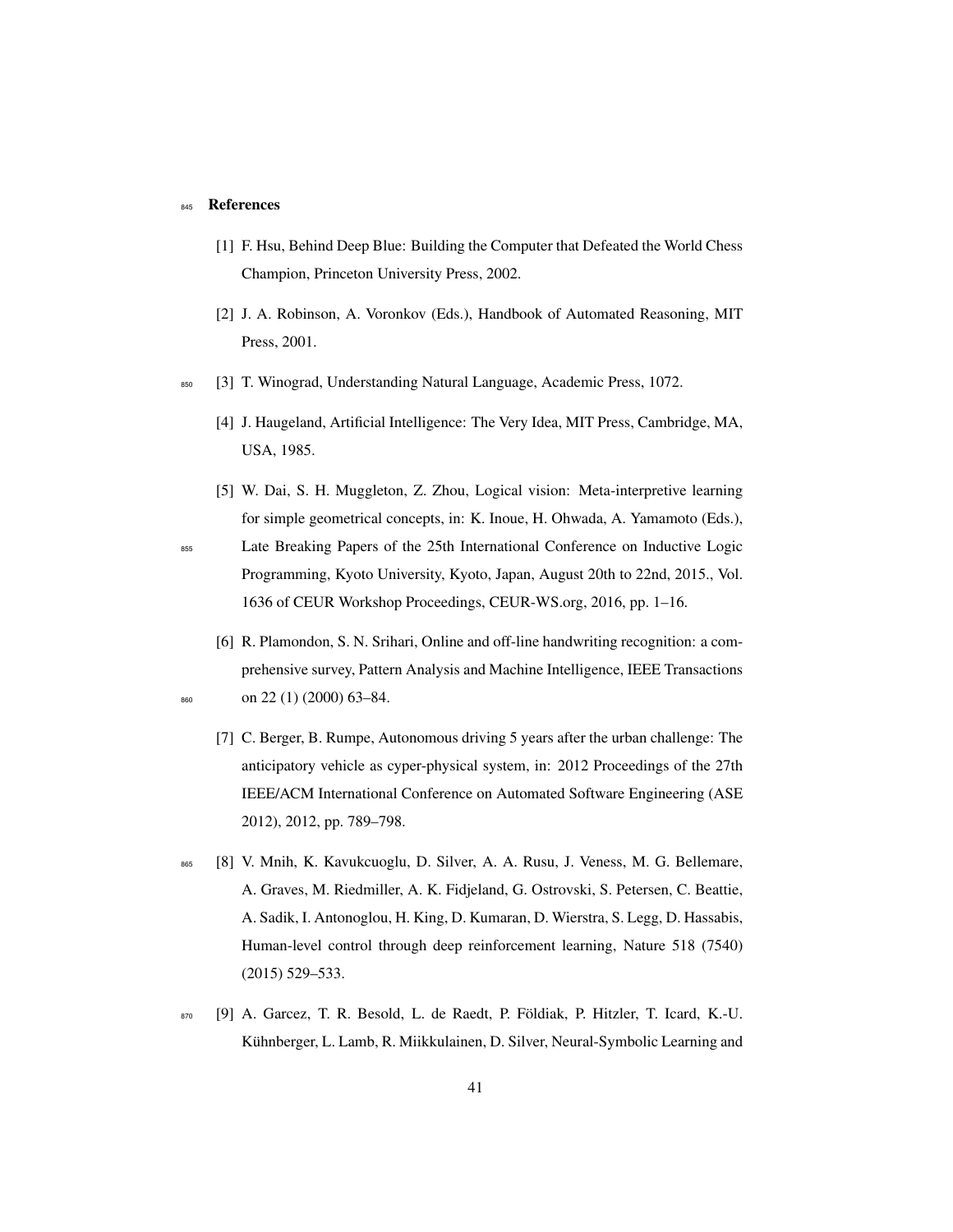## References

[1] F. Hsu, Behind Deep Blue: Building the Computer that Defeated the World Chess Champion, Princeton University Press, 2002.

[2] J. A. Robinson, A. Voronkov (Eds.), Handbook of Automated Reasoning, MIT Press, 2001.

[3] T. Winograd, Understanding Natural Language, Academic Press, 1072.

[4] J. Haugeland, Artificial Intelligence: The Very Idea, MIT Press, Cambridge, MA, USA, 1985.

[5] W. Dai, S. H. Muggleton, Z. Zhou, Logical vision: Meta-interpretive learning for simple geometrical concepts, in: K. Inoue, H. Ohwada, A. Yamamoto (Eds.), Late Breaking Papers of the 25th International Conference on Inductive Logic Programming, Kyoto University, Kyoto, Japan, August 20th to 22nd, 2015., Vol. 1636 of CEUR Workshop Proceedings, CEUR-WS.org, 2016, pp. 1–16.

[6] R. Plamondon, S. N. Srihari, Online and off-line handwriting recognition: a comprehensive survey, Pattern Analysis and Machine Intelligence, IEEE Transactions on 22 (1) (2000) 63–84.

[7] C. Berger, B. Rumpe, Autonomous driving 5 years after the urban challenge: The anticipatory vehicle as cyper-physical system, in: 2012 Proceedings of the 27th IEEE/ACM International Conference on Automated Software Engineering (ASE 2012), 2012, pp. 789–798.

[8] V. Mnih, K. Kavukcuoglu, D. Silver, A. A. Rusu, J. Veness, M. G. Bellemare, A. Graves, M. Riedmiller, A. K. Fidjeland, G. Ostrovski, S. Petersen, C. Beattie, A. Sadik, I. Antonoglou, H. King, D. Kumaran, D. Wierstra, S. Legg, D. Hassabis, Human-level control through deep reinforcement learning, Nature 518 (7540) (2015) 529–533.

[9] A. Garcez, T. R. Besold, L. de Raedt, P. Földiak, P. Hitzler, T. Icard, K.-U. Kühnberger, L. Lamb, R. Miikkulainen, D. Silver, Neural-Symbolic Learning and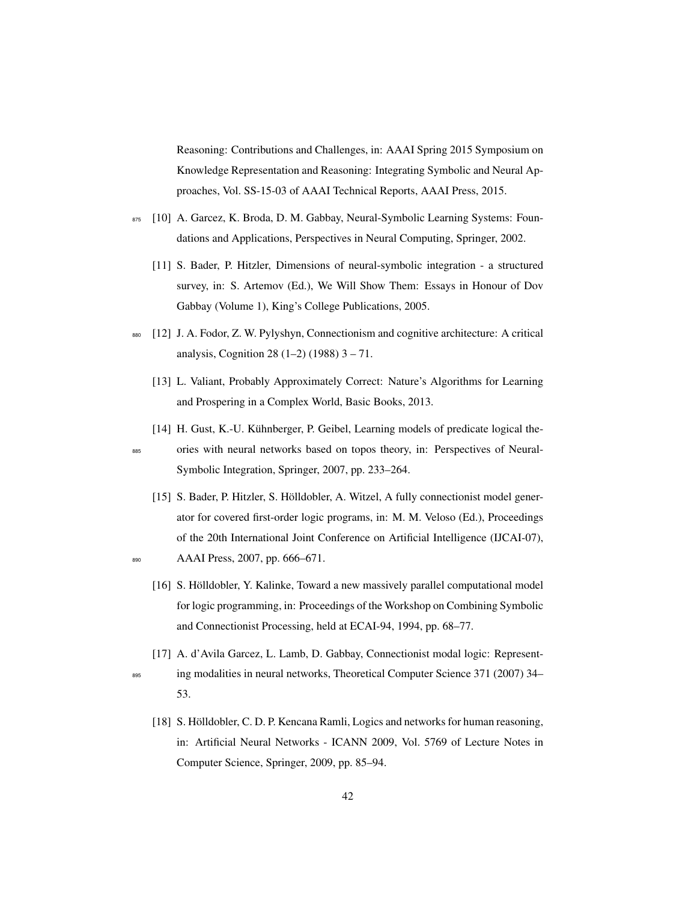Reasoning: Contributions and Challenges, in: AAAI Spring 2015 Symposium on Knowledge Representation and Reasoning: Integrating Symbolic and Neural Approaches, Vol. SS-15-03 of AAAI Technical Reports, AAAI Press, 2015.

[10] A. Garcez, K. Broda, D. M. Gabbay, Neural-Symbolic Learning Systems: Foundations and Applications, Perspectives in Neural Computing, Springer, 2002.

[11] S. Bader, P. Hitzler, Dimensions of neural-symbolic integration - a structured survey, in: S. Artemov (Ed.), We Will Show Them: Essays in Honour of Dov Gabbay (Volume 1), King's College Publications, 2005.

[12] J. A. Fodor, Z. W. Pylyshyn, Connectionism and cognitive architecture: A critical analysis, Cognition 28 (1–2) (1988) 3 – 71.

[13] L. Valiant, Probably Approximately Correct: Nature's Algorithms for Learning and Prospering in a Complex World, Basic Books, 2013.

[14] H. Gust, K.-U. Kühnberger, P. Geibel, Learning models of predicate logical theories with neural networks based on topos theory, in: Perspectives of Neural-Symbolic Integration, Springer, 2007, pp. 233–264.

[15] S. Bader, P. Hitzler, S. Hölldobler, A. Witzel, A fully connectionist model generator for covered first-order logic programs, in: M. M. Veloso (Ed.), Proceedings of the 20th International Joint Conference on Artificial Intelligence (IJCAI-07), AAAI Press, 2007, pp. 666–671.

[16] S. Hölldobler, Y. Kalinke, Toward a new massively parallel computational model for logic programming, in: Proceedings of the Workshop on Combining Symbolic and Connectionist Processing, held at ECAI-94, 1994, pp. 68–77.

[17] A. d'Avila Garcez, L. Lamb, D. Gabbay, Connectionist modal logic: Representing modalities in neural networks, Theoretical Computer Science 371 (2007) 34–53.

[18] S. Hölldobler, C. D. P. Kencana Ramli, Logics and networks for human reasoning, in: Artificial Neural Networks - ICANN 2009, Vol. 5769 of Lecture Notes in Computer Science, Springer, 2009, pp. 85–94.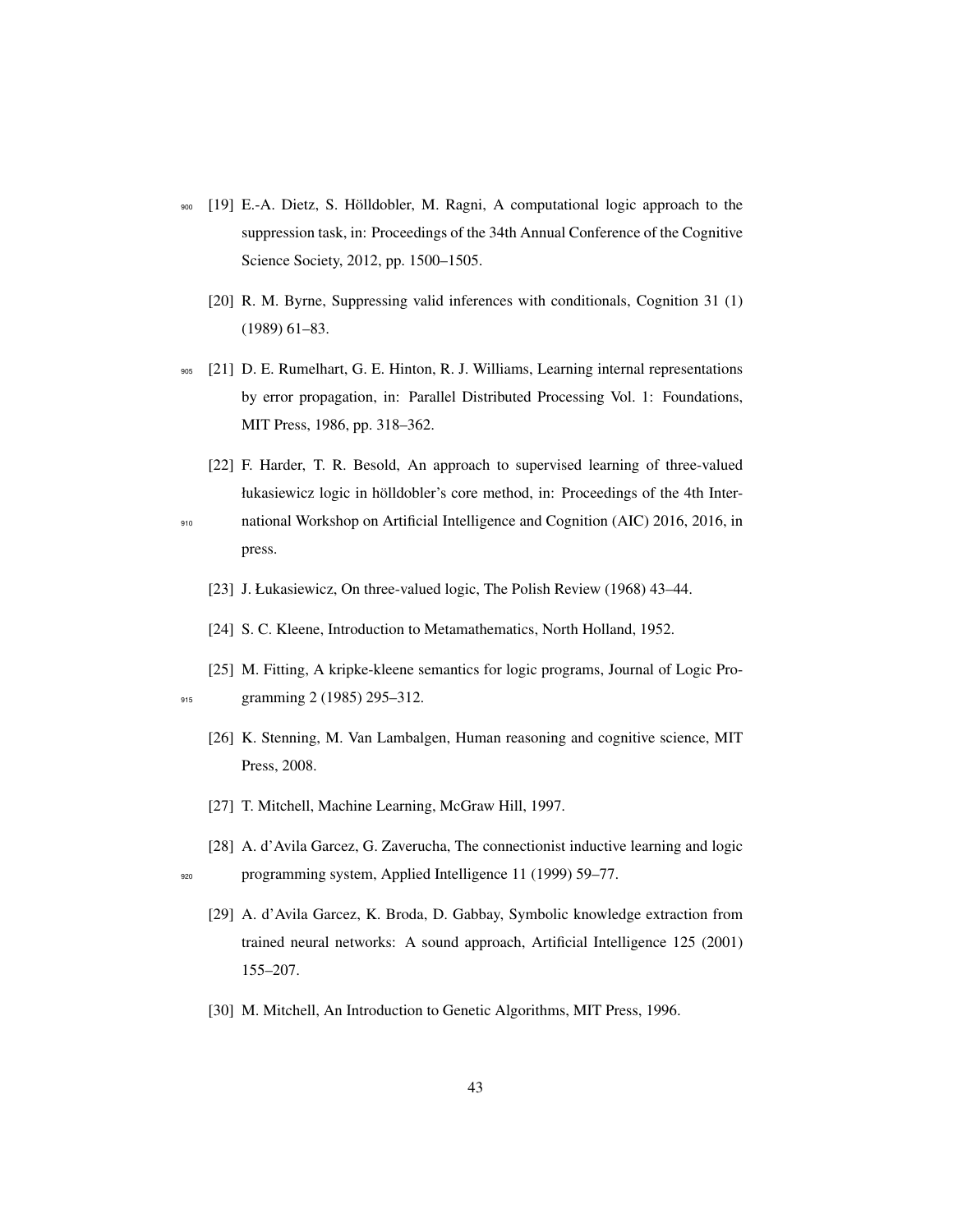[19] E.-A. Dietz, S. Hölldobler, M. Ragni, A computational logic approach to the suppression task, in: Proceedings of the 34th Annual Conference of the Cognitive Science Society, 2012, pp. 1500–1505.

[20] R. M. Byrne, Suppressing valid inferences with conditionals, Cognition 31 (1) (1989) 61–83.

[21] D. E. Rumelhart, G. E. Hinton, R. J. Williams, Learning internal representations by error propagation, in: Parallel Distributed Processing Vol. 1: Foundations, MIT Press, 1986, pp. 318–362.

[22] F. Harder, T. R. Besold, An approach to supervised learning of three-valued łukasiewicz logic in hölldobler's core method, in: Proceedings of the 4th International Workshop on Artificial Intelligence and Cognition (AIC) 2016, 2016, in press.

[23] J. Łukasiewicz, On three-valued logic, The Polish Review (1968) 43–44.

[24] S. C. Kleene, Introduction to Metamathematics, North Holland, 1952.

[25] M. Fitting, A kripke-kleene semantics for logic programs, Journal of Logic Programming 2 (1985) 295–312.

[26] K. Stenning, M. Van Lambalgen, Human reasoning and cognitive science, MIT Press, 2008.

[27] T. Mitchell, Machine Learning, McGraw Hill, 1997.

[28] A. d'Avila Garcez, G. Zaverucha, The connectionist inductive learning and logic programming system, Applied Intelligence 11 (1999) 59–77.

[29] A. d'Avila Garcez, K. Broda, D. Gabbay, Symbolic knowledge extraction from trained neural networks: A sound approach, Artificial Intelligence 125 (2001) 155–207.

[30] M. Mitchell, An Introduction to Genetic Algorithms, MIT Press, 1996.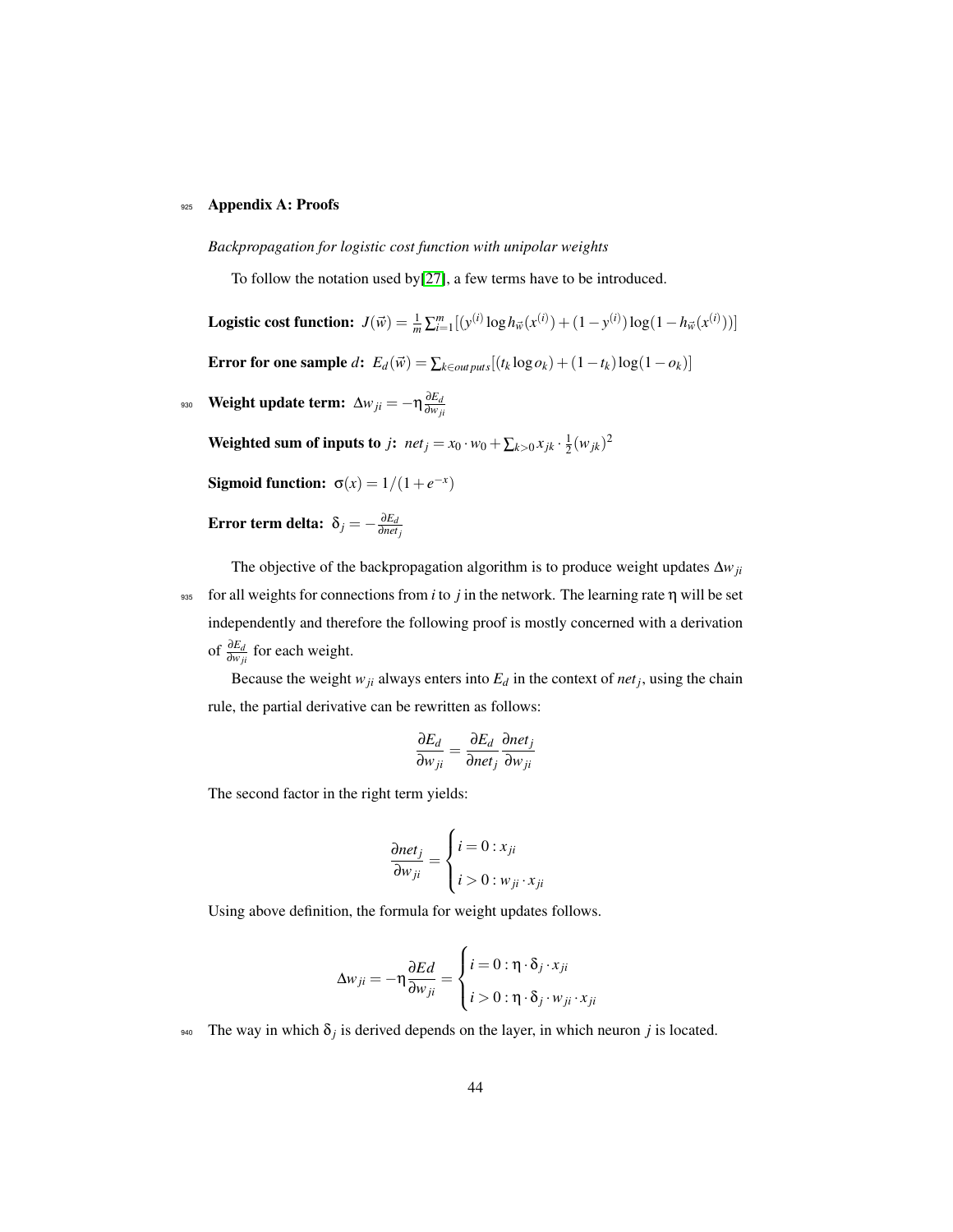## Appendix A: Proofs

*Backpropagation for logistic cost function with unipolar weights*

To follow the notation used by[27], a few terms have to be introduced.

**Logistic cost function:** $J(\vec{w}) = \frac{1}{m}\sum_{i=1}^{m}[(y^{(i)}\log h_{\vec{w}}(x^{(i)}) + (1-y^{(i)})\log(1-h_{\vec{w}}(x^{(i)}))]$

**Error for one sample $d$:** $E_d(\vec{w}) = \sum_{k\in outputs}[(t_k \log o_k) + (1-t_k)\log(1-o_k)]$

**Weight update term:** $\Delta w_{ji} = -\eta \frac{\partial E_d}{\partial w_{ji}}$

**Weighted sum of inputs to $j$:** $net_j = x_0 \cdot w_0 + \sum_{k>0} x_{jk} \cdot \frac{1}{2}(w_{jk})^2$

**Sigmoid function:** $\sigma(x) = 1/(1+e^{-x})$

**Error term delta:** $\delta_j = -\frac{\partial E_d}{\partial net_j}$

The objective of the backpropagation algorithm is to produce weight updates $\Delta w_{ji}$ for all weights for connections from $i$ to $j$ in the network. The learning rate $\eta$ will be set independently and therefore the following proof is mostly concerned with a derivation of $\frac{\partial E_d}{\partial w_{ji}}$ for each weight.

Because the weight $w_{ji}$ always enters into $E_d$ in the context of $net_j$, using the chain rule, the partial derivative can be rewritten as follows:

$$\frac{\partial E_d}{\partial w_{ji}} = \frac{\partial E_d}{\partial net_j}\frac{\partial net_j}{\partial w_{ji}}$$

The second factor in the right term yields:

$$\frac{\partial net_j}{\partial w_{ji}} = \begin{cases} i = 0 : x_{ji} \\ i > 0 : w_{ji} \cdot x_{ji} \end{cases}$$

Using above definition, the formula for weight updates follows.

$$\Delta w_{ji} = -\eta \frac{\partial Ed}{\partial w_{ji}} = \begin{cases} i = 0 : \eta \cdot \delta_j \cdot x_{ji} \\ i > 0 : \eta \cdot \delta_j \cdot w_{ji} \cdot x_{ji} \end{cases}$$

The way in which $\delta_j$ is derived depends on the layer, in which neuron $j$ is located.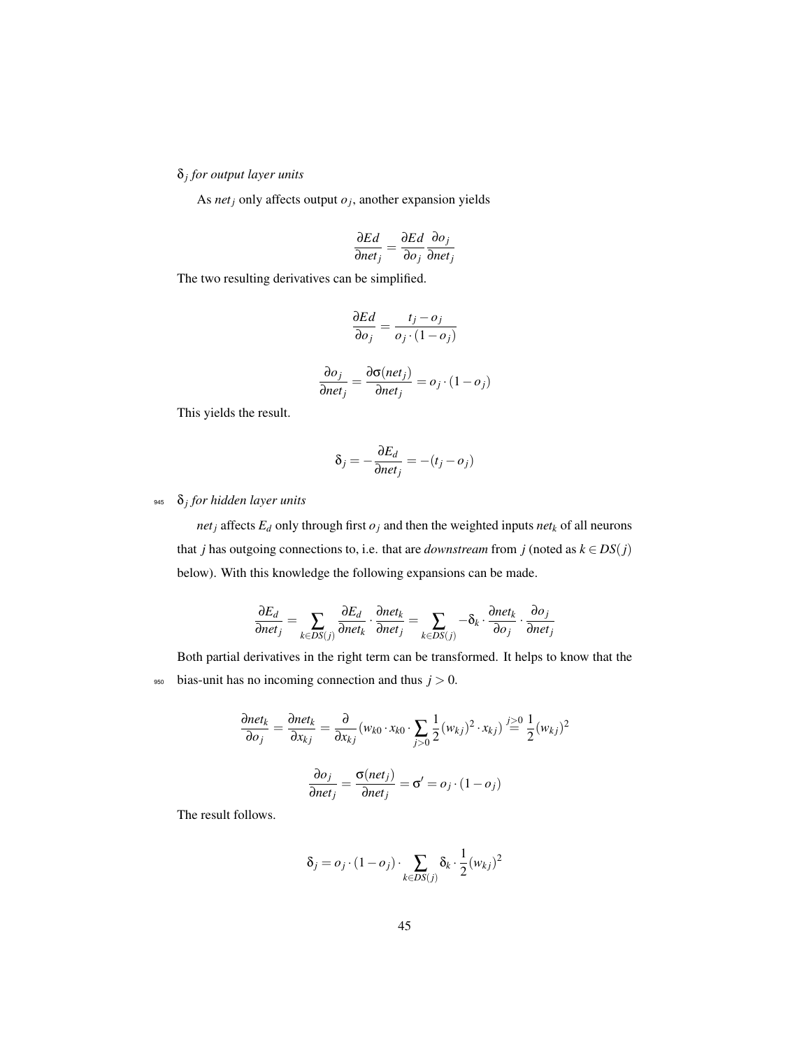$\delta_j$ *for output layer units*

As $net_j$ only affects output $o_j$, another expansion yields

$$\frac{\partial Ed}{\partial net_j} = \frac{\partial Ed}{\partial o_j} \frac{\partial o_j}{\partial net_j}$$

The two resulting derivatives can be simplified.

$$\frac{\partial Ed}{\partial o_j} = \frac{t_j - o_j}{o_j \cdot (1 - o_j)}$$

$$\frac{\partial o_j}{\partial net_j} = \frac{\partial \sigma(net_j)}{\partial net_j} = o_j \cdot (1 - o_j)$$

This yields the result.

$$\delta_j = -\frac{\partial E_d}{\partial net_j} = -(t_j - o_j)$$

$\delta_j$ *for hidden layer units*

$net_j$ affects $E_d$ only through first $o_j$ and then the weighted inputs $net_k$ of all neurons that $j$ has outgoing connections to, i.e. that are *downstream* from $j$ (noted as $k \in DS(j)$ below). With this knowledge the following expansions can be made.

$$\frac{\partial E_d}{\partial net_j} = \sum_{k \in DS(j)} \frac{\partial E_d}{\partial net_k} \cdot \frac{\partial net_k}{\partial net_j} = \sum_{k \in DS(j)} -\delta_k \cdot \frac{\partial net_k}{\partial o_j} \cdot \frac{\partial o_j}{\partial net_j}$$

Both partial derivatives in the right term can be transformed. It helps to know that the bias-unit has no incoming connection and thus $j > 0$.

$$\frac{\partial net_k}{\partial o_j} = \frac{\partial net_k}{\partial x_{kj}} = \frac{\partial}{\partial x_{kj}} (w_{k0} \cdot x_{k0} \cdot \sum_{j>0} \frac{1}{2} (w_{kj})^2 \cdot x_{kj}) \stackrel{j>0}{=} \frac{1}{2} (w_{kj})^2$$

$$\frac{\partial o_j}{\partial net_j} = \frac{\sigma(net_j)}{\partial net_j} = \sigma' = o_j \cdot (1 - o_j)$$

The result follows.

$$\delta_j = o_j \cdot (1 - o_j) \cdot \sum_{k \in DS(j)} \delta_k \cdot \frac{1}{2} (w_{kj})^2$$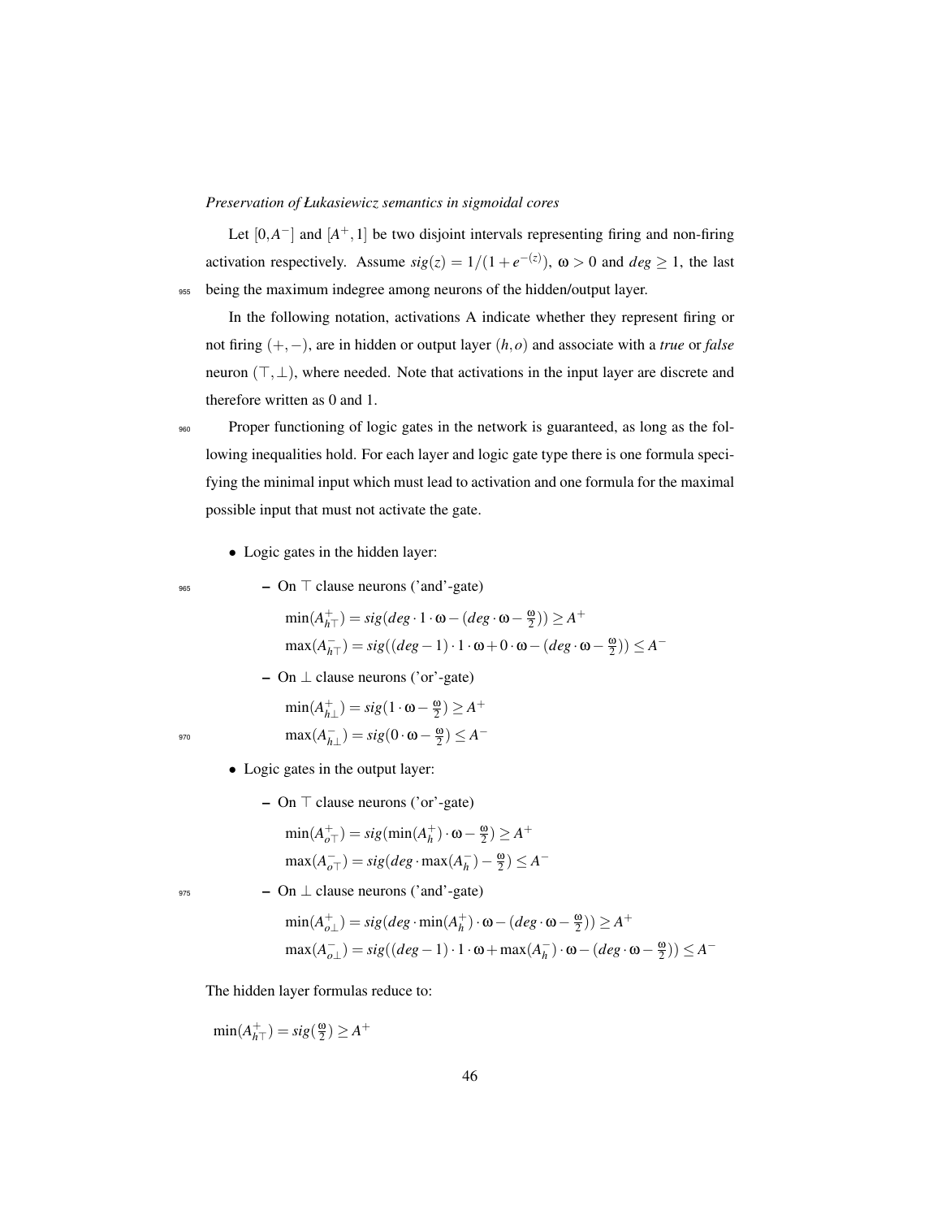*Preservation of Łukasiewicz semantics in sigmoidal cores*

Let $[0,A^-]$ and $[A^+,1]$ be two disjoint intervals representing firing and non-firing activation respectively. Assume $sig(z) = 1/(1+e^{-(z)})$, $\omega > 0$ and $deg \geq 1$, the last being the maximum indegree among neurons of the hidden/output layer.

In the following notation, activations A indicate whether they represent firing or not firing $(+,-)$, are in hidden or output layer $(h,o)$ and associate with a *true* or *false* neuron $(\top,\bot)$, where needed. Note that activations in the input layer are discrete and therefore written as 0 and 1.

Proper functioning of logic gates in the network is guaranteed, as long as the following inequalities hold. For each layer and logic gate type there is one formula specifying the minimal input which must lead to activation and one formula for the maximal possible input that must not activate the gate.

- Logic gates in the hidden layer:
  - On $\top$ clause neurons ('and'-gate)

    $\min(A^+_{h\top}) = sig(deg \cdot 1 \cdot \omega - (deg \cdot \omega - \frac{\omega}{2})) \geq A^+$

    $\max(A^-_{h\top}) = sig((deg-1) \cdot 1 \cdot \omega + 0 \cdot \omega - (deg \cdot \omega - \frac{\omega}{2})) \leq A^-$
  - On $\bot$ clause neurons ('or'-gate)

    $\min(A^+_{h\bot}) = sig(1 \cdot \omega - \frac{\omega}{2}) \geq A^+$

    $\max(A^-_{h\bot}) = sig(0 \cdot \omega - \frac{\omega}{2}) \leq A^-$
- Logic gates in the output layer:
  - On $\top$ clause neurons ('or'-gate)

    $\min(A^+_{o\top}) = sig(\min(A^+_h) \cdot \omega - \frac{\omega}{2}) \geq A^+$

    $\max(A^-_{o\top}) = sig(deg \cdot \max(A^-_h) - \frac{\omega}{2}) \leq A^-$
  - On $\bot$ clause neurons ('and'-gate)

    $\min(A^+_{o\bot}) = sig(deg \cdot \min(A^+_h) \cdot \omega - (deg \cdot \omega - \frac{\omega}{2})) \geq A^+$

    $\max(A^-_{o\bot}) = sig((deg-1) \cdot 1 \cdot \omega + \max(A^-_h) \cdot \omega - (deg \cdot \omega - \frac{\omega}{2})) \leq A^-$

The hidden layer formulas reduce to:

$\min(A^+_{h\top}) = sig(\frac{\omega}{2}) \geq A^+$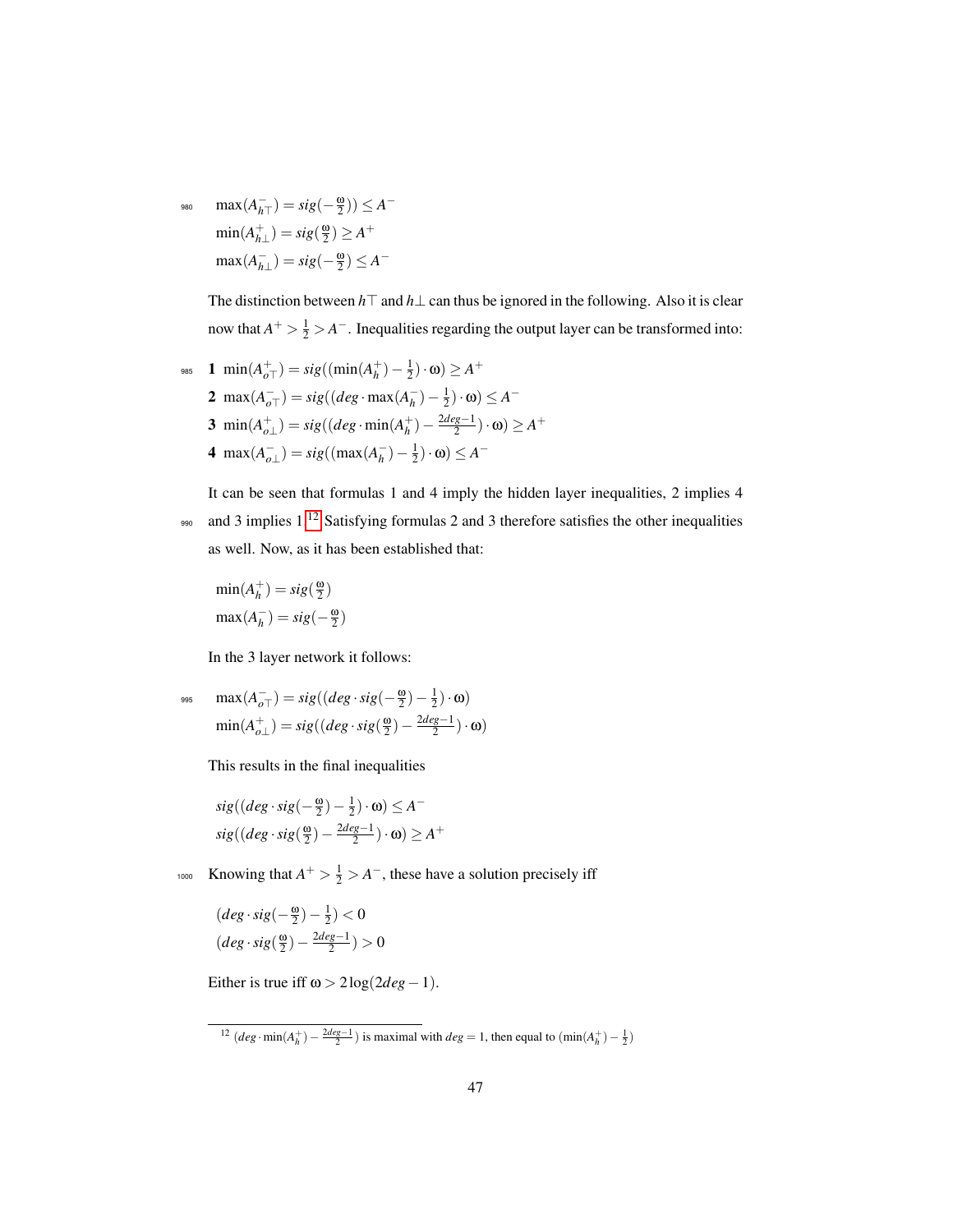$$\max(A^-_{h\top}) = sig(-\tfrac{\omega}{2})) \leq A^-$$
$$\min(A^+_{h\bot}) = sig(\tfrac{\omega}{2}) \geq A^+$$
$$\max(A^-_{h\bot}) = sig(-\tfrac{\omega}{2}) \leq A^-$$

The distinction between $h\top$ and $h\bot$ can thus be ignored in the following. Also it is clear now that $A^+ > \frac{1}{2} > A^-$. Inequalities regarding the output layer can be transformed into:

**1** $\min(A^+_{o\top}) = sig((\min(A^+_h) - \frac{1}{2}) \cdot \omega) \geq A^+$

**2** $\max(A^-_{o\top}) = sig((deg \cdot \max(A^-_h) - \frac{1}{2}) \cdot \omega) \leq A^-$

**3** $\min(A^+_{o\bot}) = sig((deg \cdot \min(A^+_h) - \frac{2deg-1}{2}) \cdot \omega) \geq A^+$

**4** $\max(A^-_{o\bot}) = sig((\max(A^-_h) - \frac{1}{2}) \cdot \omega) \leq A^-$

It can be seen that formulas 1 and 4 imply the hidden layer inequalities, 2 implies 4 and 3 implies 1.[12] Satisfying formulas 2 and 3 therefore satisfies the other inequalities as well. Now, as it has been established that:

$$\min(A^+_h) = sig(\tfrac{\omega}{2})$$
$$\max(A^-_h) = sig(-\tfrac{\omega}{2})$$

In the 3 layer network it follows:

$$\max(A^-_{o\top}) = sig((deg \cdot sig(-\tfrac{\omega}{2}) - \tfrac{1}{2}) \cdot \omega)$$
$$\min(A^+_{o\bot}) = sig((deg \cdot sig(\tfrac{\omega}{2}) - \tfrac{2deg-1}{2}) \cdot \omega)$$

This results in the final inequalities

$$sig((deg \cdot sig(-\tfrac{\omega}{2}) - \tfrac{1}{2}) \cdot \omega) \leq A^-$$
$$sig((deg \cdot sig(\tfrac{\omega}{2}) - \tfrac{2deg-1}{2}) \cdot \omega) \geq A^+$$

Knowing that $A^+ > \frac{1}{2} > A^-$, these have a solution precisely iff

$$(deg \cdot sig(-\tfrac{\omega}{2}) - \tfrac{1}{2}) < 0$$
$$(deg \cdot sig(\tfrac{\omega}{2}) - \tfrac{2deg-1}{2}) > 0$$

Either is true iff $\omega > 2\log(2deg - 1)$.

[12] $(deg \cdot \min(A^+_h) - \frac{2deg-1}{2})$ is maximal with $deg = 1$, then equal to $(\min(A^+_h) - \frac{1}{2})$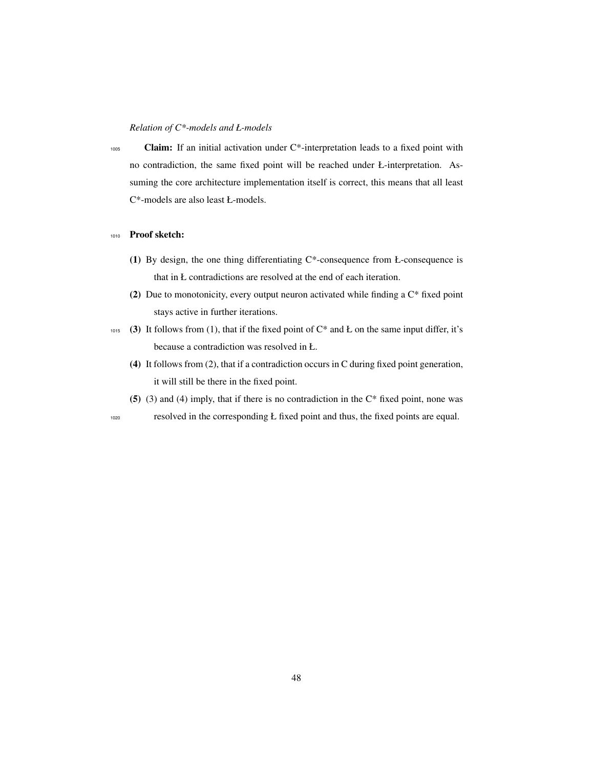*Relation of C*-models and Ł-models*

**Claim:** If an initial activation under C*-interpretation leads to a fixed point with no contradiction, the same fixed point will be reached under Ł-interpretation. Assuming the core architecture implementation itself is correct, this means that all least C*-models are also least Ł-models.

**Proof sketch:**

**(1)** By design, the one thing differentiating C*-consequence from Ł-consequence is that in Ł contradictions are resolved at the end of each iteration.

**(2)** Due to monotonicity, every output neuron activated while finding a C* fixed point stays active in further iterations.

**(3)** It follows from (1), that if the fixed point of C* and Ł on the same input differ, it's because a contradiction was resolved in Ł.

**(4)** It follows from (2), that if a contradiction occurs in C during fixed point generation, it will still be there in the fixed point.

**(5)** (3) and (4) imply, that if there is no contradiction in the C* fixed point, none was resolved in the corresponding Ł fixed point and thus, the fixed points are equal.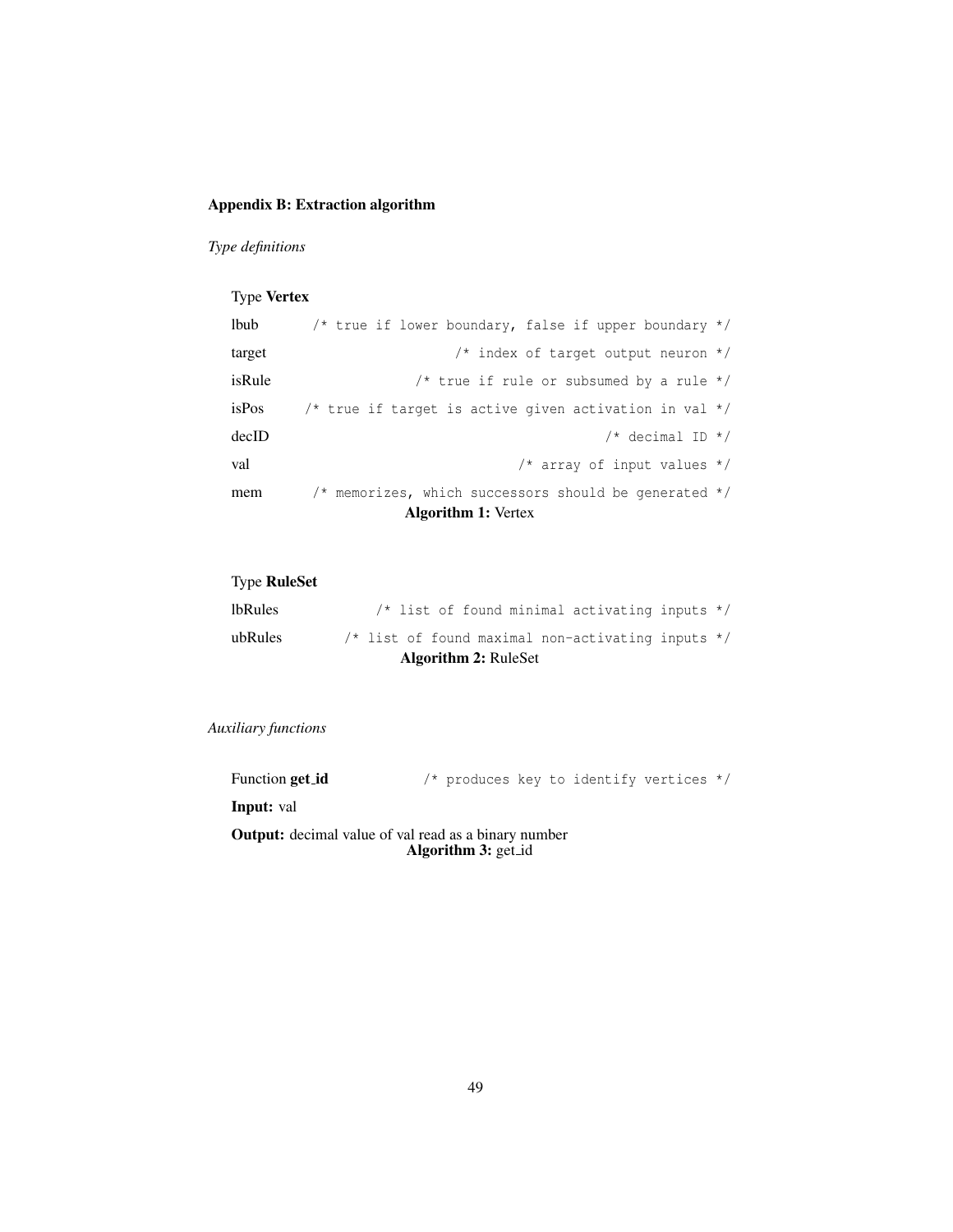### Appendix B: Extraction algorithm

*Type definitions*

Type **Vertex**

```
lbub      /* true if lower boundary, false if upper boundary */
target    /* index of target output neuron */
isRule    /* true if rule or subsumed by a rule */
isPos     /* true if target is active given activation in val */
decID     /* decimal ID */
val       /* array of input values */
mem       /* memorizes, which successors should be generated */
```

**Algorithm 1:** Vertex

Type **RuleSet**

```
lbRules   /* list of found minimal activating inputs */
ubRules   /* list of found maximal non-activating inputs */
```

**Algorithm 2:** RuleSet

*Auxiliary functions*

Function **get_id** `/* produces key to identify vertices */`

**Input:** val

**Output:** decimal value of val read as a binary number

**Algorithm 3:** get_id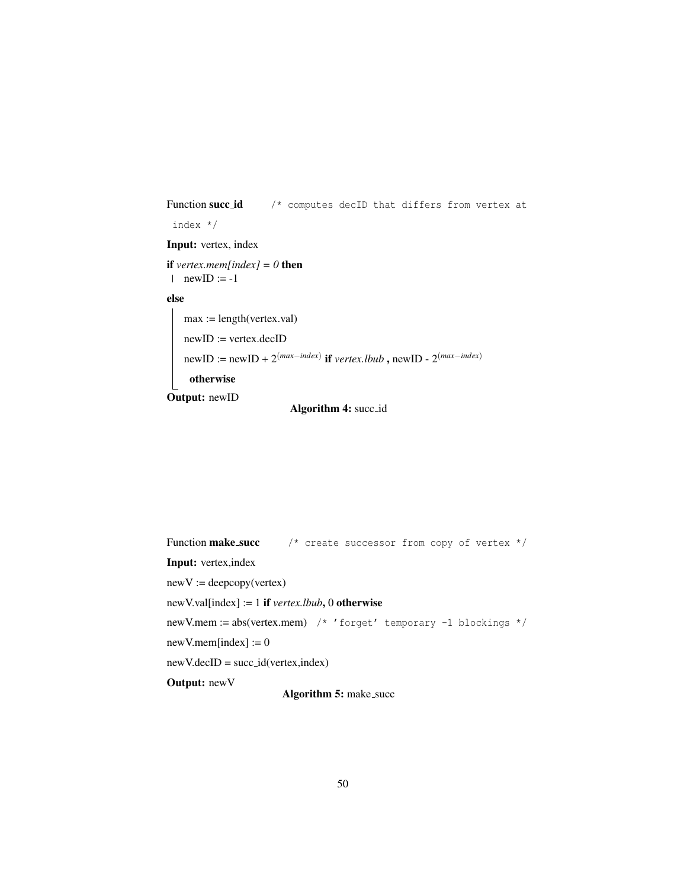```
Function succ_id        /* computes decID that differs from vertex at index */
Input: vertex, index
if vertex.mem[index] = 0 then
 |  newID := -1
else
 |  max := length(vertex.val)
 |  newID := vertex.decID
 |  newID := newID + 2^(max−index) if vertex.lbub , newID - 2^(max−index) otherwise
Output: newID
```

**Algorithm 4:** succ_id

```
Function make_succ        /* create successor from copy of vertex */
Input: vertex,index
newV := deepcopy(vertex)
newV.val[index] := 1 if vertex.lbub, 0 otherwise
newV.mem := abs(vertex.mem)  /* 'forget' temporary -1 blockings */
newV.mem[index] := 0
newV.decID = succ_id(vertex,index)
Output: newV
```

**Algorithm 5:** make_succ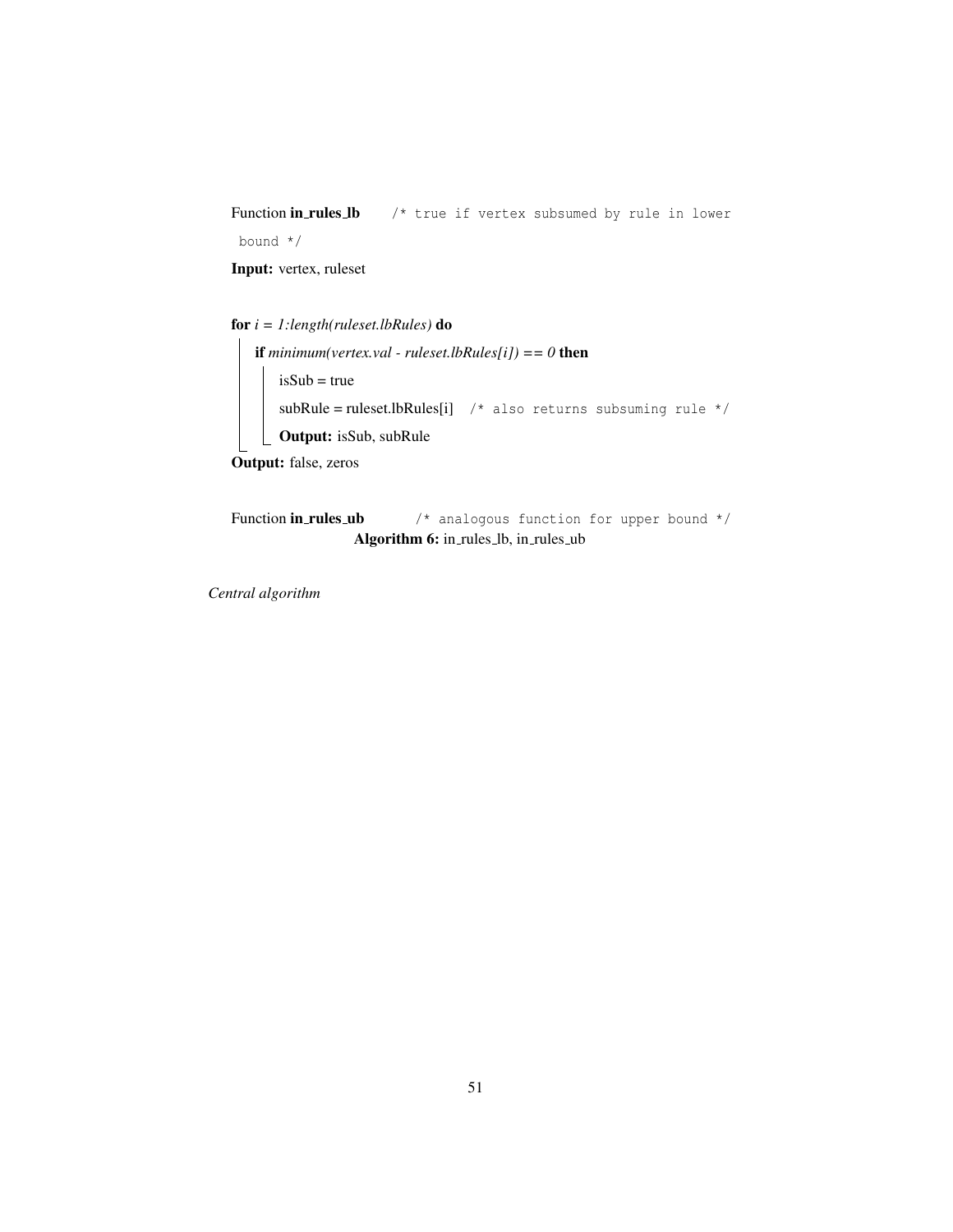```
Function in_rules_lb    /* true if vertex subsumed by rule in lower
 bound */
Input: vertex, ruleset

for i = 1:length(ruleset.lbRules) do
    if minimum(vertex.val - ruleset.lbRules[i]) == 0 then
        isSub = true
        subRule = ruleset.lbRules[i]   /* also returns subsuming rule */
        Output: isSub, subRule
Output: false, zeros

Function in_rules_ub    /* analogous function for upper bound */
```

**Algorithm 6:** in_rules_lb, in_rules_ub

*Central algorithm*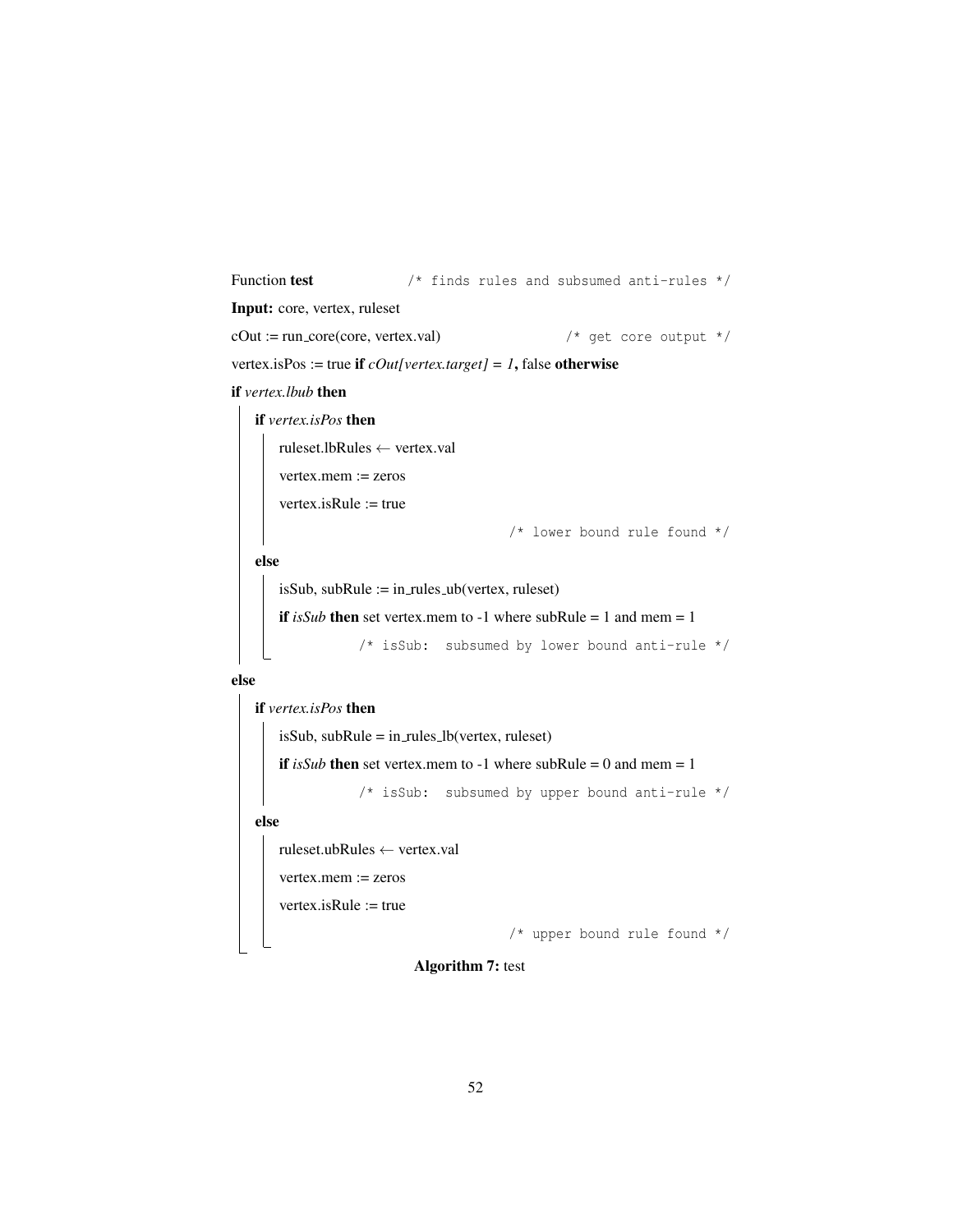```
Function test                /* finds rules and subsumed anti-rules */
Input: core, vertex, ruleset
cOut := run_core(core, vertex.val)                  /* get core output */
vertex.isPos := true if cOut[vertex.target] = 1, false otherwise
if vertex.lbub then
    if vertex.isPos then
        ruleset.lbRules ← vertex.val
        vertex.mem := zeros
        vertex.isRule := true
                                        /* lower bound rule found */
    else
        isSub, subRule := in_rules_ub(vertex, ruleset)
        if isSub then set vertex.mem to -1 where subRule = 1 and mem = 1
                    /* isSub:  subsumed by lower bound anti-rule */
else
    if vertex.isPos then
        isSub, subRule = in_rules_lb(vertex, ruleset)
        if isSub then set vertex.mem to -1 where subRule = 0 and mem = 1
                    /* isSub:  subsumed by upper bound anti-rule */
    else
        ruleset.ubRules ← vertex.val
        vertex.mem := zeros
        vertex.isRule := true
                                        /* upper bound rule found */
```

**Algorithm 7:** test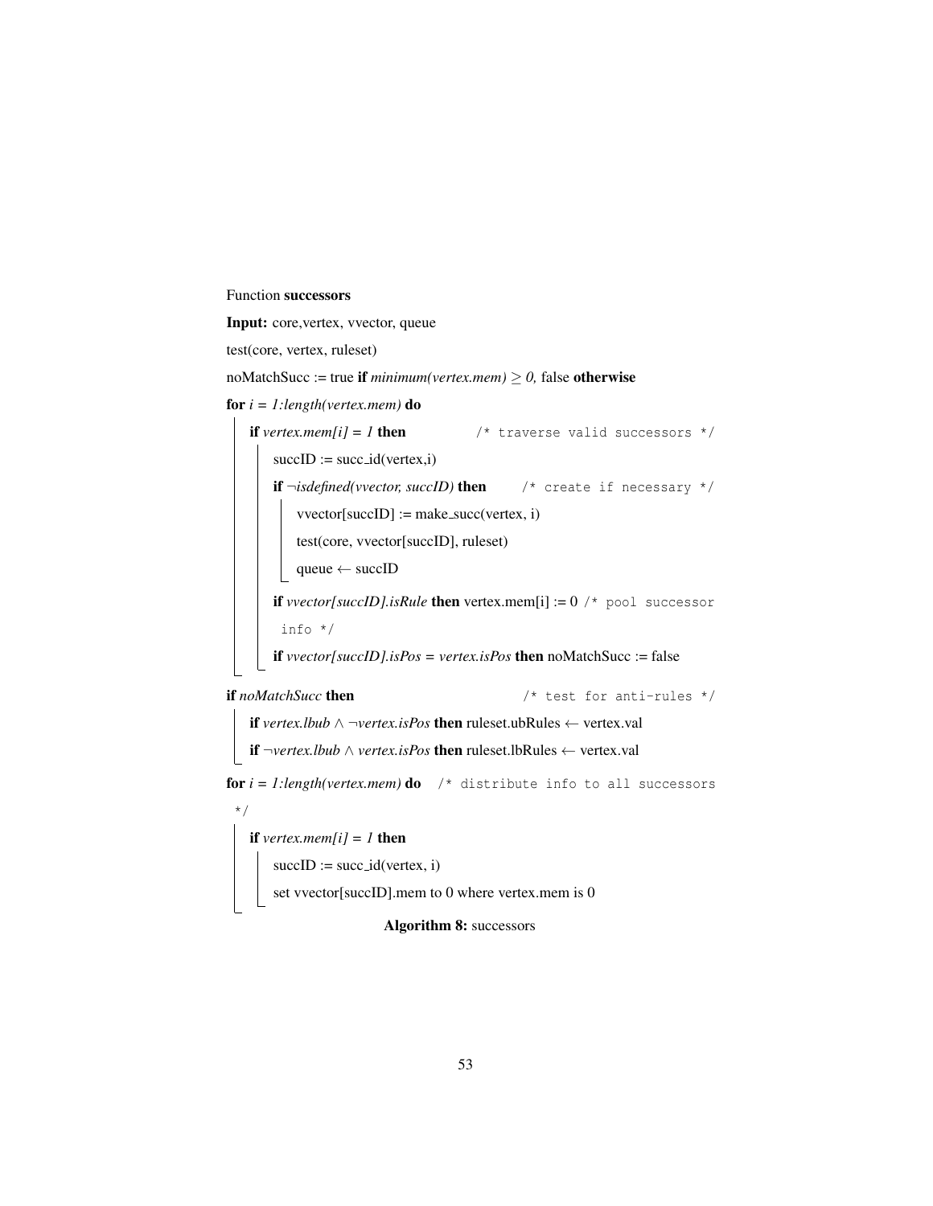Function **successors**

**Input:** core,vertex, vvector, queue

```
test(core, vertex, ruleset)
noMatchSucc := true if minimum(vertex.mem) ≥ 0, false otherwise
for i = 1:length(vertex.mem) do
    if vertex.mem[i] = 1 then                    /* traverse valid successors */
        succID := succ_id(vertex,i)
        if ¬isdefined(vvector, succID) then      /* create if necessary */
            vvector[succID] := make_succ(vertex, i)
            test(core, vvector[succID], ruleset)
            queue ← succID
        if vvector[succID].isRule then vertex.mem[i] := 0 /* pool successor
         info */
        if vvector[succID].isPos = vertex.isPos then noMatchSucc := false
if noMatchSucc then                              /* test for anti-rules */
    if vertex.lbub ∧ ¬vertex.isPos then ruleset.ubRules ← vertex.val
    if ¬vertex.lbub ∧ vertex.isPos then ruleset.lbRules ← vertex.val
for i = 1:length(vertex.mem) do   /* distribute info to all successors
 */
    if vertex.mem[i] = 1 then
        succID := succ_id(vertex, i)
        set vvector[succID].mem to 0 where vertex.mem is 0
```

**Algorithm 8:** successors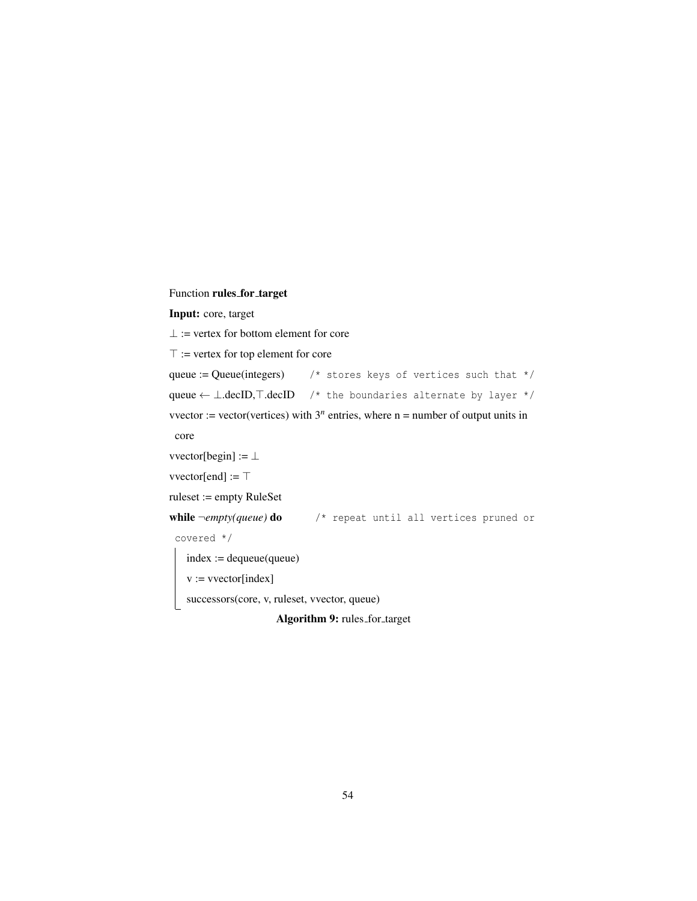Function **rules_for_target**

**Input:** core, target

$\bot$ := vertex for bottom element for core

$\top$ := vertex for top element for core

queue := Queue(integers) `/* stores keys of vertices such that */`

queue $\leftarrow$ $\bot$.decID,$\top$.decID `/* the boundaries alternate by layer */`

vvector := vector(vertices) with $3^n$ entries, where n = number of output units in core

vvector[begin] := $\bot$

vvector[end] := $\top$

ruleset := empty RuleSet

**while** $\neg$*empty(queue)* **do** `/* repeat until all vertices pruned or covered */`

  index := dequeue(queue)

  v := vvector[index]

  successors(core, v, ruleset, vvector, queue)

**Algorithm 9:** rules_for_target